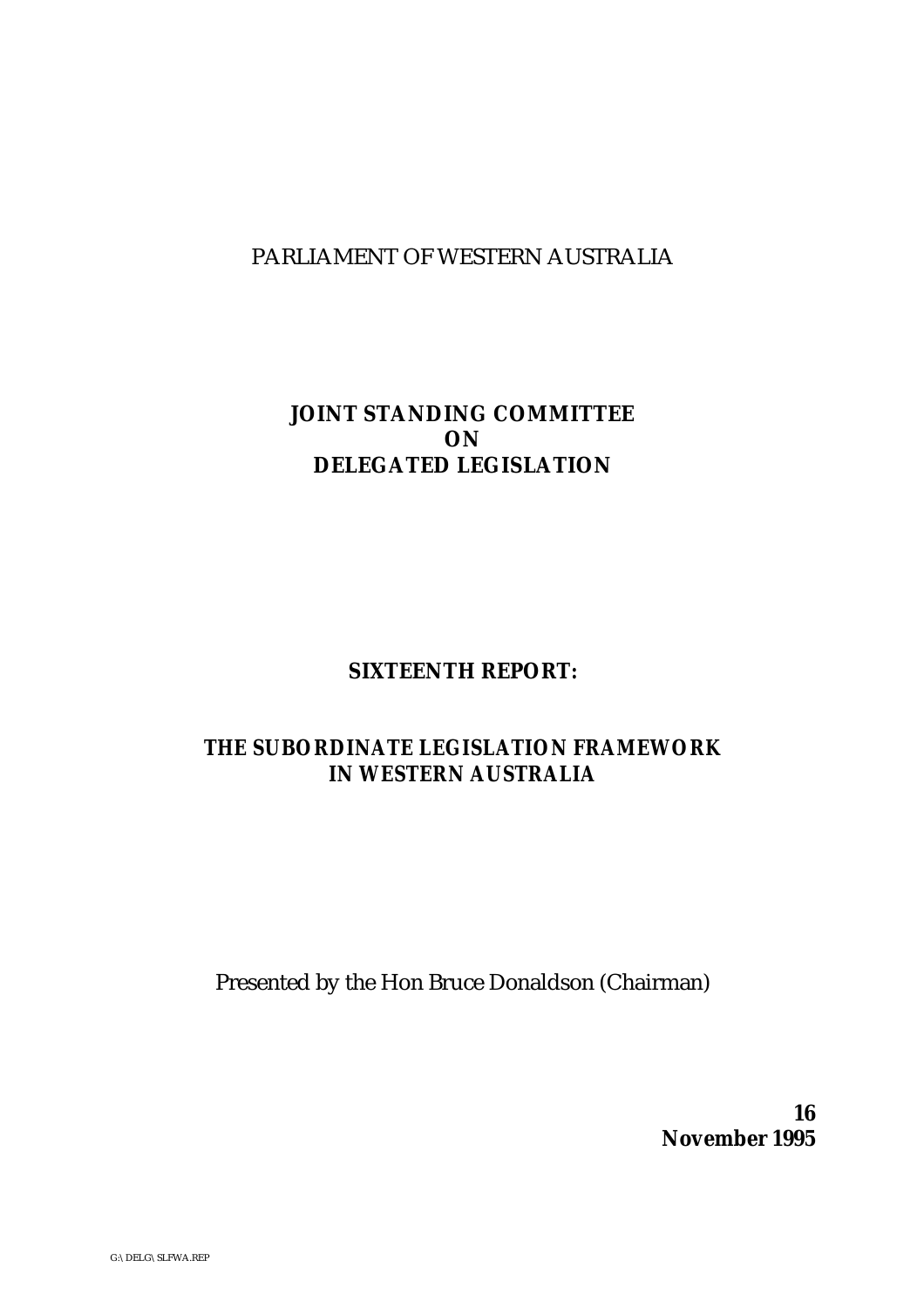PARLIAMENT OF WESTERN AUSTRALIA

# JOINT STANDING COMMITTEE ON DELEGATED LEGISLATION

## SIXTEENTH REPORT:

## THE SUBORDINATE LEGISLATION FRAMEWORK IN WESTERN AUSTRALIA

Presented by the Hon Bruce Donaldson (Chairman)

**16 November 1995**

G:\DELG\SLFWA.REP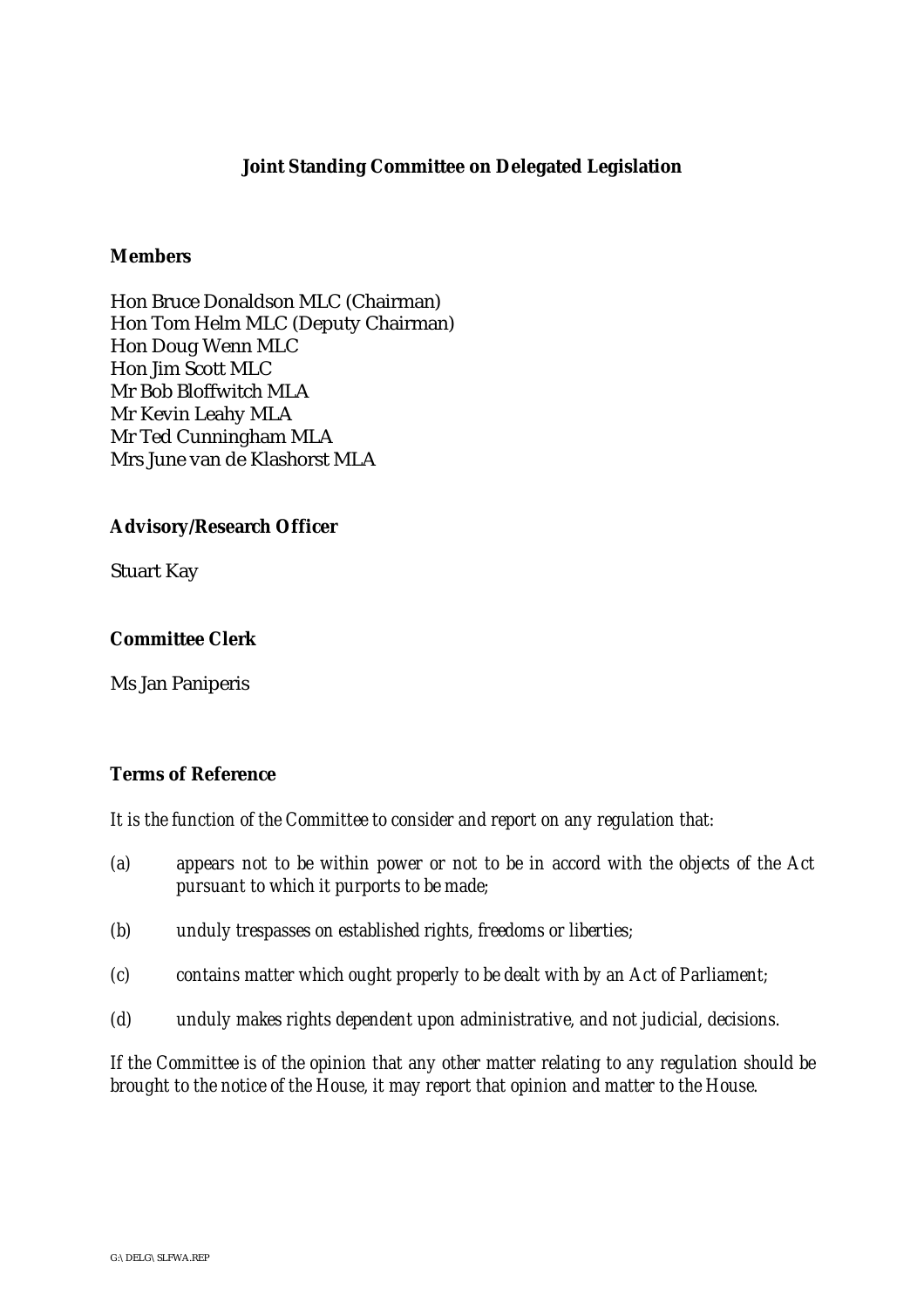# Joint Standing Committee on Delegated Legislation

**Members**

Hon Bruce Donaldson MLC (Chairman)
Hon Tom Helm MLC (Deputy Chairman)
Hon Doug Wenn MLC
Hon Jim Scott MLC
Mr Bob Bloffwitch MLA
Mr Kevin Leahy MLA
Mr Ted Cunningham MLA
Mrs June van de Klashorst MLA

**Advisory/Research Officer**

Stuart Kay

**Committee Clerk**

Ms Jan Paniperis

**Terms of Reference**

*It is the function of the Committee to consider and report on any regulation that:*

*(a) appears not to be within power or not to be in accord with the objects of the Act pursuant to which it purports to be made;*

*(b) unduly trespasses on established rights, freedoms or liberties;*

*(c) contains matter which ought properly to be dealt with by an Act of Parliament;*

*(d) unduly makes rights dependent upon administrative, and not judicial, decisions.*

*If the Committee is of the opinion that any other matter relating to any regulation should be brought to the notice of the House, it may report that opinion and matter to the House.*

G:\DELG\SLFWA.REP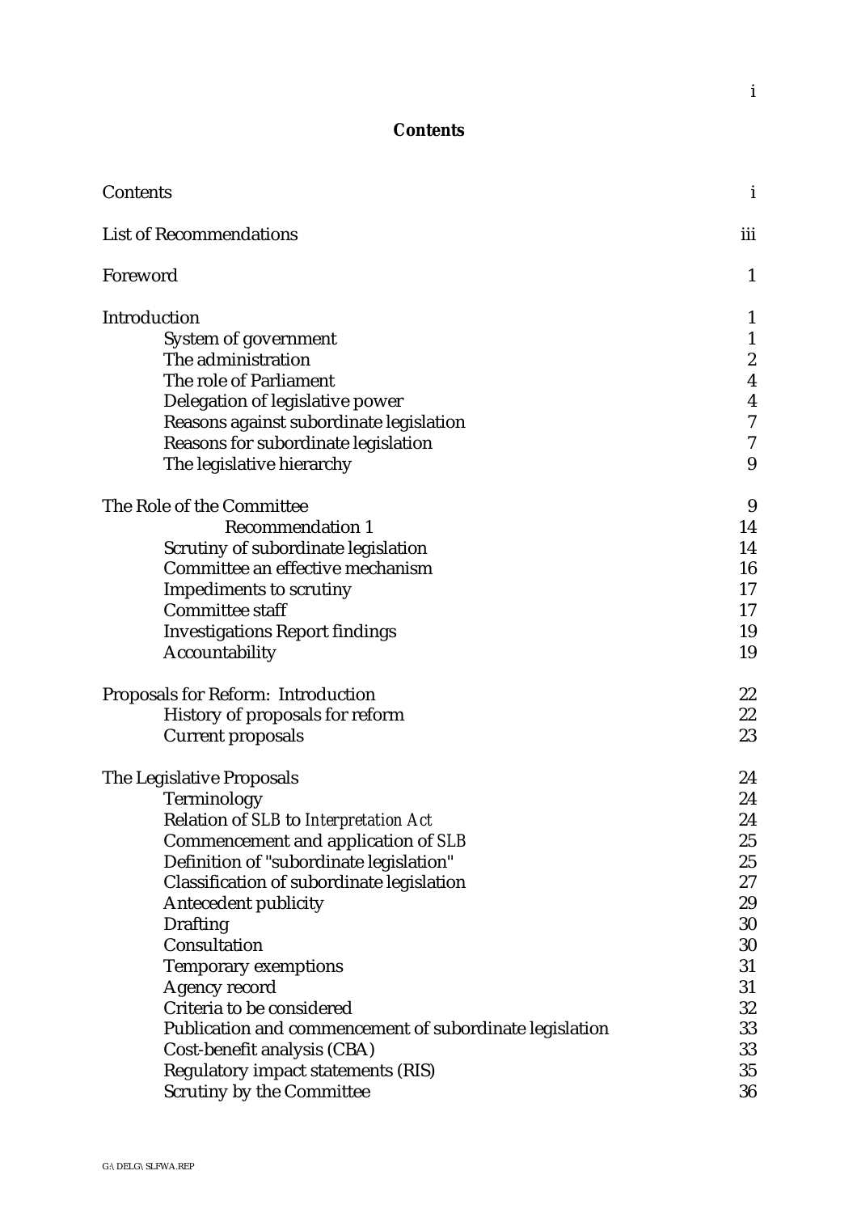## Contents

| | |
|---|---|
| Contents | i |
| List of Recommendations | iii |
| Foreword | 1 |
| Introduction | 1 |
| System of government | 1 |
| The administration | 2 |
| The role of Parliament | 4 |
| Delegation of legislative power | 4 |
| Reasons against subordinate legislation | 7 |
| Reasons for subordinate legislation | 7 |
| The legislative hierarchy | 9 |
| The Role of the Committee | 9 |
| Recommendation 1 | 14 |
| Scrutiny of subordinate legislation | 14 |
| Committee an effective mechanism | 16 |
| Impediments to scrutiny | 17 |
| Committee staff | 17 |
| Investigations Report findings | 19 |
| Accountability | 19 |
| Proposals for Reform: Introduction | 22 |
| History of proposals for reform | 22 |
| Current proposals | 23 |
| The Legislative Proposals | 24 |
| Terminology | 24 |
| Relation of *SLB* to *Interpretation Act* | 24 |
| Commencement and application of *SLB* | 25 |
| Definition of "subordinate legislation" | 25 |
| Classification of subordinate legislation | 27 |
| Antecedent publicity | 29 |
| Drafting | 30 |
| Consultation | 30 |
| Temporary exemptions | 31 |
| Agency record | 31 |
| Criteria to be considered | 32 |
| Publication and commencement of subordinate legislation | 33 |
| Cost-benefit analysis (CBA) | 33 |
| Regulatory impact statements (RIS) | 35 |
| Scrutiny by the Committee | 36 |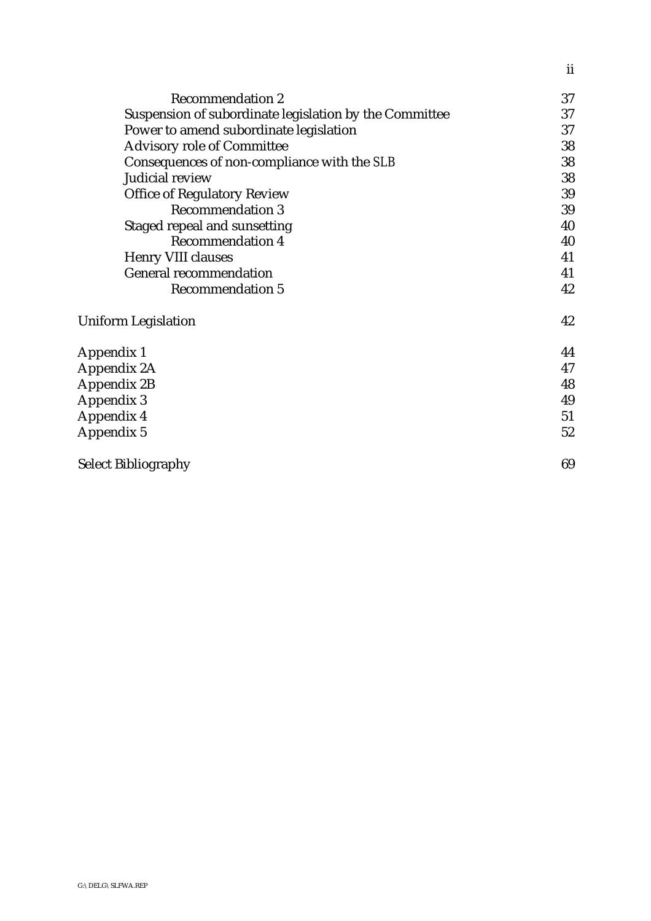| | |
|---|---|
| Recommendation 2 | 37 |
| Suspension of subordinate legislation by the Committee | 37 |
| Power to amend subordinate legislation | 37 |
| Advisory role of Committee | 38 |
| Consequences of non-compliance with the *SLB* | 38 |
| Judicial review | 38 |
| Office of Regulatory Review | 39 |
| Recommendation 3 | 39 |
| Staged repeal and sunsetting | 40 |
| Recommendation 4 | 40 |
| Henry VIII clauses | 41 |
| General recommendation | 41 |
| Recommendation 5 | 42 |
| Uniform Legislation | 42 |
| Appendix 1 | 44 |
| Appendix 2A | 47 |
| Appendix 2B | 48 |
| Appendix 3 | 49 |
| Appendix 4 | 51 |
| Appendix 5 | 52 |
| Select Bibliography | 69 |

G:\DELG\SLFWA.REP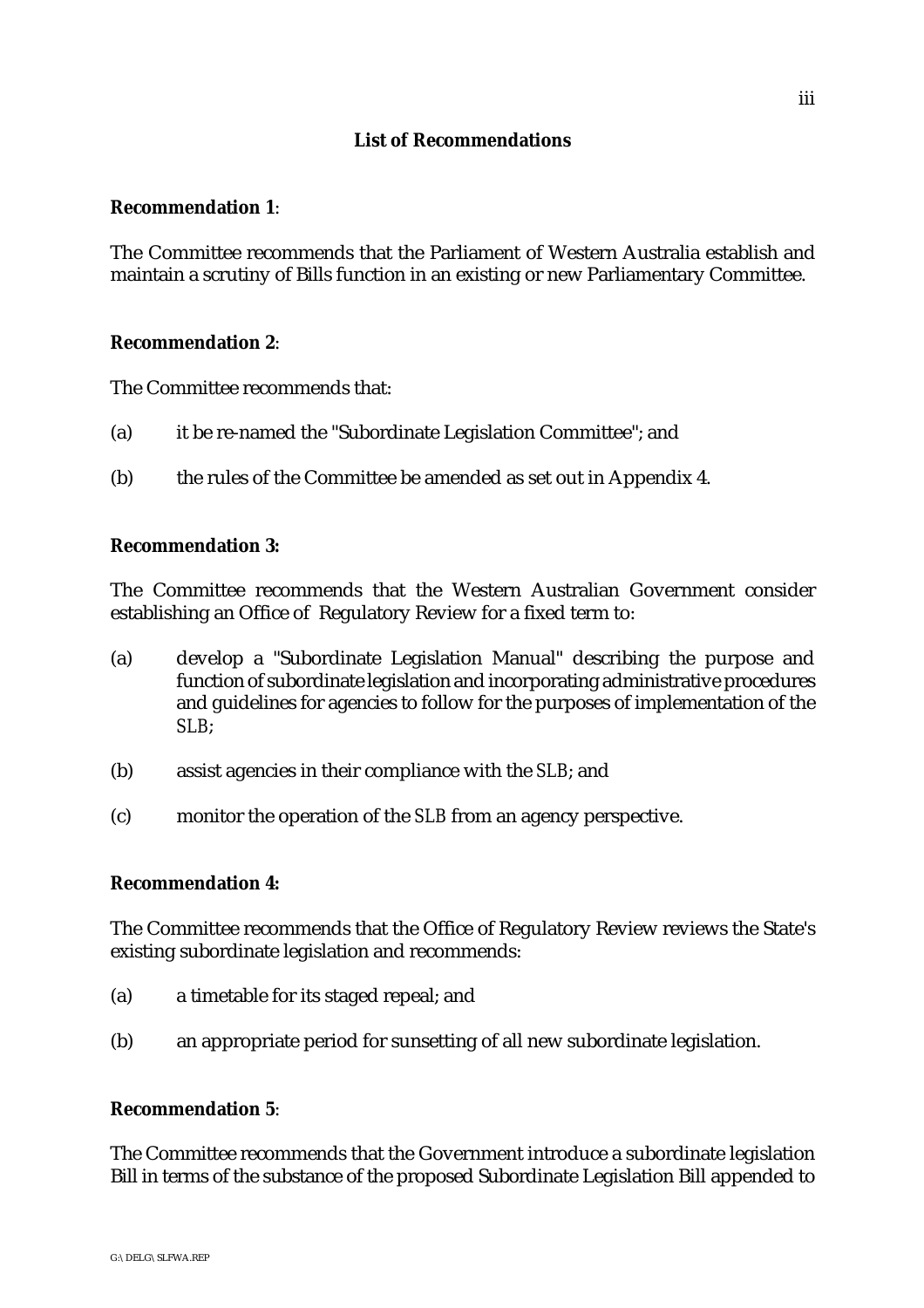## List of Recommendations

**Recommendation 1**:

The Committee recommends that the Parliament of Western Australia establish and maintain a scrutiny of Bills function in an existing or new Parliamentary Committee.

**Recommendation 2**:

The Committee recommends that:

(a) it be re-named the "Subordinate Legislation Committee"; and

(b) the rules of the Committee be amended as set out in Appendix 4.

**Recommendation 3:**

The Committee recommends that the Western Australian Government consider establishing an Office of Regulatory Review for a fixed term to:

(a) develop a "Subordinate Legislation Manual" describing the purpose and function of subordinate legislation and incorporating administrative procedures and guidelines for agencies to follow for the purposes of implementation of the *SLB*;

(b) assist agencies in their compliance with the *SLB*; and

(c) monitor the operation of the *SLB* from an agency perspective.

**Recommendation 4:**

The Committee recommends that the Office of Regulatory Review reviews the State's existing subordinate legislation and recommends:

(a) a timetable for its staged repeal; and

(b) an appropriate period for sunsetting of all new subordinate legislation.

**Recommendation 5**:

The Committee recommends that the Government introduce a subordinate legislation Bill in terms of the substance of the proposed Subordinate Legislation Bill appended to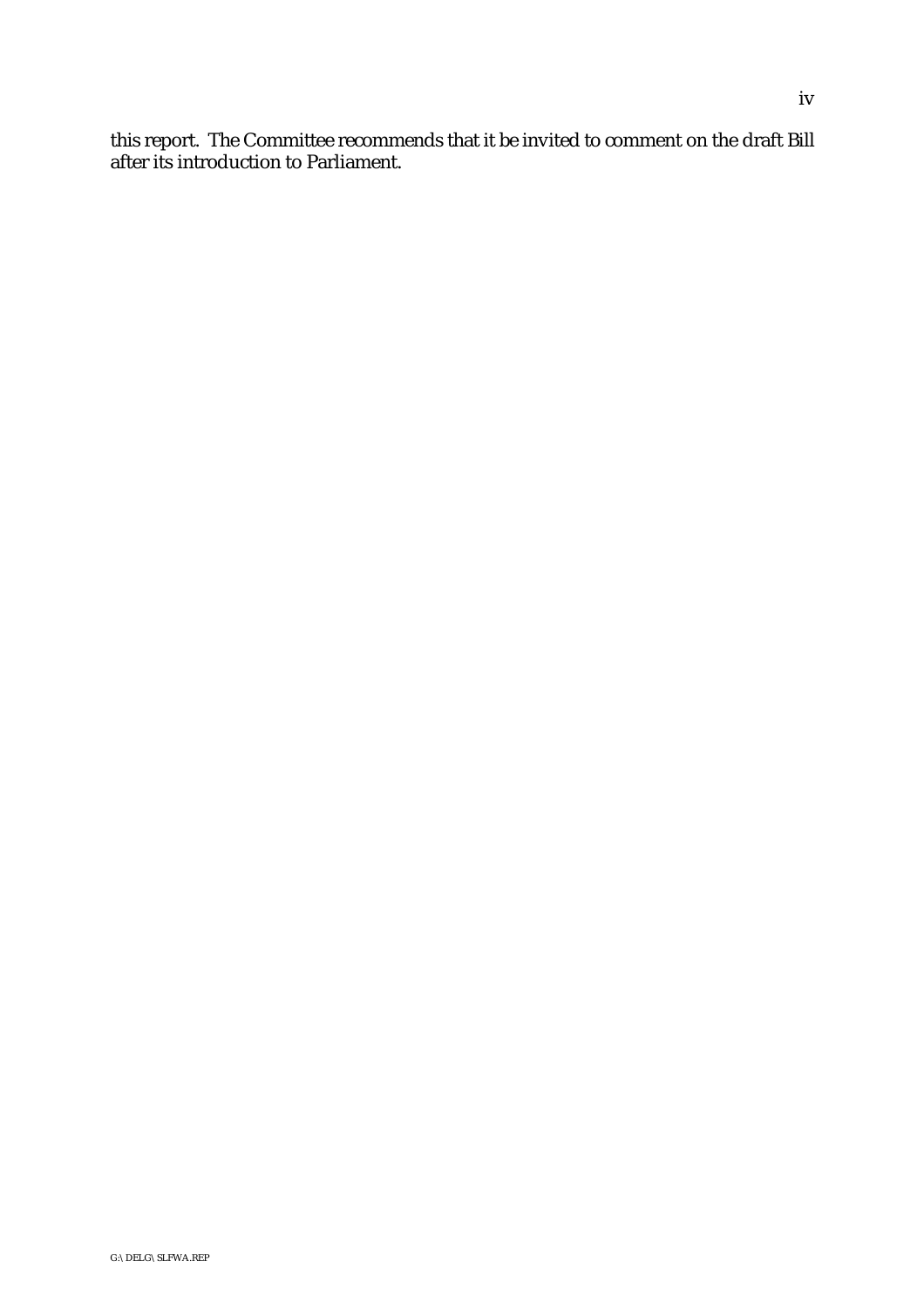this report. The Committee recommends that it be invited to comment on the draft Bill after its introduction to Parliament.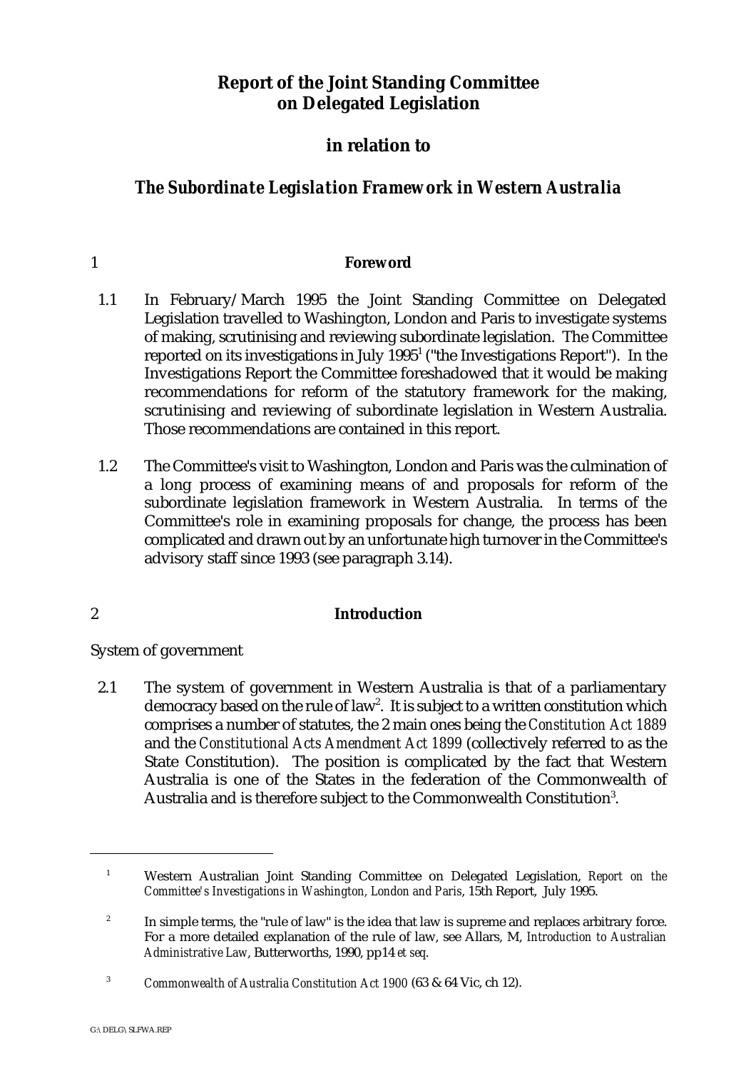# Report of the Joint Standing Committee on Delegated Legislation

## in relation to

## *The Subordinate Legislation Framework in Western Australia*

## 1 Foreword

1.1 In February/March 1995 the Joint Standing Committee on Delegated Legislation travelled to Washington, London and Paris to investigate systems of making, scrutinising and reviewing subordinate legislation. The Committee reported on its investigations in July 1995[1] ("the Investigations Report"). In the Investigations Report the Committee foreshadowed that it would be making recommendations for reform of the statutory framework for the making, scrutinising and reviewing of subordinate legislation in Western Australia. Those recommendations are contained in this report.

1.2 The Committee's visit to Washington, London and Paris was the culmination of a long process of examining means of and proposals for reform of the subordinate legislation framework in Western Australia. In terms of the Committee's role in examining proposals for change, the process has been complicated and drawn out by an unfortunate high turnover in the Committee's advisory staff since 1993 (see paragraph 3.14).

## 2 Introduction

System of government

2.1 The system of government in Western Australia is that of a parliamentary democracy based on the rule of law[2]. It is subject to a written constitution which comprises a number of statutes, the 2 main ones being the *Constitution Act 1889* and the *Constitutional Acts Amendment Act 1899* (collectively referred to as the State Constitution). The position is complicated by the fact that Western Australia is one of the States in the federation of the Commonwealth of Australia and is therefore subject to the Commonwealth Constitution[3].

---

[1] Western Australian Joint Standing Committee on Delegated Legislation, *Report on the Committee's Investigations in Washington, London and Paris*, 15th Report, July 1995.

[2] In simple terms, the "rule of law" is the idea that law is supreme and replaces arbitrary force. For a more detailed explanation of the rule of law, see Allars, M, *Introduction to Australian Administrative Law*, Butterworths, 1990, pp14 *et seq*.

[3] *Commonwealth of Australia Constitution Act 1900* (63 & 64 Vic, ch 12).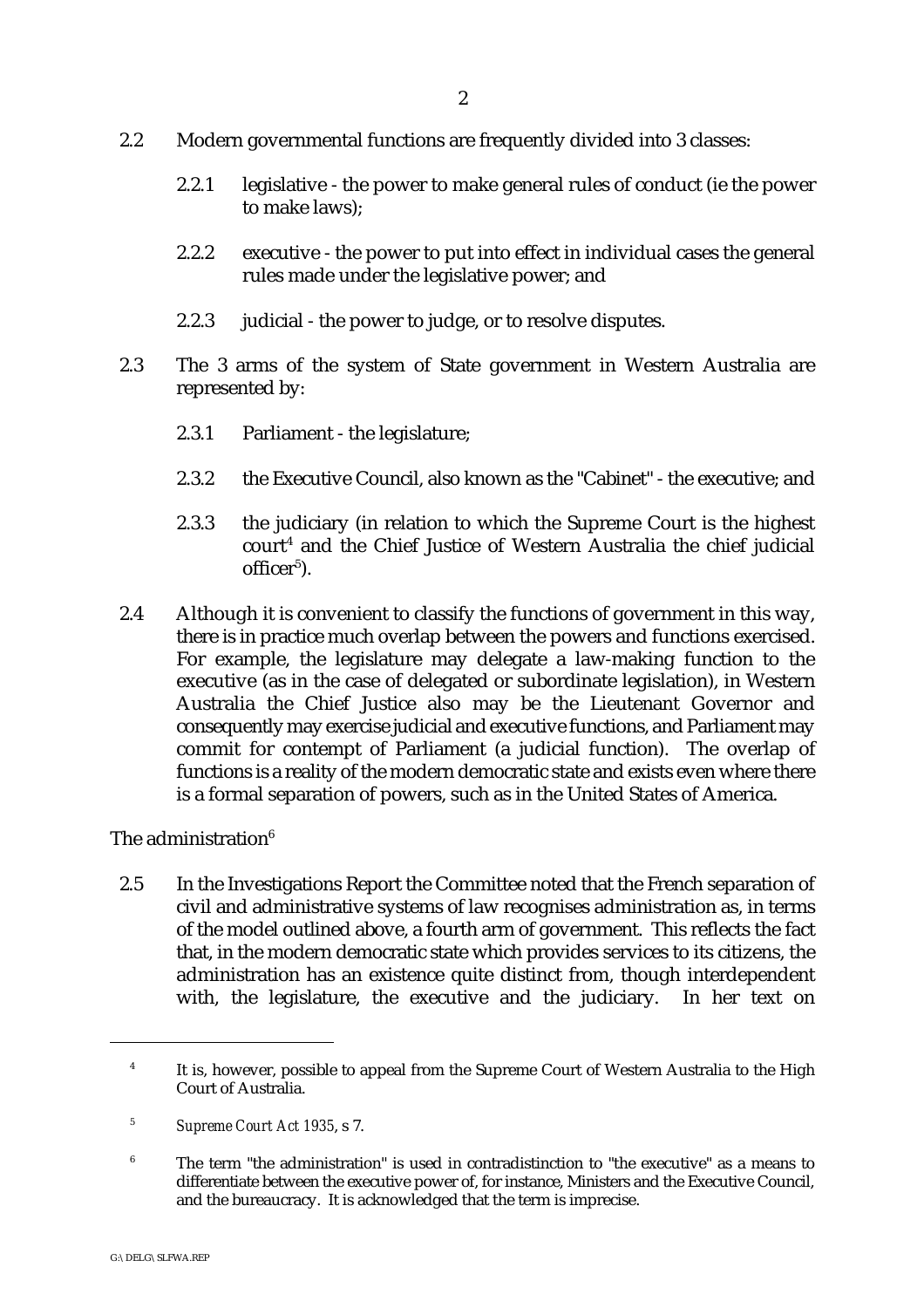2.2 Modern governmental functions are frequently divided into 3 classes:

- 2.2.1 legislative - the power to make general rules of conduct (ie the power to make laws);
- 2.2.2 executive - the power to put into effect in individual cases the general rules made under the legislative power; and
- 2.2.3 judicial - the power to judge, or to resolve disputes.

2.3 The 3 arms of the system of State government in Western Australia are represented by:

- 2.3.1 Parliament - the legislature;
- 2.3.2 the Executive Council, also known as the "Cabinet" - the executive; and
- 2.3.3 the judiciary (in relation to which the Supreme Court is the highest court[4] and the Chief Justice of Western Australia the chief judicial officer[5]).

2.4 Although it is convenient to classify the functions of government in this way, there is in practice much overlap between the powers and functions exercised. For example, the legislature may delegate a law-making function to the executive (as in the case of delegated or subordinate legislation), in Western Australia the Chief Justice also may be the Lieutenant Governor and consequently may exercise judicial and executive functions, and Parliament may commit for contempt of Parliament (a judicial function). The overlap of functions is a reality of the modern democratic state and exists even where there is a formal separation of powers, such as in the United States of America.

The administration[6]

2.5 In the Investigations Report the Committee noted that the French separation of civil and administrative systems of law recognises administration as, in terms of the model outlined above, a fourth arm of government. This reflects the fact that, in the modern democratic state which provides services to its citizens, the administration has an existence quite distinct from, though interdependent with, the legislature, the executive and the judiciary. In her text on

---

[4] It is, however, possible to appeal from the Supreme Court of Western Australia to the High Court of Australia.

[5] *Supreme Court Act 1935*, s 7.

[6] The term "the administration" is used in contradistinction to "the executive" as a means to differentiate between the executive power of, for instance, Ministers and the Executive Council, and the bureaucracy. It is acknowledged that the term is imprecise.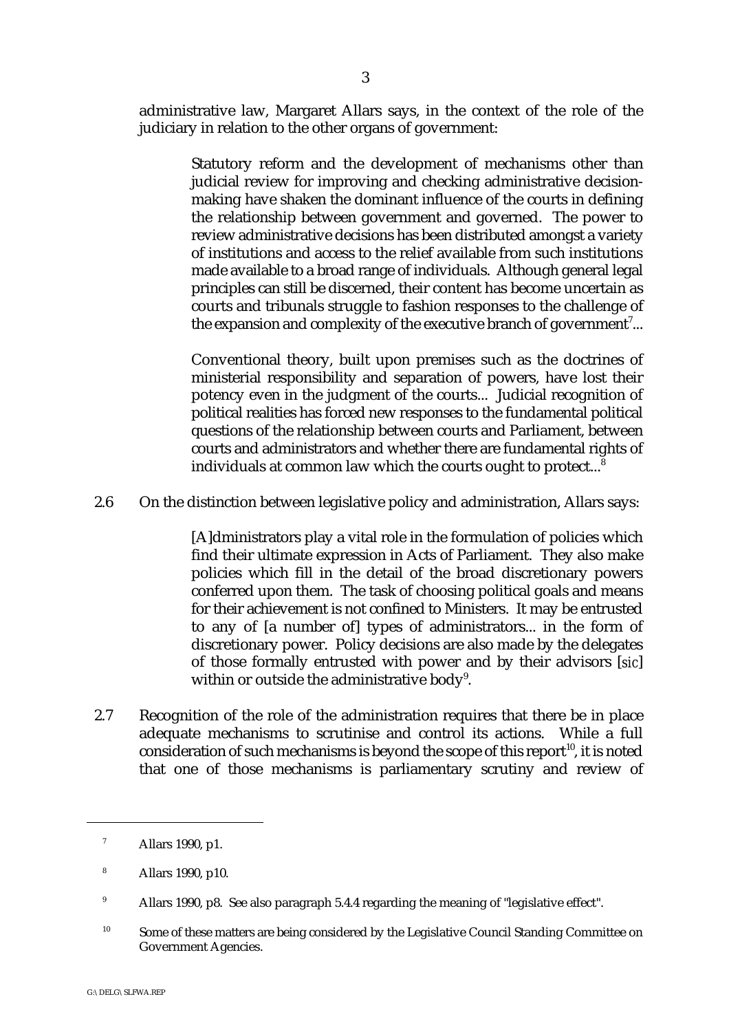administrative law, Margaret Allars says, in the context of the role of the judiciary in relation to the other organs of government:

> Statutory reform and the development of mechanisms other than judicial review for improving and checking administrative decision-making have shaken the dominant influence of the courts in defining the relationship between government and governed. The power to review administrative decisions has been distributed amongst a variety of institutions and access to the relief available from such institutions made available to a broad range of individuals. Although general legal principles can still be discerned, their content has become uncertain as courts and tribunals struggle to fashion responses to the challenge of the expansion and complexity of the executive branch of government[7]...
>
> Conventional theory, built upon premises such as the doctrines of ministerial responsibility and separation of powers, have lost their potency even in the judgment of the courts... Judicial recognition of political realities has forced new responses to the fundamental political questions of the relationship between courts and Parliament, between courts and administrators and whether there are fundamental rights of individuals at common law which the courts ought to protect...[8]

2.6 On the distinction between legislative policy and administration, Allars says:

> [A]dministrators play a vital role in the formulation of policies which find their ultimate expression in Acts of Parliament. They also make policies which fill in the detail of the broad discretionary powers conferred upon them. The task of choosing political goals and means for their achievement is not confined to Ministers. It may be entrusted to any of [a number of] types of administrators... in the form of discretionary power. Policy decisions are also made by the delegates of those formally entrusted with power and by their advisors [*sic*] within or outside the administrative body[9].

2.7 Recognition of the role of the administration requires that there be in place adequate mechanisms to scrutinise and control its actions. While a full consideration of such mechanisms is beyond the scope of this report[10], it is noted that one of those mechanisms is parliamentary scrutiny and review of

---

[7] Allars 1990, p1.

[8] Allars 1990, p10.

[9] Allars 1990, p8. See also paragraph 5.4.4 regarding the meaning of "legislative effect".

[10] Some of these matters are being considered by the Legislative Council Standing Committee on Government Agencies.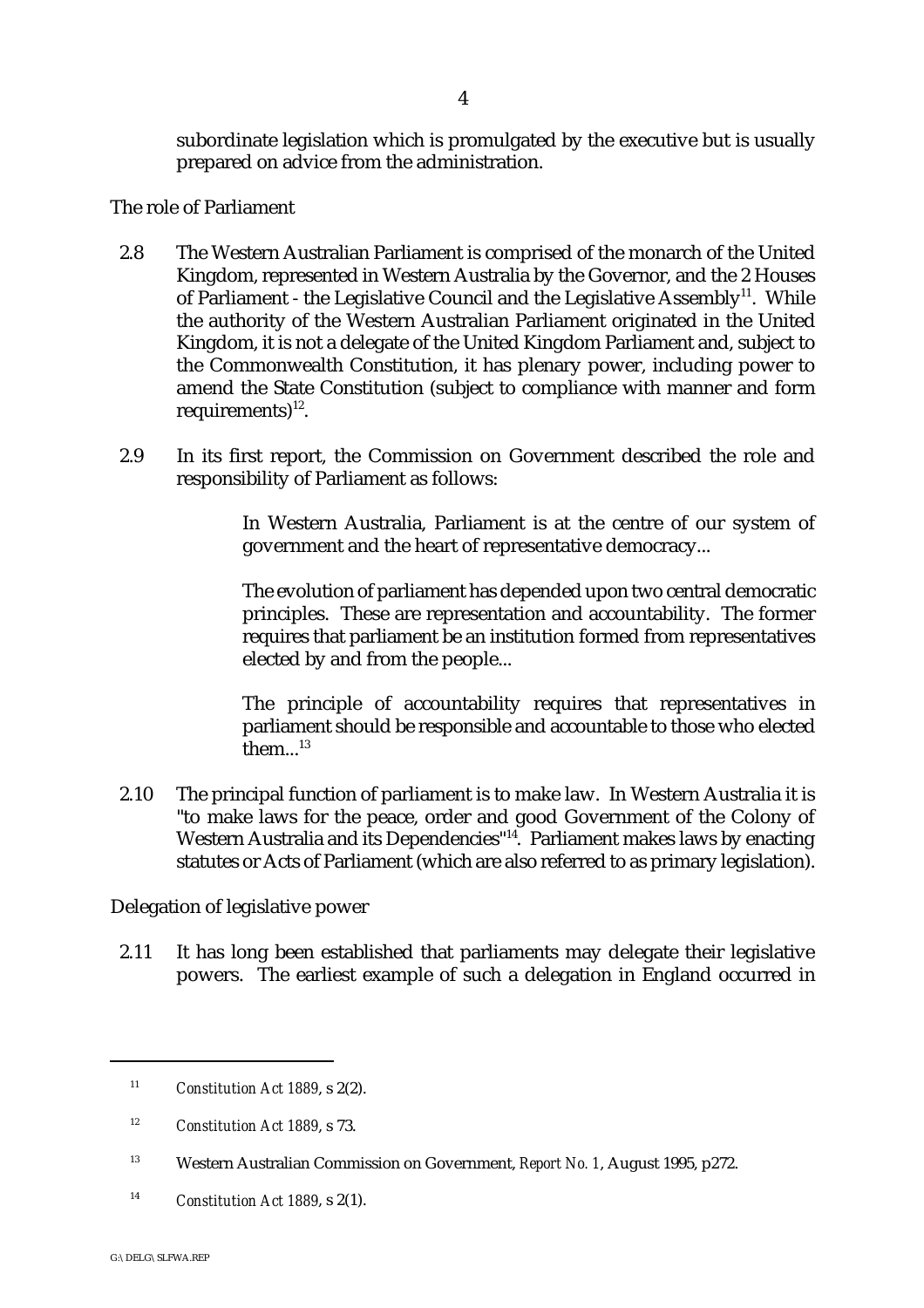subordinate legislation which is promulgated by the executive but is usually prepared on advice from the administration.

## The role of Parliament

2.8 The Western Australian Parliament is comprised of the monarch of the United Kingdom, represented in Western Australia by the Governor, and the 2 Houses of Parliament - the Legislative Council and the Legislative Assembly[11]. While the authority of the Western Australian Parliament originated in the United Kingdom, it is not a delegate of the United Kingdom Parliament and, subject to the Commonwealth Constitution, it has plenary power, including power to amend the State Constitution (subject to compliance with manner and form requirements)[12].

2.9 In its first report, the Commission on Government described the role and responsibility of Parliament as follows:

> In Western Australia, Parliament is at the centre of our system of government and the heart of representative democracy...
>
> The evolution of parliament has depended upon two central democratic principles. These are representation and accountability. The former requires that parliament be an institution formed from representatives elected by and from the people...
>
> The principle of accountability requires that representatives in parliament should be responsible and accountable to those who elected them...[13]

2.10 The principal function of parliament is to make law. In Western Australia it is "to make laws for the peace, order and good Government of the Colony of Western Australia and its Dependencies"[14]. Parliament makes laws by enacting statutes or Acts of Parliament (which are also referred to as primary legislation).

## Delegation of legislative power

2.11 It has long been established that parliaments may delegate their legislative powers. The earliest example of such a delegation in England occurred in

---

[11] *Constitution Act 1889*, s 2(2).

[12] *Constitution Act 1889*, s 73.

[13] Western Australian Commission on Government, *Report No. 1*, August 1995, p272.

[14] *Constitution Act 1889*, s 2(1).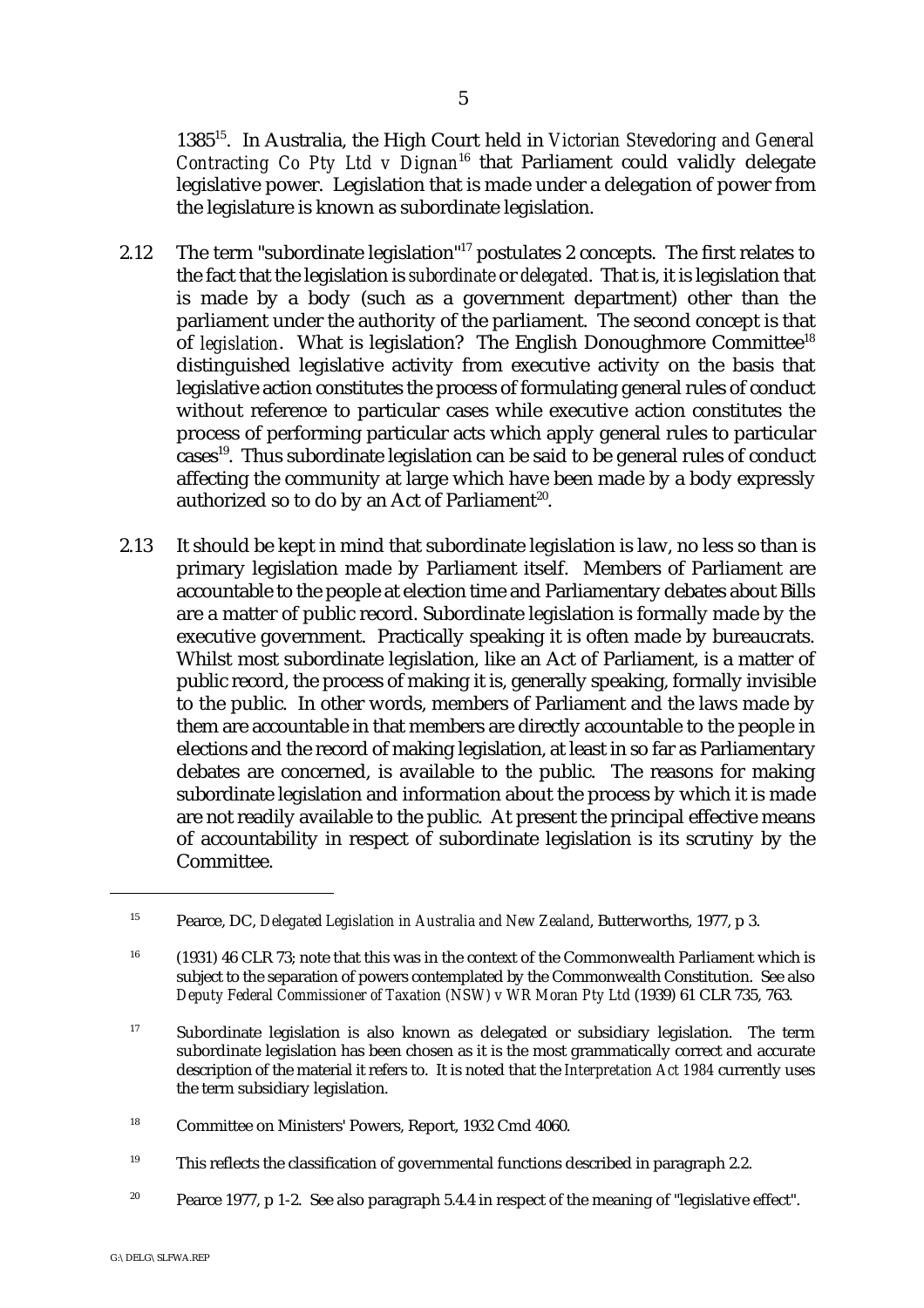1385[15]. In Australia, the High Court held in *Victorian Stevedoring and General Contracting Co Pty Ltd v Dignan*[16] that Parliament could validly delegate legislative power. Legislation that is made under a delegation of power from the legislature is known as subordinate legislation.

2.12 The term "subordinate legislation"[17] postulates 2 concepts. The first relates to the fact that the legislation is *subordinate* or *delegated*. That is, it is legislation that is made by a body (such as a government department) other than the parliament under the authority of the parliament. The second concept is that of *legislation*. What is legislation? The English Donoughmore Committee[18] distinguished legislative activity from executive activity on the basis that legislative action constitutes the process of formulating general rules of conduct without reference to particular cases while executive action constitutes the process of performing particular acts which apply general rules to particular cases[19]. Thus subordinate legislation can be said to be general rules of conduct affecting the community at large which have been made by a body expressly authorized so to do by an Act of Parliament[20].

2.13 It should be kept in mind that subordinate legislation is law, no less so than is primary legislation made by Parliament itself. Members of Parliament are accountable to the people at election time and Parliamentary debates about Bills are a matter of public record. Subordinate legislation is formally made by the executive government. Practically speaking it is often made by bureaucrats. Whilst most subordinate legislation, like an Act of Parliament, is a matter of public record, the process of making it is, generally speaking, formally invisible to the public. In other words, members of Parliament and the laws made by them are accountable in that members are directly accountable to the people in elections and the record of making legislation, at least in so far as Parliamentary debates are concerned, is available to the public. The reasons for making subordinate legislation and information about the process by which it is made are not readily available to the public. At present the principal effective means of accountability in respect of subordinate legislation is its scrutiny by the Committee.

---

[15] Pearce, DC, *Delegated Legislation in Australia and New Zealand*, Butterworths, 1977, p 3.

[16] (1931) 46 CLR 73; note that this was in the context of the Commonwealth Parliament which is subject to the separation of powers contemplated by the Commonwealth Constitution. See also *Deputy Federal Commissioner of Taxation (NSW) v WR Moran Pty Ltd* (1939) 61 CLR 735, 763.

[17] Subordinate legislation is also known as delegated or subsidiary legislation. The term subordinate legislation has been chosen as it is the most grammatically correct and accurate description of the material it refers to. It is noted that the *Interpretation Act 1984* currently uses the term subsidiary legislation.

[18] Committee on Ministers' Powers, Report, 1932 Cmd 4060.

[19] This reflects the classification of governmental functions described in paragraph 2.2.

[20] Pearce 1977, p 1-2. See also paragraph 5.4.4 in respect of the meaning of "legislative effect".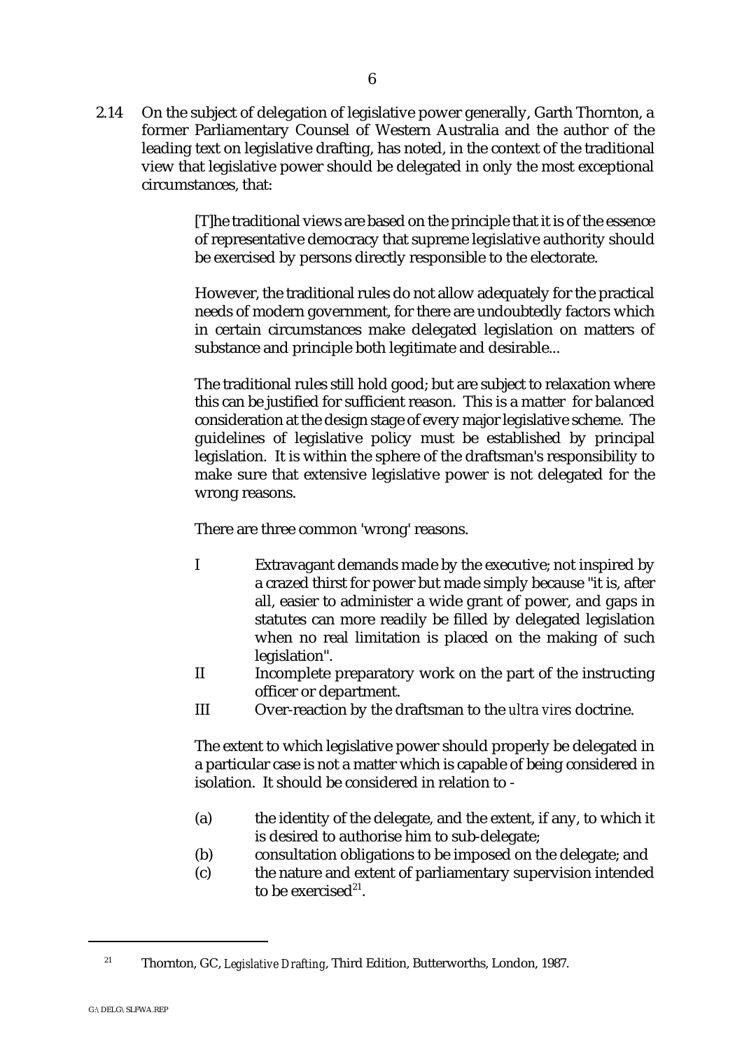2.14 On the subject of delegation of legislative power generally, Garth Thornton, a former Parliamentary Counsel of Western Australia and the author of the leading text on legislative drafting, has noted, in the context of the traditional view that legislative power should be delegated in only the most exceptional circumstances, that:

> [T]he traditional views are based on the principle that it is of the essence of representative democracy that supreme legislative authority should be exercised by persons directly responsible to the electorate.
>
> However, the traditional rules do not allow adequately for the practical needs of modern government, for there are undoubtedly factors which in certain circumstances make delegated legislation on matters of substance and principle both legitimate and desirable...
>
> The traditional rules still hold good; but are subject to relaxation where this can be justified for sufficient reason. This is a matter for balanced consideration at the design stage of every major legislative scheme. The guidelines of legislative policy must be established by principal legislation. It is within the sphere of the draftsman's responsibility to make sure that extensive legislative power is not delegated for the wrong reasons.
>
> There are three common 'wrong' reasons.
>
> I Extravagant demands made by the executive; not inspired by a crazed thirst for power but made simply because "it is, after all, easier to administer a wide grant of power, and gaps in statutes can more readily be filled by delegated legislation when no real limitation is placed on the making of such legislation".
>
> II Incomplete preparatory work on the part of the instructing officer or department.
>
> III Over-reaction by the draftsman to the *ultra vires* doctrine.
>
> The extent to which legislative power should properly be delegated in a particular case is not a matter which is capable of being considered in isolation. It should be considered in relation to -
>
> (a) the identity of the delegate, and the extent, if any, to which it is desired to authorise him to sub-delegate;
>
> (b) consultation obligations to be imposed on the delegate; and
>
> (c) the nature and extent of parliamentary supervision intended to be exercised[21].

---

[21] Thornton, GC, *Legislative Drafting*, Third Edition, Butterworths, London, 1987.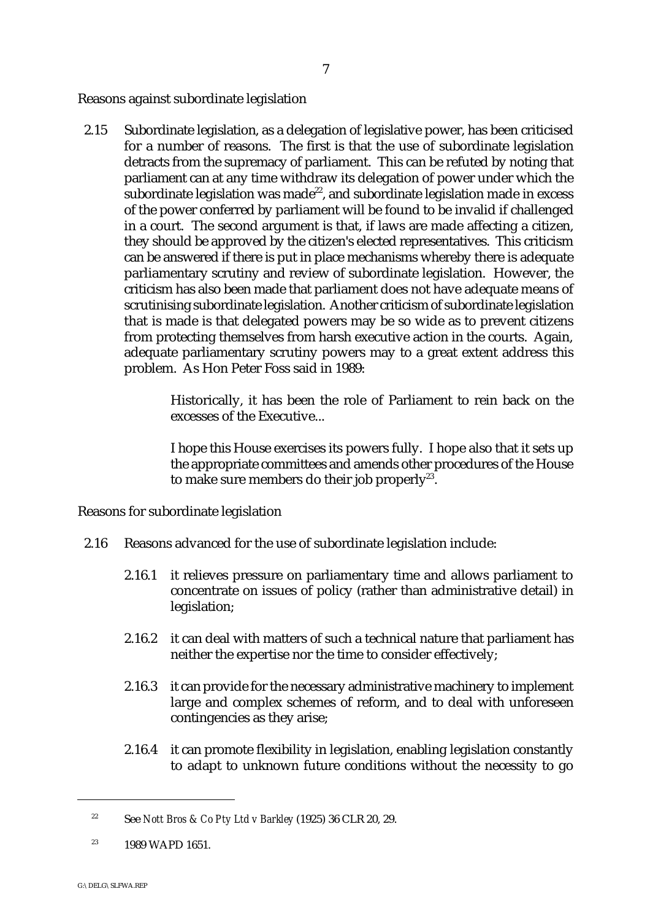## Reasons against subordinate legislation

2.15 Subordinate legislation, as a delegation of legislative power, has been criticised for a number of reasons. The first is that the use of subordinate legislation detracts from the supremacy of parliament. This can be refuted by noting that parliament can at any time withdraw its delegation of power under which the subordinate legislation was made[22], and subordinate legislation made in excess of the power conferred by parliament will be found to be invalid if challenged in a court. The second argument is that, if laws are made affecting a citizen, they should be approved by the citizen's elected representatives. This criticism can be answered if there is put in place mechanisms whereby there is adequate parliamentary scrutiny and review of subordinate legislation. However, the criticism has also been made that parliament does not have adequate means of scrutinising subordinate legislation. Another criticism of subordinate legislation that is made is that delegated powers may be so wide as to prevent citizens from protecting themselves from harsh executive action in the courts. Again, adequate parliamentary scrutiny powers may to a great extent address this problem. As Hon Peter Foss said in 1989:

> Historically, it has been the role of Parliament to rein back on the excesses of the Executive...
>
> I hope this House exercises its powers fully. I hope also that it sets up the appropriate committees and amends other procedures of the House to make sure members do their job properly[23].

## Reasons for subordinate legislation

2.16 Reasons advanced for the use of subordinate legislation include:

2.16.1 it relieves pressure on parliamentary time and allows parliament to concentrate on issues of policy (rather than administrative detail) in legislation;

2.16.2 it can deal with matters of such a technical nature that parliament has neither the expertise nor the time to consider effectively;

2.16.3 it can provide for the necessary administrative machinery to implement large and complex schemes of reform, and to deal with unforeseen contingencies as they arise;

2.16.4 it can promote flexibility in legislation, enabling legislation constantly to adapt to unknown future conditions without the necessity to go

---

[22] See *Nott Bros & Co Pty Ltd v Barkley* (1925) 36 CLR 20, 29.

[23] 1989 WAPD 1651.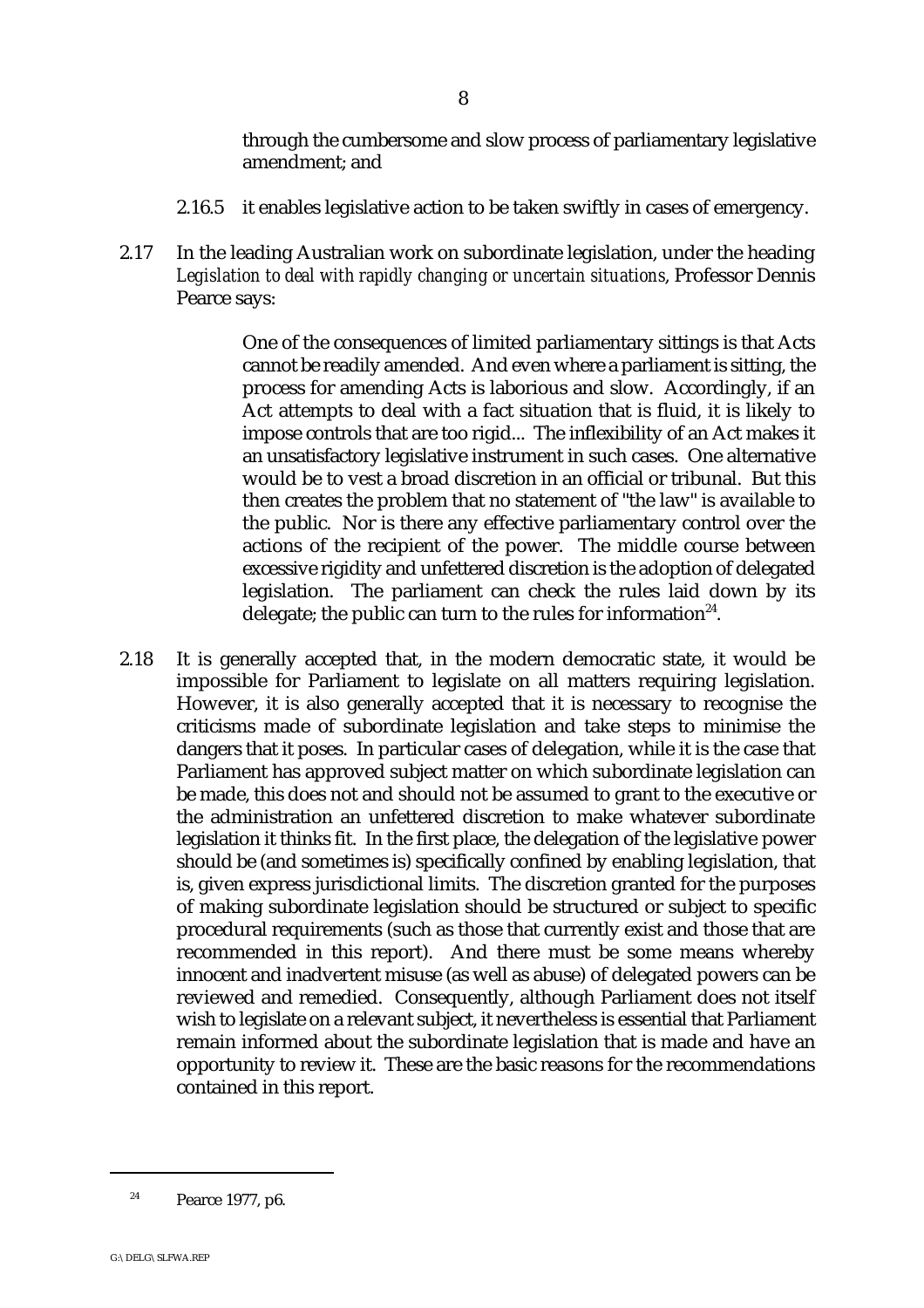through the cumbersome and slow process of parliamentary legislative amendment; and

2.16.5 it enables legislative action to be taken swiftly in cases of emergency.

2.17 In the leading Australian work on subordinate legislation, under the heading *Legislation to deal with rapidly changing or uncertain situations*, Professor Dennis Pearce says:

> One of the consequences of limited parliamentary sittings is that Acts cannot be readily amended. And even where a parliament is sitting, the process for amending Acts is laborious and slow. Accordingly, if an Act attempts to deal with a fact situation that is fluid, it is likely to impose controls that are too rigid... The inflexibility of an Act makes it an unsatisfactory legislative instrument in such cases. One alternative would be to vest a broad discretion in an official or tribunal. But this then creates the problem that no statement of "the law" is available to the public. Nor is there any effective parliamentary control over the actions of the recipient of the power. The middle course between excessive rigidity and unfettered discretion is the adoption of delegated legislation. The parliament can check the rules laid down by its delegate; the public can turn to the rules for information[24].

2.18 It is generally accepted that, in the modern democratic state, it would be impossible for Parliament to legislate on all matters requiring legislation. However, it is also generally accepted that it is necessary to recognise the criticisms made of subordinate legislation and take steps to minimise the dangers that it poses. In particular cases of delegation, while it is the case that Parliament has approved subject matter on which subordinate legislation can be made, this does not and should not be assumed to grant to the executive or the administration an unfettered discretion to make whatever subordinate legislation it thinks fit. In the first place, the delegation of the legislative power should be (and sometimes is) specifically confined by enabling legislation, that is, given express jurisdictional limits. The discretion granted for the purposes of making subordinate legislation should be structured or subject to specific procedural requirements (such as those that currently exist and those that are recommended in this report). And there must be some means whereby innocent and inadvertent misuse (as well as abuse) of delegated powers can be reviewed and remedied. Consequently, although Parliament does not itself wish to legislate on a relevant subject, it nevertheless is essential that Parliament remain informed about the subordinate legislation that is made and have an opportunity to review it. These are the basic reasons for the recommendations contained in this report.

---

[24] Pearce 1977, p6.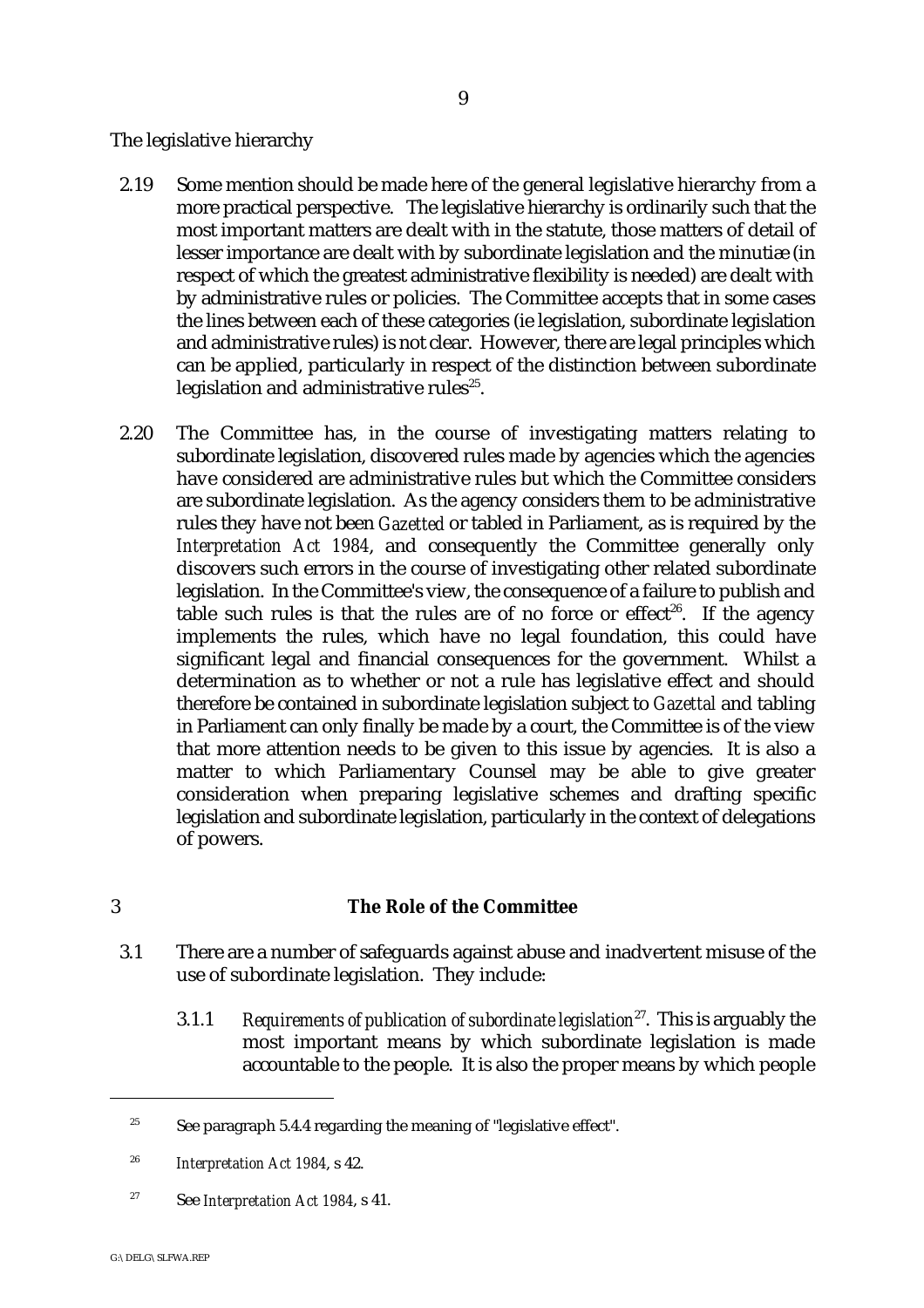The legislative hierarchy

2.19 Some mention should be made here of the general legislative hierarchy from a more practical perspective. The legislative hierarchy is ordinarily such that the most important matters are dealt with in the statute, those matters of detail of lesser importance are dealt with by subordinate legislation and the minutiæ (in respect of which the greatest administrative flexibility is needed) are dealt with by administrative rules or policies. The Committee accepts that in some cases the lines between each of these categories (ie legislation, subordinate legislation and administrative rules) is not clear. However, there are legal principles which can be applied, particularly in respect of the distinction between subordinate legislation and administrative rules[25].

2.20 The Committee has, in the course of investigating matters relating to subordinate legislation, discovered rules made by agencies which the agencies have considered are administrative rules but which the Committee considers are subordinate legislation. As the agency considers them to be administrative rules they have not been *Gazetted* or tabled in Parliament, as is required by the *Interpretation Act 1984*, and consequently the Committee generally only discovers such errors in the course of investigating other related subordinate legislation. In the Committee's view, the consequence of a failure to publish and table such rules is that the rules are of no force or effect[26]. If the agency implements the rules, which have no legal foundation, this could have significant legal and financial consequences for the government. Whilst a determination as to whether or not a rule has legislative effect and should therefore be contained in subordinate legislation subject to *Gazettal* and tabling in Parliament can only finally be made by a court, the Committee is of the view that more attention needs to be given to this issue by agencies. It is also a matter to which Parliamentary Counsel may be able to give greater consideration when preparing legislative schemes and drafting specific legislation and subordinate legislation, particularly in the context of delegations of powers.

## 3 The Role of the Committee

3.1 There are a number of safeguards against abuse and inadvertent misuse of the use of subordinate legislation. They include:

3.1.1 *Requirements of publication of subordinate legislation*[27]. This is arguably the most important means by which subordinate legislation is made accountable to the people. It is also the proper means by which people

---

[25] See paragraph 5.4.4 regarding the meaning of "legislative effect".

[26] *Interpretation Act 1984*, s 42.

[27] See *Interpretation Act 1984*, s 41.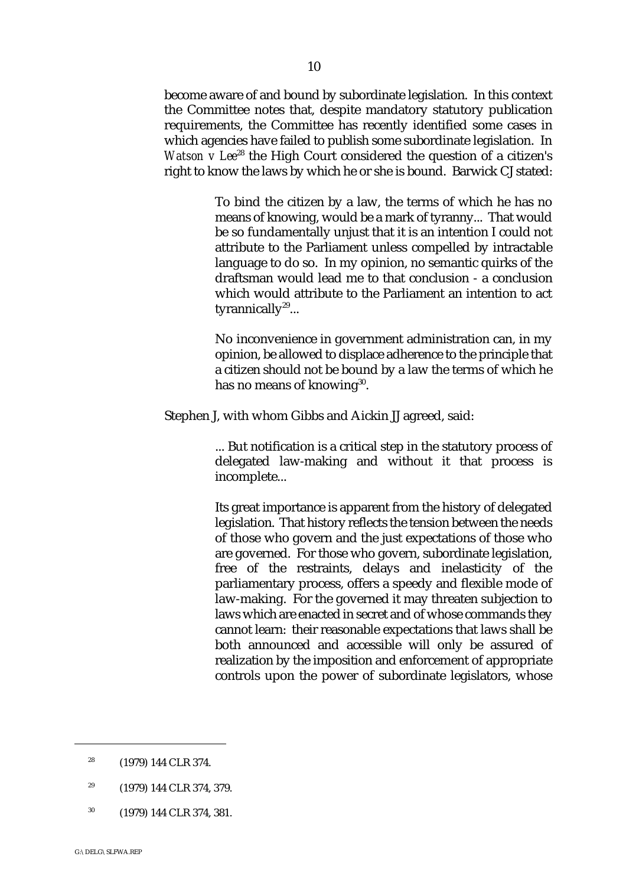become aware of and bound by subordinate legislation. In this context the Committee notes that, despite mandatory statutory publication requirements, the Committee has recently identified some cases in which agencies have failed to publish some subordinate legislation. In *Watson v Lee*[28] the High Court considered the question of a citizen's right to know the laws by which he or she is bound. Barwick CJ stated:

> To bind the citizen by a law, the terms of which he has no means of knowing, would be a mark of tyranny... That would be so fundamentally unjust that it is an intention I could not attribute to the Parliament unless compelled by intractable language to do so. In my opinion, no semantic quirks of the draftsman would lead me to that conclusion - a conclusion which would attribute to the Parliament an intention to act tyrannically[29]...
>
> No inconvenience in government administration can, in my opinion, be allowed to displace adherence to the principle that a citizen should not be bound by a law the terms of which he has no means of knowing[30].

Stephen J, with whom Gibbs and Aickin JJ agreed, said:

> ... But notification is a critical step in the statutory process of delegated law-making and without it that process is incomplete...
>
> Its great importance is apparent from the history of delegated legislation. That history reflects the tension between the needs of those who govern and the just expectations of those who are governed. For those who govern, subordinate legislation, free of the restraints, delays and inelasticity of the parliamentary process, offers a speedy and flexible mode of law-making. For the governed it may threaten subjection to laws which are enacted in secret and of whose commands they cannot learn: their reasonable expectations that laws shall be both announced and accessible will only be assured of realization by the imposition and enforcement of appropriate controls upon the power of subordinate legislators, whose

---

[28] (1979) 144 CLR 374.

[29] (1979) 144 CLR 374, 379.

[30] (1979) 144 CLR 374, 381.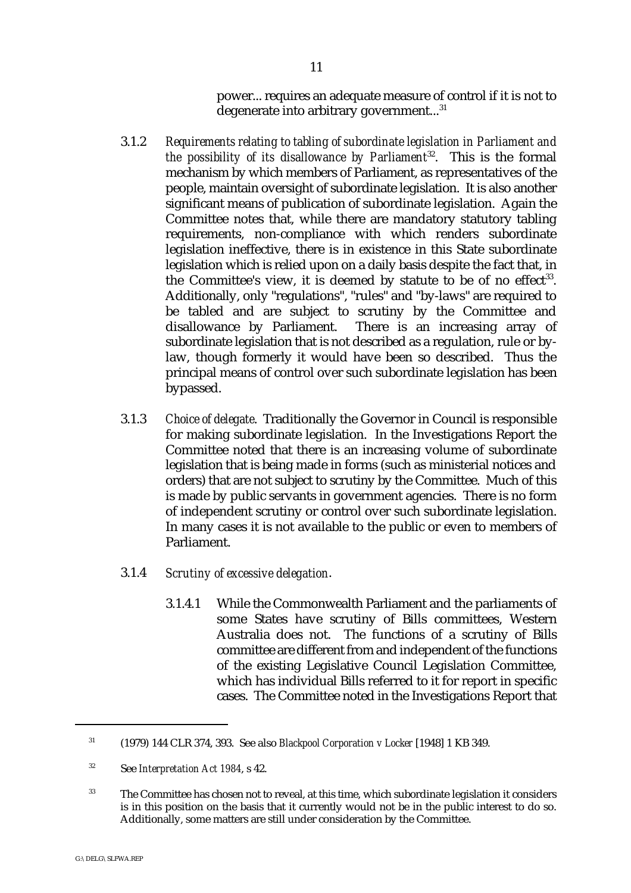power... requires an adequate measure of control if it is not to degenerate into arbitrary government...[31]

3.1.2 *Requirements relating to tabling of subordinate legislation in Parliament and the possibility of its disallowance by Parliament*[32]. This is the formal mechanism by which members of Parliament, as representatives of the people, maintain oversight of subordinate legislation. It is also another significant means of publication of subordinate legislation. Again the Committee notes that, while there are mandatory statutory tabling requirements, non-compliance with which renders subordinate legislation ineffective, there is in existence in this State subordinate legislation which is relied upon on a daily basis despite the fact that, in the Committee's view, it is deemed by statute to be of no effect[33]. Additionally, only "regulations", "rules" and "by-laws" are required to be tabled and are subject to scrutiny by the Committee and disallowance by Parliament. There is an increasing array of subordinate legislation that is not described as a regulation, rule or by-law, though formerly it would have been so described. Thus the principal means of control over such subordinate legislation has been bypassed.

3.1.3 *Choice of delegate*. Traditionally the Governor in Council is responsible for making subordinate legislation. In the Investigations Report the Committee noted that there is an increasing volume of subordinate legislation that is being made in forms (such as ministerial notices and orders) that are not subject to scrutiny by the Committee. Much of this is made by public servants in government agencies. There is no form of independent scrutiny or control over such subordinate legislation. In many cases it is not available to the public or even to members of Parliament.

3.1.4 *Scrutiny of excessive delegation*.

3.1.4.1 While the Commonwealth Parliament and the parliaments of some States have scrutiny of Bills committees, Western Australia does not. The functions of a scrutiny of Bills committee are different from and independent of the functions of the existing Legislative Council Legislation Committee, which has individual Bills referred to it for report in specific cases. The Committee noted in the Investigations Report that

---

[31] (1979) 144 CLR 374, 393. See also *Blackpool Corporation v Locker* [1948] 1 KB 349.

[32] See *Interpretation Act 1984*, s 42.

[33] The Committee has chosen not to reveal, at this time, which subordinate legislation it considers is in this position on the basis that it currently would not be in the public interest to do so. Additionally, some matters are still under consideration by the Committee.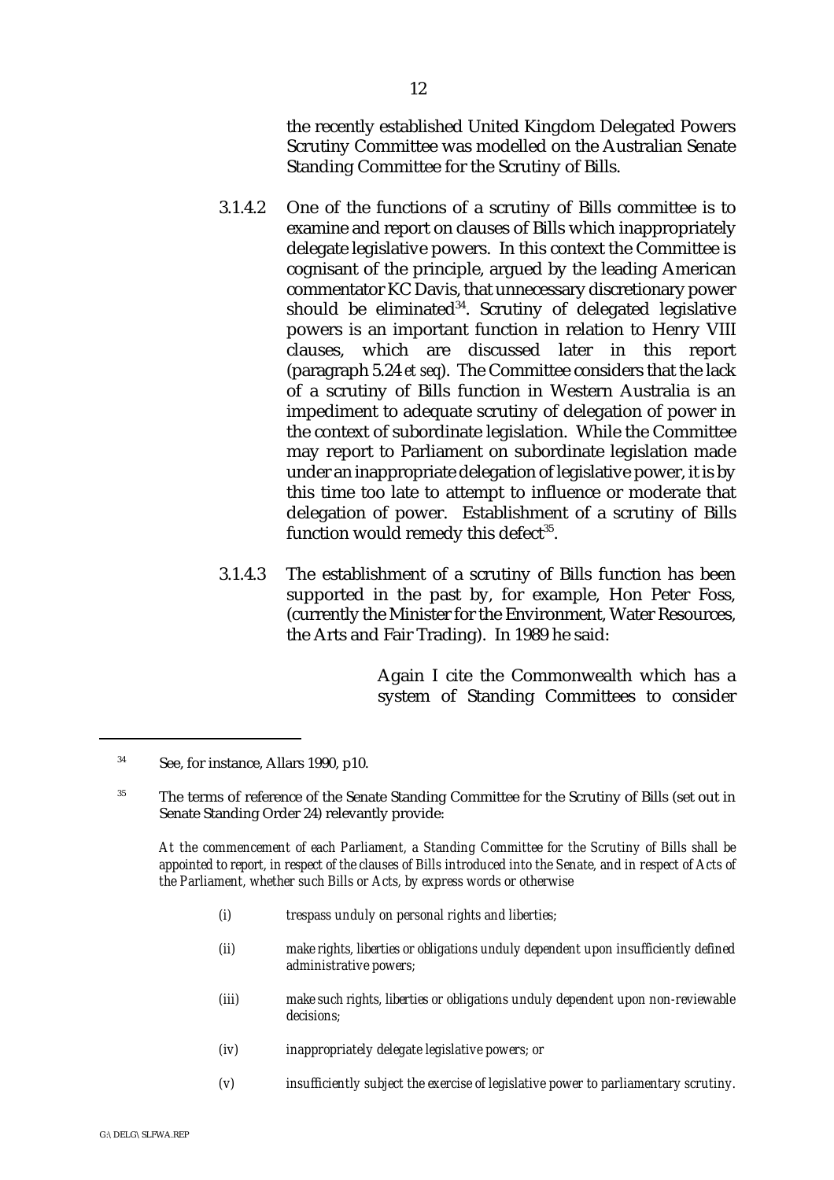the recently established United Kingdom Delegated Powers Scrutiny Committee was modelled on the Australian Senate Standing Committee for the Scrutiny of Bills.

3.1.4.2 One of the functions of a scrutiny of Bills committee is to examine and report on clauses of Bills which inappropriately delegate legislative powers. In this context the Committee is cognisant of the principle, argued by the leading American commentator KC Davis, that unnecessary discretionary power should be eliminated[34]. Scrutiny of delegated legislative powers is an important function in relation to Henry VIII clauses, which are discussed later in this report (paragraph 5.24 *et seq*). The Committee considers that the lack of a scrutiny of Bills function in Western Australia is an impediment to adequate scrutiny of delegation of power in the context of subordinate legislation. While the Committee may report to Parliament on subordinate legislation made under an inappropriate delegation of legislative power, it is by this time too late to attempt to influence or moderate that delegation of power. Establishment of a scrutiny of Bills function would remedy this defect[35].

3.1.4.3 The establishment of a scrutiny of Bills function has been supported in the past by, for example, Hon Peter Foss, (currently the Minister for the Environment, Water Resources, the Arts and Fair Trading). In 1989 he said:

> Again I cite the Commonwealth which has a system of Standing Committees to consider

---

[34] See, for instance, Allars 1990, p10.

[35] The terms of reference of the Senate Standing Committee for the Scrutiny of Bills (set out in Senate Standing Order 24) relevantly provide:

*At the commencement of each Parliament, a Standing Committee for the Scrutiny of Bills shall be appointed to report, in respect of the clauses of Bills introduced into the Senate, and in respect of Acts of the Parliament, whether such Bills or Acts, by express words or otherwise*

- *(i) trespass unduly on personal rights and liberties;*
- *(ii) make rights, liberties or obligations unduly dependent upon insufficiently defined administrative powers;*
- *(iii) make such rights, liberties or obligations unduly dependent upon non-reviewable decisions;*
- *(iv) inappropriately delegate legislative powers; or*
- *(v) insufficiently subject the exercise of legislative power to parliamentary scrutiny.*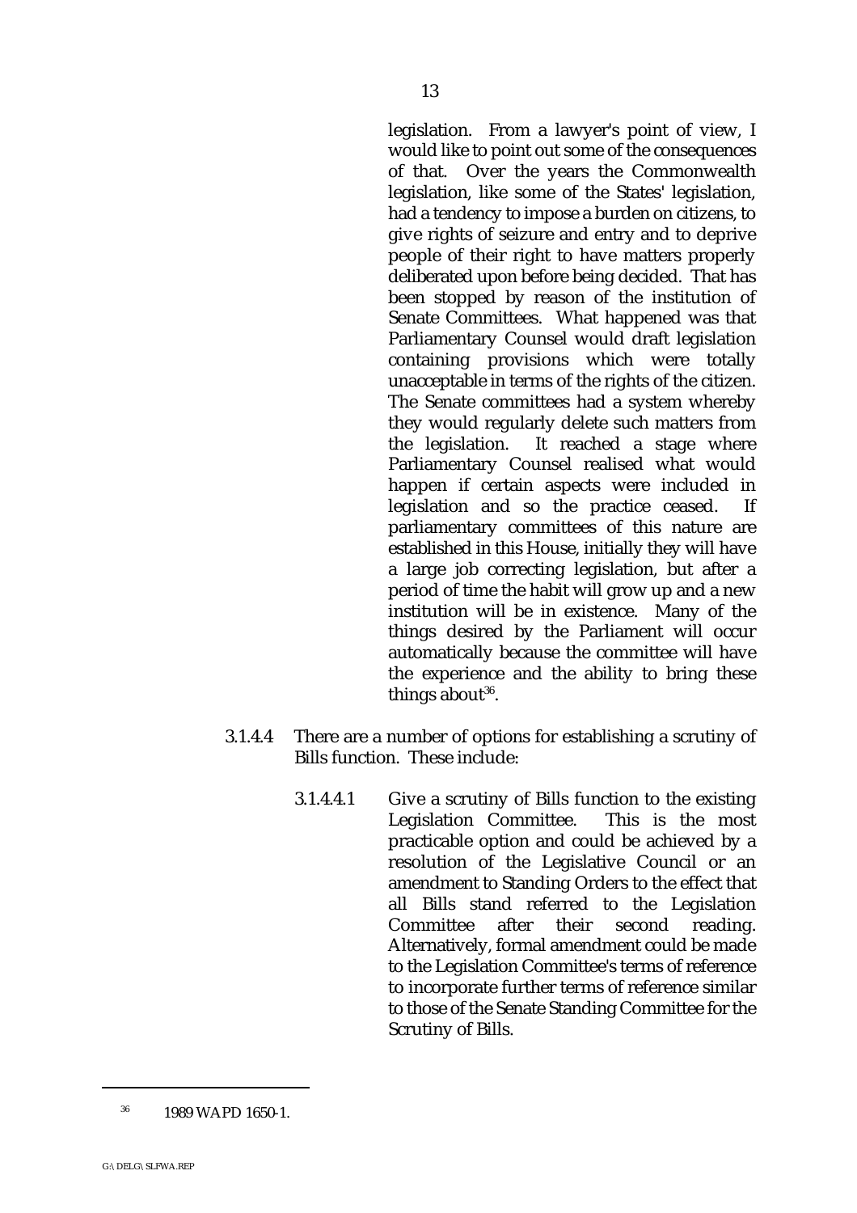legislation. From a lawyer's point of view, I would like to point out some of the consequences of that. Over the years the Commonwealth legislation, like some of the States' legislation, had a tendency to impose a burden on citizens, to give rights of seizure and entry and to deprive people of their right to have matters properly deliberated upon before being decided. That has been stopped by reason of the institution of Senate Committees. What happened was that Parliamentary Counsel would draft legislation containing provisions which were totally unacceptable in terms of the rights of the citizen. The Senate committees had a system whereby they would regularly delete such matters from the legislation. It reached a stage where Parliamentary Counsel realised what would happen if certain aspects were included in legislation and so the practice ceased. If parliamentary committees of this nature are established in this House, initially they will have a large job correcting legislation, but after a period of time the habit will grow up and a new institution will be in existence. Many of the things desired by the Parliament will occur automatically because the committee will have the experience and the ability to bring these things about[36].

3.1.4.4 There are a number of options for establishing a scrutiny of Bills function. These include:

3.1.4.4.1 Give a scrutiny of Bills function to the existing Legislation Committee. This is the most practicable option and could be achieved by a resolution of the Legislative Council or an amendment to Standing Orders to the effect that all Bills stand referred to the Legislation Committee after their second reading. Alternatively, formal amendment could be made to the Legislation Committee's terms of reference to incorporate further terms of reference similar to those of the Senate Standing Committee for the Scrutiny of Bills.

---

[36] 1989 WAPD 1650-1.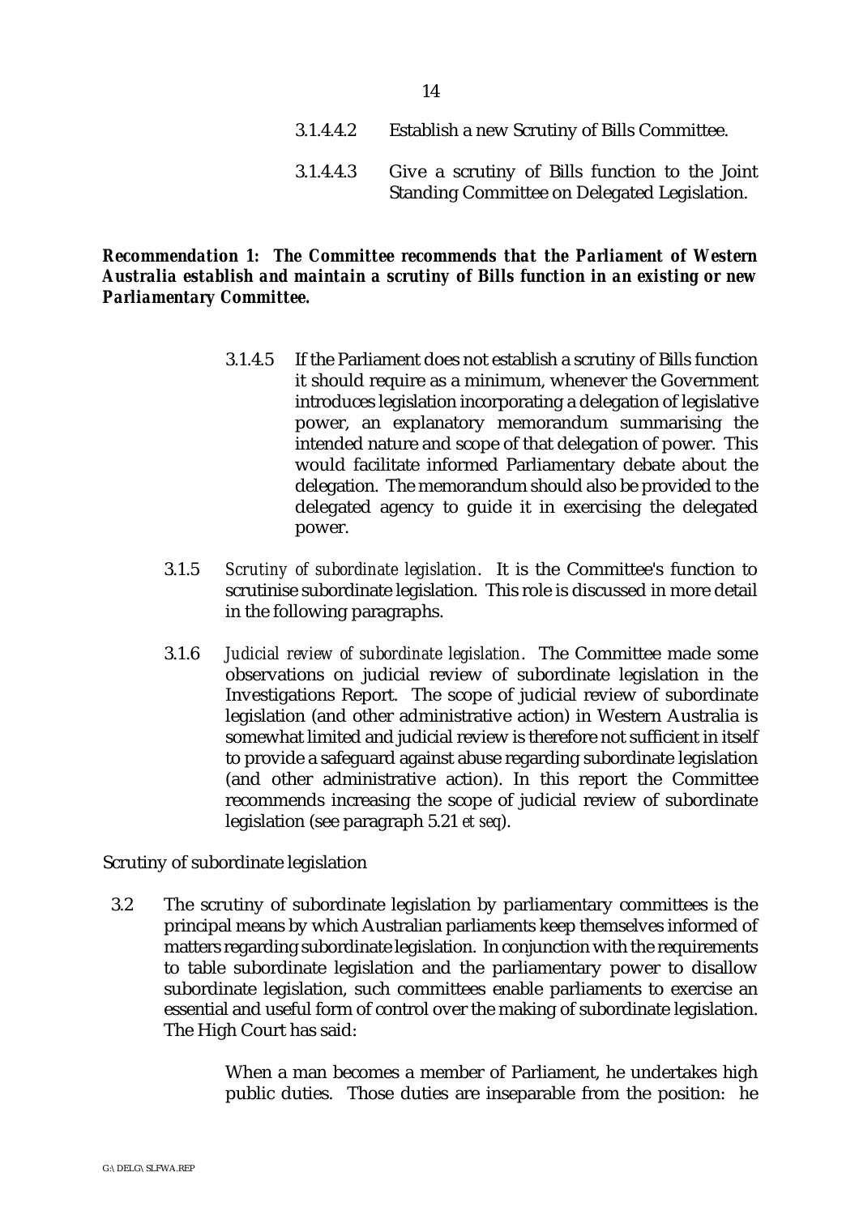3.1.4.4.2 Establish a new Scrutiny of Bills Committee.

3.1.4.4.3 Give a scrutiny of Bills function to the Joint Standing Committee on Delegated Legislation.

***Recommendation 1: The Committee recommends that the Parliament of Western Australia establish and maintain a scrutiny of Bills function in an existing or new Parliamentary Committee.***

3.1.4.5 If the Parliament does not establish a scrutiny of Bills function it should require as a minimum, whenever the Government introduces legislation incorporating a delegation of legislative power, an explanatory memorandum summarising the intended nature and scope of that delegation of power. This would facilitate informed Parliamentary debate about the delegation. The memorandum should also be provided to the delegated agency to guide it in exercising the delegated power.

3.1.5 *Scrutiny of subordinate legislation*. It is the Committee's function to scrutinise subordinate legislation. This role is discussed in more detail in the following paragraphs.

3.1.6 *Judicial review of subordinate legislation*. The Committee made some observations on judicial review of subordinate legislation in the Investigations Report. The scope of judicial review of subordinate legislation (and other administrative action) in Western Australia is somewhat limited and judicial review is therefore not sufficient in itself to provide a safeguard against abuse regarding subordinate legislation (and other administrative action). In this report the Committee recommends increasing the scope of judicial review of subordinate legislation (see paragraph 5.21 *et seq*).

Scrutiny of subordinate legislation

3.2 The scrutiny of subordinate legislation by parliamentary committees is the principal means by which Australian parliaments keep themselves informed of matters regarding subordinate legislation. In conjunction with the requirements to table subordinate legislation and the parliamentary power to disallow subordinate legislation, such committees enable parliaments to exercise an essential and useful form of control over the making of subordinate legislation. The High Court has said:

> When a man becomes a member of Parliament, he undertakes high public duties. Those duties are inseparable from the position: he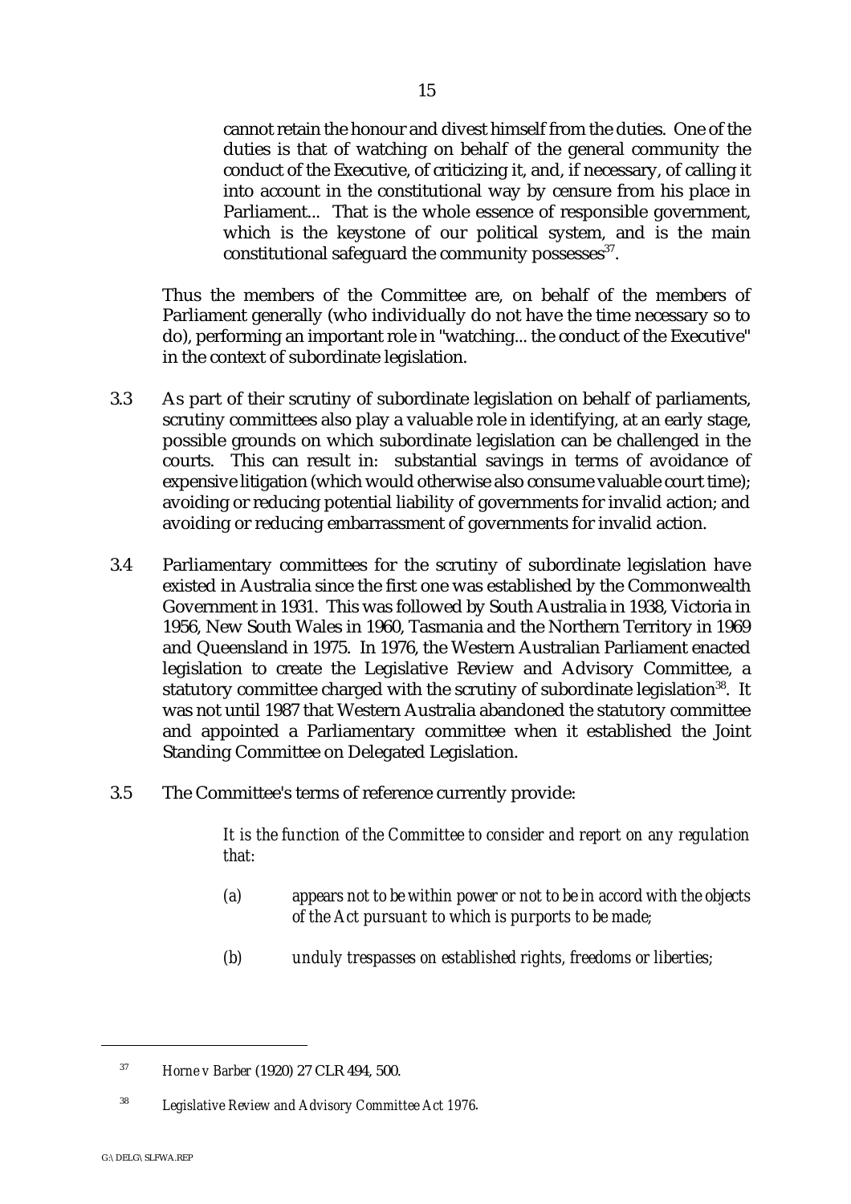> cannot retain the honour and divest himself from the duties. One of the duties is that of watching on behalf of the general community the conduct of the Executive, of criticizing it, and, if necessary, of calling it into account in the constitutional way by censure from his place in Parliament... That is the whole essence of responsible government, which is the keystone of our political system, and is the main constitutional safeguard the community possesses[37].

Thus the members of the Committee are, on behalf of the members of Parliament generally (who individually do not have the time necessary so to do), performing an important role in "watching... the conduct of the Executive" in the context of subordinate legislation.

3.3 As part of their scrutiny of subordinate legislation on behalf of parliaments, scrutiny committees also play a valuable role in identifying, at an early stage, possible grounds on which subordinate legislation can be challenged in the courts. This can result in: substantial savings in terms of avoidance of expensive litigation (which would otherwise also consume valuable court time); avoiding or reducing potential liability of governments for invalid action; and avoiding or reducing embarrassment of governments for invalid action.

3.4 Parliamentary committees for the scrutiny of subordinate legislation have existed in Australia since the first one was established by the Commonwealth Government in 1931. This was followed by South Australia in 1938, Victoria in 1956, New South Wales in 1960, Tasmania and the Northern Territory in 1969 and Queensland in 1975. In 1976, the Western Australian Parliament enacted legislation to create the Legislative Review and Advisory Committee, a statutory committee charged with the scrutiny of subordinate legislation[38]. It was not until 1987 that Western Australia abandoned the statutory committee and appointed a Parliamentary committee when it established the Joint Standing Committee on Delegated Legislation.

3.5 The Committee's terms of reference currently provide:

> *It is the function of the Committee to consider and report on any regulation that:*
>
> *(a) appears not to be within power or not to be in accord with the objects of the Act pursuant to which is purports to be made;*
>
> *(b) unduly trespasses on established rights, freedoms or liberties;*

---

[37] *Horne v Barber* (1920) 27 CLR 494, 500.

[38] *Legislative Review and Advisory Committee Act 1976*.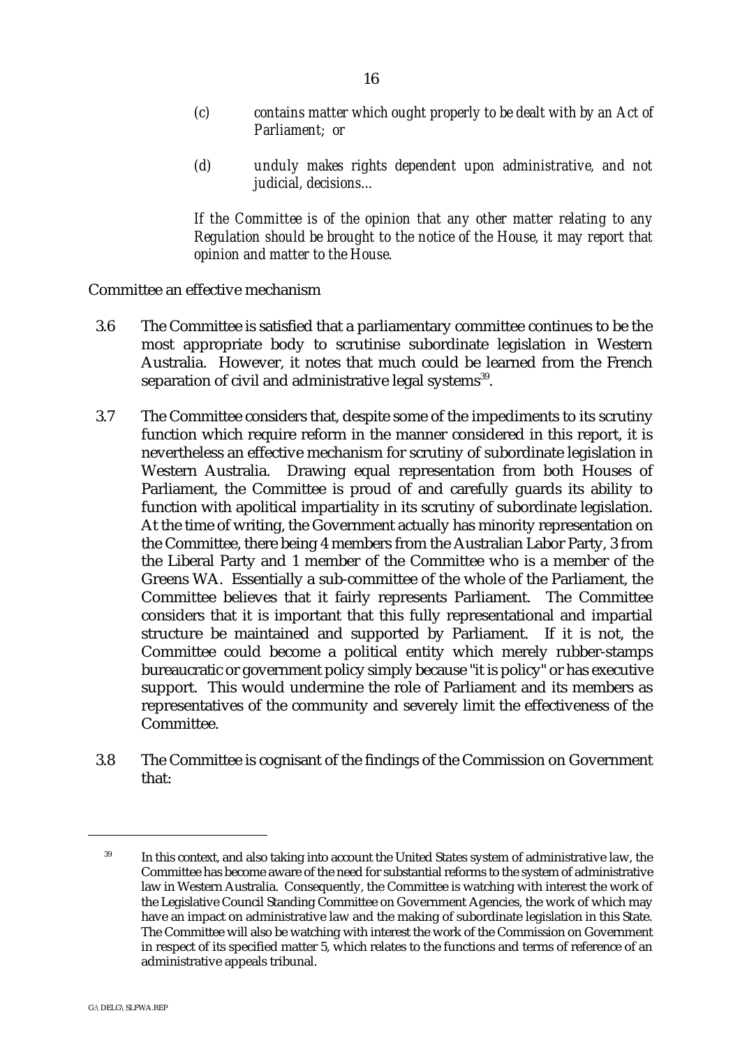> *(c) contains matter which ought properly to be dealt with by an Act of Parliament; or*
>
> *(d) unduly makes rights dependent upon administrative, and not judicial, decisions...*
>
> *If the Committee is of the opinion that any other matter relating to any Regulation should be brought to the notice of the House, it may report that opinion and matter to the House.*

Committee an effective mechanism

3.6 The Committee is satisfied that a parliamentary committee continues to be the most appropriate body to scrutinise subordinate legislation in Western Australia. However, it notes that much could be learned from the French separation of civil and administrative legal systems[39].

3.7 The Committee considers that, despite some of the impediments to its scrutiny function which require reform in the manner considered in this report, it is nevertheless an effective mechanism for scrutiny of subordinate legislation in Western Australia. Drawing equal representation from both Houses of Parliament, the Committee is proud of and carefully guards its ability to function with apolitical impartiality in its scrutiny of subordinate legislation. At the time of writing, the Government actually has minority representation on the Committee, there being 4 members from the Australian Labor Party, 3 from the Liberal Party and 1 member of the Committee who is a member of the Greens WA. Essentially a sub-committee of the whole of the Parliament, the Committee believes that it fairly represents Parliament. The Committee considers that it is important that this fully representational and impartial structure be maintained and supported by Parliament. If it is not, the Committee could become a political entity which merely rubber-stamps bureaucratic or government policy simply because "it is policy" or has executive support. This would undermine the role of Parliament and its members as representatives of the community and severely limit the effectiveness of the Committee.

3.8 The Committee is cognisant of the findings of the Commission on Government that:

---

[39] In this context, and also taking into account the United States system of administrative law, the Committee has become aware of the need for substantial reforms to the system of administrative law in Western Australia. Consequently, the Committee is watching with interest the work of the Legislative Council Standing Committee on Government Agencies, the work of which may have an impact on administrative law and the making of subordinate legislation in this State. The Committee will also be watching with interest the work of the Commission on Government in respect of its specified matter 5, which relates to the functions and terms of reference of an administrative appeals tribunal.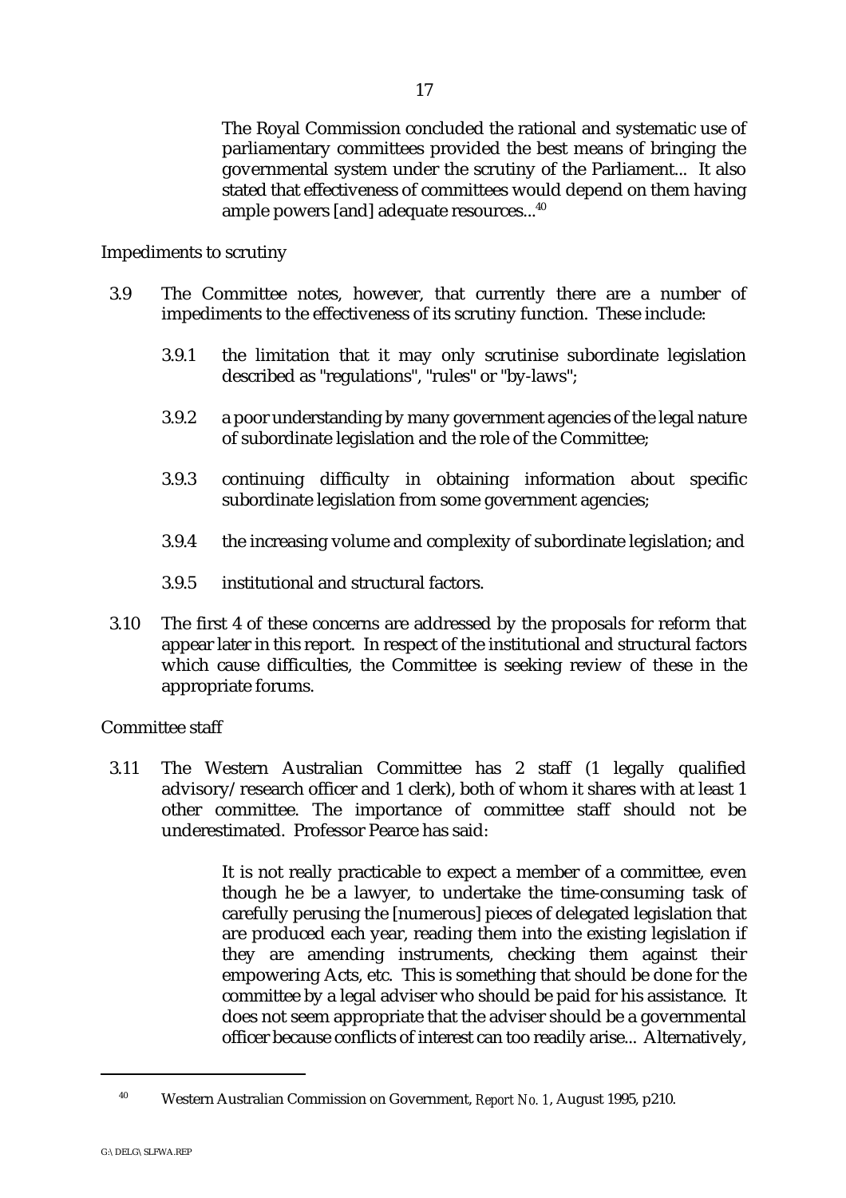> The Royal Commission concluded the rational and systematic use of parliamentary committees provided the best means of bringing the governmental system under the scrutiny of the Parliament... It also stated that effectiveness of committees would depend on them having ample powers [and] adequate resources...[40]

Impediments to scrutiny

3.9 The Committee notes, however, that currently there are a number of impediments to the effectiveness of its scrutiny function. These include:

3.9.1 the limitation that it may only scrutinise subordinate legislation described as "regulations", "rules" or "by-laws";

3.9.2 a poor understanding by many government agencies of the legal nature of subordinate legislation and the role of the Committee;

3.9.3 continuing difficulty in obtaining information about specific subordinate legislation from some government agencies;

3.9.4 the increasing volume and complexity of subordinate legislation; and

3.9.5 institutional and structural factors.

3.10 The first 4 of these concerns are addressed by the proposals for reform that appear later in this report. In respect of the institutional and structural factors which cause difficulties, the Committee is seeking review of these in the appropriate forums.

Committee staff

3.11 The Western Australian Committee has 2 staff (1 legally qualified advisory/research officer and 1 clerk), both of whom it shares with at least 1 other committee. The importance of committee staff should not be underestimated. Professor Pearce has said:

> It is not really practicable to expect a member of a committee, even though he be a lawyer, to undertake the time-consuming task of carefully perusing the [numerous] pieces of delegated legislation that are produced each year, reading them into the existing legislation if they are amending instruments, checking them against their empowering Acts, etc. This is something that should be done for the committee by a legal adviser who should be paid for his assistance. It does not seem appropriate that the adviser should be a governmental officer because conflicts of interest can too readily arise... Alternatively,

[40] Western Australian Commission on Government, *Report No. 1*, August 1995, p210.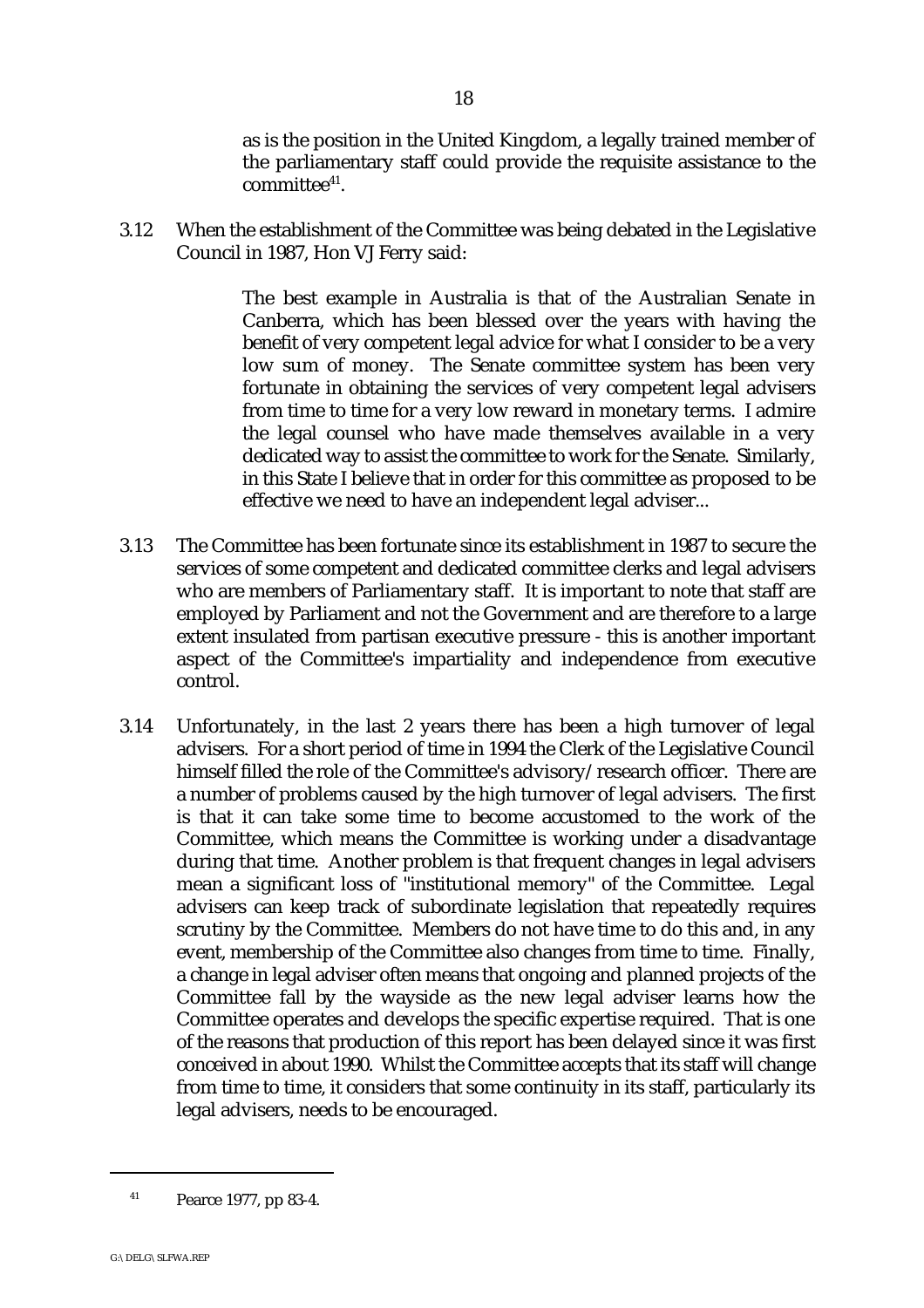> as is the position in the United Kingdom, a legally trained member of the parliamentary staff could provide the requisite assistance to the committee[41].

3.12 When the establishment of the Committee was being debated in the Legislative Council in 1987, Hon VJ Ferry said:

> The best example in Australia is that of the Australian Senate in Canberra, which has been blessed over the years with having the benefit of very competent legal advice for what I consider to be a very low sum of money. The Senate committee system has been very fortunate in obtaining the services of very competent legal advisers from time to time for a very low reward in monetary terms. I admire the legal counsel who have made themselves available in a very dedicated way to assist the committee to work for the Senate. Similarly, in this State I believe that in order for this committee as proposed to be effective we need to have an independent legal adviser...

3.13 The Committee has been fortunate since its establishment in 1987 to secure the services of some competent and dedicated committee clerks and legal advisers who are members of Parliamentary staff. It is important to note that staff are employed by Parliament and not the Government and are therefore to a large extent insulated from partisan executive pressure - this is another important aspect of the Committee's impartiality and independence from executive control.

3.14 Unfortunately, in the last 2 years there has been a high turnover of legal advisers. For a short period of time in 1994 the Clerk of the Legislative Council himself filled the role of the Committee's advisory/research officer. There are a number of problems caused by the high turnover of legal advisers. The first is that it can take some time to become accustomed to the work of the Committee, which means the Committee is working under a disadvantage during that time. Another problem is that frequent changes in legal advisers mean a significant loss of "institutional memory" of the Committee. Legal advisers can keep track of subordinate legislation that repeatedly requires scrutiny by the Committee. Members do not have time to do this and, in any event, membership of the Committee also changes from time to time. Finally, a change in legal adviser often means that ongoing and planned projects of the Committee fall by the wayside as the new legal adviser learns how the Committee operates and develops the specific expertise required. That is one of the reasons that production of this report has been delayed since it was first conceived in about 1990. Whilst the Committee accepts that its staff will change from time to time, it considers that some continuity in its staff, particularly its legal advisers, needs to be encouraged.

---

[41] Pearce 1977, pp 83-4.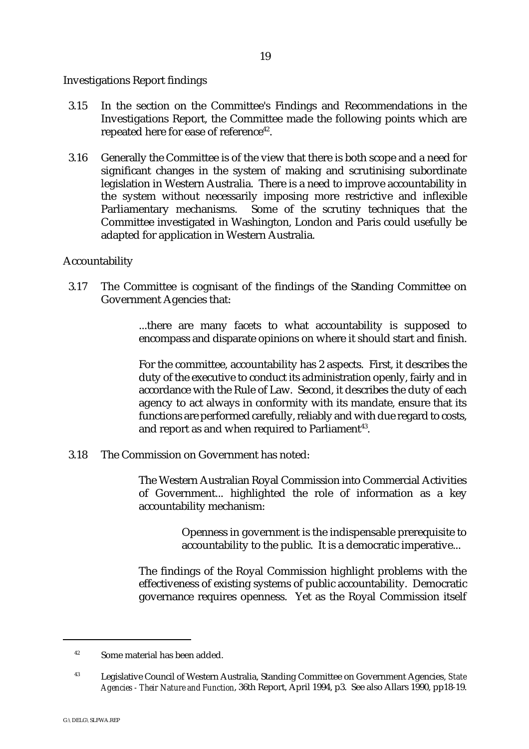Investigations Report findings

3.15 In the section on the Committee's Findings and Recommendations in the Investigations Report, the Committee made the following points which are repeated here for ease of reference[42].

3.16 Generally the Committee is of the view that there is both scope and a need for significant changes in the system of making and scrutinising subordinate legislation in Western Australia. There is a need to improve accountability in the system without necessarily imposing more restrictive and inflexible Parliamentary mechanisms. Some of the scrutiny techniques that the Committee investigated in Washington, London and Paris could usefully be adapted for application in Western Australia.

Accountability

3.17 The Committee is cognisant of the findings of the Standing Committee on Government Agencies that:

> ...there are many facets to what accountability is supposed to encompass and disparate opinions on where it should start and finish.
>
> For the committee, accountability has 2 aspects. First, it describes the duty of the executive to conduct its administration openly, fairly and in accordance with the Rule of Law. Second, it describes the duty of each agency to act always in conformity with its mandate, ensure that its functions are performed carefully, reliably and with due regard to costs, and report as and when required to Parliament[43].

3.18 The Commission on Government has noted:

> The Western Australian Royal Commission into Commercial Activities of Government... highlighted the role of information as a key accountability mechanism:
>
> > Openness in government is the indispensable prerequisite to accountability to the public. It is a democratic imperative...
>
> The findings of the Royal Commission highlight problems with the effectiveness of existing systems of public accountability. Democratic governance requires openness. Yet as the Royal Commission itself

---

[42] Some material has been added.

[43] Legislative Council of Western Australia, Standing Committee on Government Agencies, *State Agencies - Their Nature and Function*, 36th Report, April 1994, p3. See also Allars 1990, pp18-19.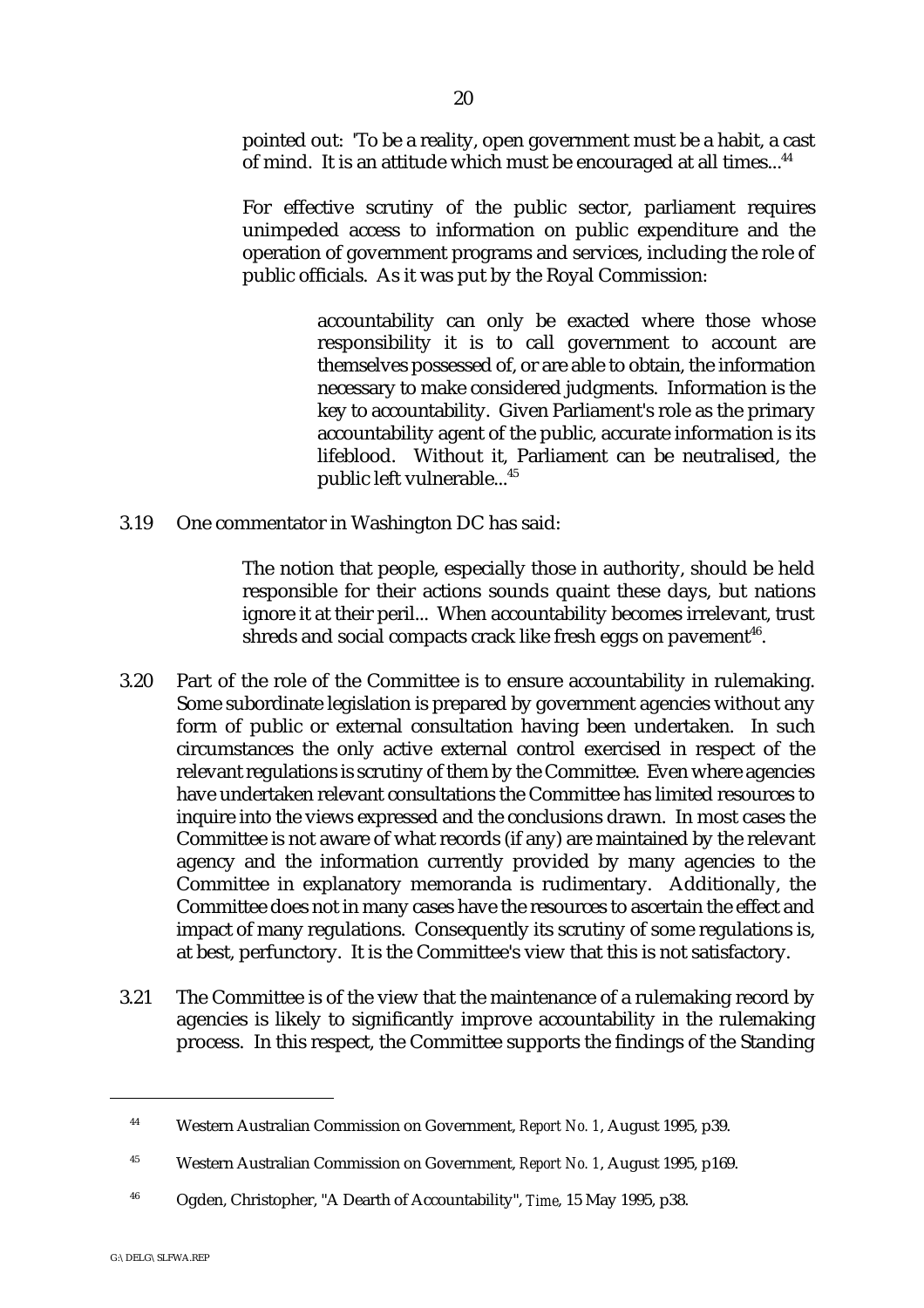pointed out: 'To be a reality, open government must be a habit, a cast of mind. It is an attitude which must be encouraged at all times...[44]

For effective scrutiny of the public sector, parliament requires unimpeded access to information on public expenditure and the operation of government programs and services, including the role of public officials. As it was put by the Royal Commission:

> accountability can only be exacted where those whose responsibility it is to call government to account are themselves possessed of, or are able to obtain, the information necessary to make considered judgments. Information is the key to accountability. Given Parliament's role as the primary accountability agent of the public, accurate information is its lifeblood. Without it, Parliament can be neutralised, the public left vulnerable...[45]

3.19 One commentator in Washington DC has said:

> The notion that people, especially those in authority, should be held responsible for their actions sounds quaint these days, but nations ignore it at their peril... When accountability becomes irrelevant, trust shreds and social compacts crack like fresh eggs on pavement[46].

3.20 Part of the role of the Committee is to ensure accountability in rulemaking. Some subordinate legislation is prepared by government agencies without any form of public or external consultation having been undertaken. In such circumstances the only active external control exercised in respect of the relevant regulations is scrutiny of them by the Committee. Even where agencies have undertaken relevant consultations the Committee has limited resources to inquire into the views expressed and the conclusions drawn. In most cases the Committee is not aware of what records (if any) are maintained by the relevant agency and the information currently provided by many agencies to the Committee in explanatory memoranda is rudimentary. Additionally, the Committee does not in many cases have the resources to ascertain the effect and impact of many regulations. Consequently its scrutiny of some regulations is, at best, perfunctory. It is the Committee's view that this is not satisfactory.

3.21 The Committee is of the view that the maintenance of a rulemaking record by agencies is likely to significantly improve accountability in the rulemaking process. In this respect, the Committee supports the findings of the Standing

---

[44] Western Australian Commission on Government, *Report No. 1*, August 1995, p39.

[45] Western Australian Commission on Government, *Report No. 1*, August 1995, p169.

[46] Ogden, Christopher, "A Dearth of Accountability", *Time*, 15 May 1995, p38.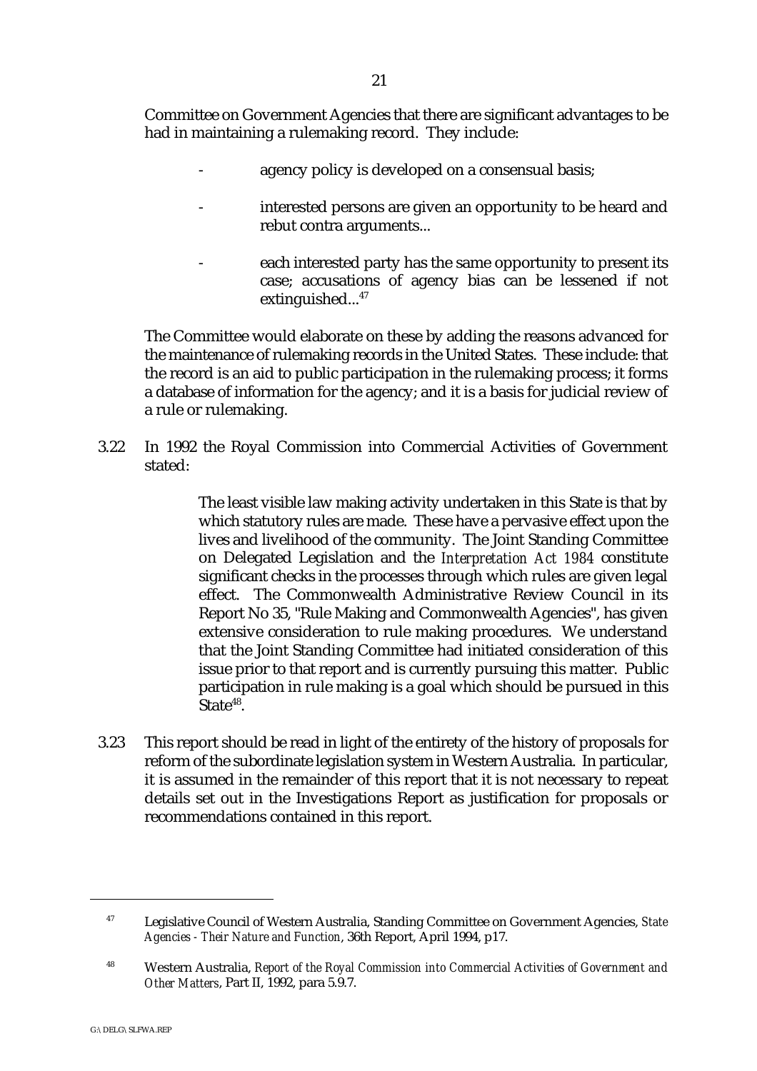Committee on Government Agencies that there are significant advantages to be had in maintaining a rulemaking record. They include:

- agency policy is developed on a consensual basis;

- interested persons are given an opportunity to be heard and rebut contra arguments...

- each interested party has the same opportunity to present its case; accusations of agency bias can be lessened if not extinguished...[47]

The Committee would elaborate on these by adding the reasons advanced for the maintenance of rulemaking records in the United States. These include: that the record is an aid to public participation in the rulemaking process; it forms a database of information for the agency; and it is a basis for judicial review of a rule or rulemaking.

3.22 In 1992 the Royal Commission into Commercial Activities of Government stated:

> The least visible law making activity undertaken in this State is that by which statutory rules are made. These have a pervasive effect upon the lives and livelihood of the community. The Joint Standing Committee on Delegated Legislation and the *Interpretation Act 1984* constitute significant checks in the processes through which rules are given legal effect. The Commonwealth Administrative Review Council in its Report No 35, "Rule Making and Commonwealth Agencies", has given extensive consideration to rule making procedures. We understand that the Joint Standing Committee had initiated consideration of this issue prior to that report and is currently pursuing this matter. Public participation in rule making is a goal which should be pursued in this State[48].

3.23 This report should be read in light of the entirety of the history of proposals for reform of the subordinate legislation system in Western Australia. In particular, it is assumed in the remainder of this report that it is not necessary to repeat details set out in the Investigations Report as justification for proposals or recommendations contained in this report.

---

[47] Legislative Council of Western Australia, Standing Committee on Government Agencies, *State Agencies - Their Nature and Function*, 36th Report, April 1994, p17.

[48] Western Australia, *Report of the Royal Commission into Commercial Activities of Government and Other Matters*, Part II, 1992, para 5.9.7.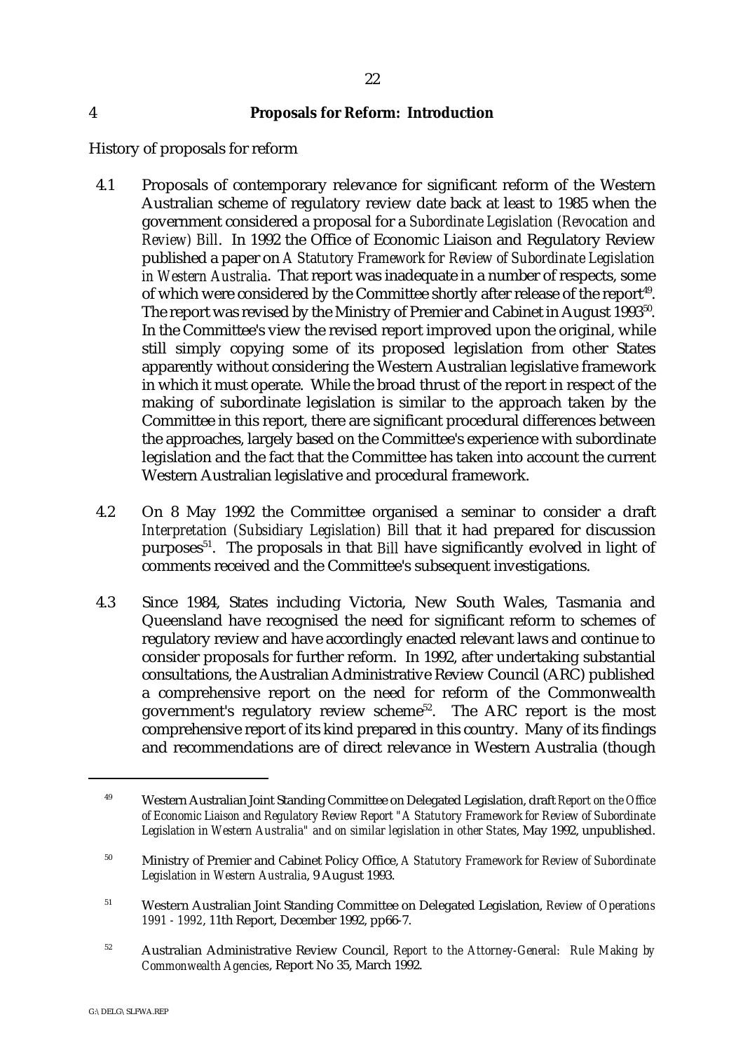## 4 Proposals for Reform: Introduction

History of proposals for reform

4.1 Proposals of contemporary relevance for significant reform of the Western Australian scheme of regulatory review date back at least to 1985 when the government considered a proposal for a *Subordinate Legislation (Revocation and Review) Bill*. In 1992 the Office of Economic Liaison and Regulatory Review published a paper on *A Statutory Framework for Review of Subordinate Legislation in Western Australia*. That report was inadequate in a number of respects, some of which were considered by the Committee shortly after release of the report[49]. The report was revised by the Ministry of Premier and Cabinet in August 1993[50]. In the Committee's view the revised report improved upon the original, while still simply copying some of its proposed legislation from other States apparently without considering the Western Australian legislative framework in which it must operate. While the broad thrust of the report in respect of the making of subordinate legislation is similar to the approach taken by the Committee in this report, there are significant procedural differences between the approaches, largely based on the Committee's experience with subordinate legislation and the fact that the Committee has taken into account the current Western Australian legislative and procedural framework.

4.2 On 8 May 1992 the Committee organised a seminar to consider a draft *Interpretation (Subsidiary Legislation) Bill* that it had prepared for discussion purposes[51]. The proposals in that *Bill* have significantly evolved in light of comments received and the Committee's subsequent investigations.

4.3 Since 1984, States including Victoria, New South Wales, Tasmania and Queensland have recognised the need for significant reform to schemes of regulatory review and have accordingly enacted relevant laws and continue to consider proposals for further reform. In 1992, after undertaking substantial consultations, the Australian Administrative Review Council (ARC) published a comprehensive report on the need for reform of the Commonwealth government's regulatory review scheme[52]. The ARC report is the most comprehensive report of its kind prepared in this country. Many of its findings and recommendations are of direct relevance in Western Australia (though

---

[49] Western Australian Joint Standing Committee on Delegated Legislation, draft *Report on the Office of Economic Liaison and Regulatory Review Report "A Statutory Framework for Review of Subordinate Legislation in Western Australia" and on similar legislation in other States*, May 1992, unpublished.

[50] Ministry of Premier and Cabinet Policy Office, *A Statutory Framework for Review of Subordinate Legislation in Western Australia*, 9 August 1993.

[51] Western Australian Joint Standing Committee on Delegated Legislation, *Review of Operations 1991 - 1992*, 11th Report, December 1992, pp66-7.

[52] Australian Administrative Review Council, *Report to the Attorney-General: Rule Making by Commonwealth Agencies*, Report No 35, March 1992.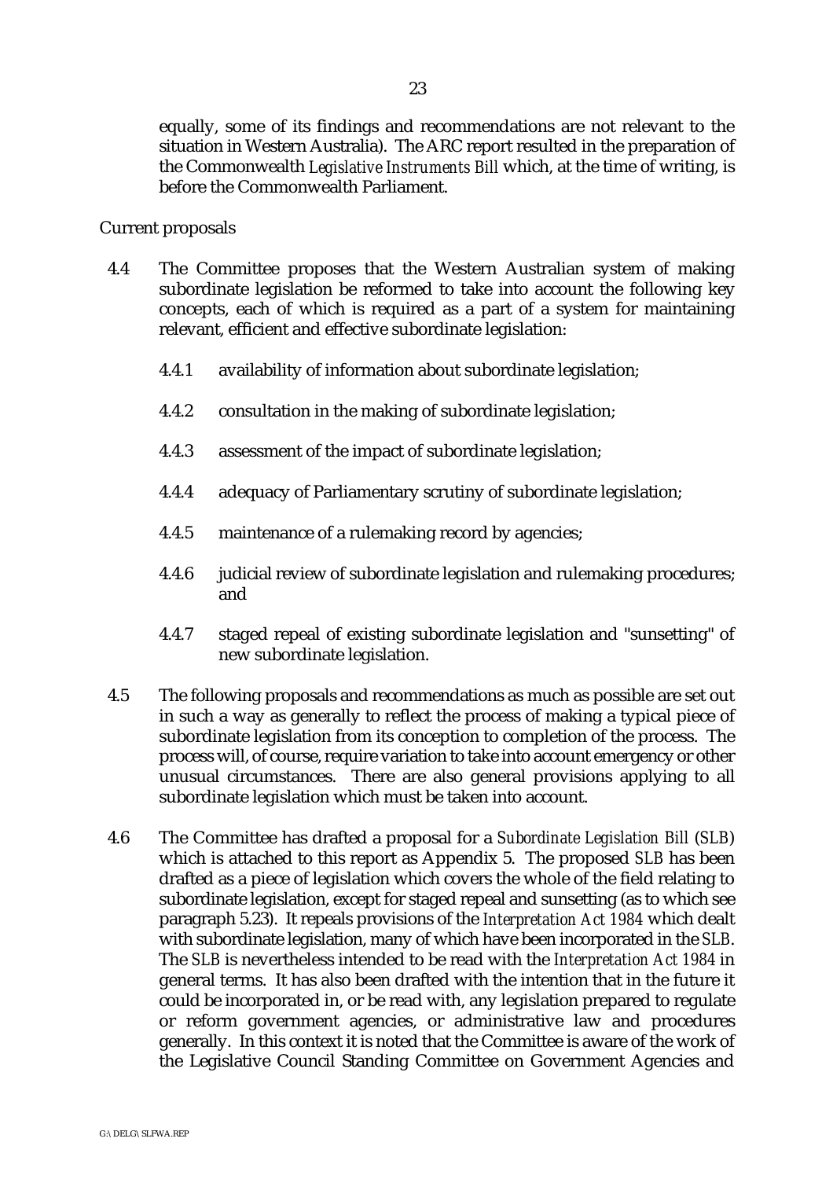equally, some of its findings and recommendations are not relevant to the situation in Western Australia). The ARC report resulted in the preparation of the Commonwealth *Legislative Instruments Bill* which, at the time of writing, is before the Commonwealth Parliament.

Current proposals

4.4 The Committee proposes that the Western Australian system of making subordinate legislation be reformed to take into account the following key concepts, each of which is required as a part of a system for maintaining relevant, efficient and effective subordinate legislation:

4.4.1 availability of information about subordinate legislation;

4.4.2 consultation in the making of subordinate legislation;

4.4.3 assessment of the impact of subordinate legislation;

4.4.4 adequacy of Parliamentary scrutiny of subordinate legislation;

4.4.5 maintenance of a rulemaking record by agencies;

4.4.6 judicial review of subordinate legislation and rulemaking procedures; and

4.4.7 staged repeal of existing subordinate legislation and "sunsetting" of new subordinate legislation.

4.5 The following proposals and recommendations as much as possible are set out in such a way as generally to reflect the process of making a typical piece of subordinate legislation from its conception to completion of the process. The process will, of course, require variation to take into account emergency or other unusual circumstances. There are also general provisions applying to all subordinate legislation which must be taken into account.

4.6 The Committee has drafted a proposal for a *Subordinate Legislation Bill* (*SLB*) which is attached to this report as Appendix 5. The proposed *SLB* has been drafted as a piece of legislation which covers the whole of the field relating to subordinate legislation, except for staged repeal and sunsetting (as to which see paragraph 5.23). It repeals provisions of the *Interpretation Act 1984* which dealt with subordinate legislation, many of which have been incorporated in the *SLB*. The *SLB* is nevertheless intended to be read with the *Interpretation Act 1984* in general terms. It has also been drafted with the intention that in the future it could be incorporated in, or be read with, any legislation prepared to regulate or reform government agencies, or administrative law and procedures generally. In this context it is noted that the Committee is aware of the work of the Legislative Council Standing Committee on Government Agencies and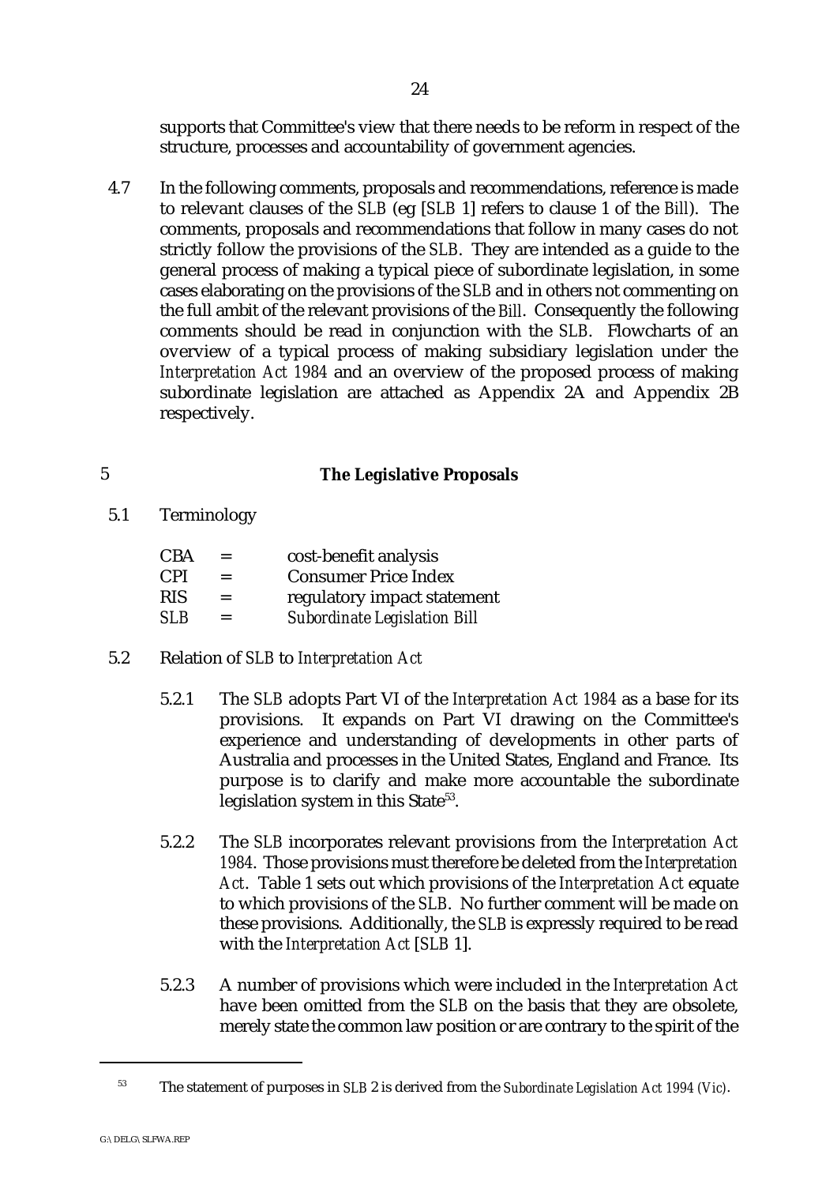supports that Committee's view that there needs to be reform in respect of the structure, processes and accountability of government agencies.

4.7 In the following comments, proposals and recommendations, reference is made to relevant clauses of the *SLB* (eg [*SLB* 1] refers to clause 1 of the *Bill*). The comments, proposals and recommendations that follow in many cases do not strictly follow the provisions of the *SLB*. They are intended as a guide to the general process of making a typical piece of subordinate legislation, in some cases elaborating on the provisions of the *SLB* and in others not commenting on the full ambit of the relevant provisions of the *Bill*. Consequently the following comments should be read in conjunction with the *SLB*. Flowcharts of an overview of a typical process of making subsidiary legislation under the *Interpretation Act 1984* and an overview of the proposed process of making subordinate legislation are attached as Appendix 2A and Appendix 2B respectively.

## 5 The Legislative Proposals

5.1 Terminology

| | | |
|---|---|---|
| CBA | = | cost-benefit analysis |
| CPI | = | Consumer Price Index |
| RIS | = | regulatory impact statement |
| *SLB* | = | *Subordinate Legislation Bill* |

5.2 Relation of *SLB* to *Interpretation Act*

5.2.1 The *SLB* adopts Part VI of the *Interpretation Act 1984* as a base for its provisions. It expands on Part VI drawing on the Committee's experience and understanding of developments in other parts of Australia and processes in the United States, England and France. Its purpose is to clarify and make more accountable the subordinate legislation system in this State[53].

5.2.2 The *SLB* incorporates relevant provisions from the *Interpretation Act 1984*. Those provisions must therefore be deleted from the *Interpretation Act*. Table 1 sets out which provisions of the *Interpretation Act* equate to which provisions of the *SLB*. No further comment will be made on these provisions. Additionally, the *SLB* is expressly required to be read with the *Interpretation Act* [*SLB* 1].

5.2.3 A number of provisions which were included in the *Interpretation Act* have been omitted from the *SLB* on the basis that they are obsolete, merely state the common law position or are contrary to the spirit of the

---

[53] The statement of purposes in *SLB* 2 is derived from the *Subordinate Legislation Act 1994 (Vic)*.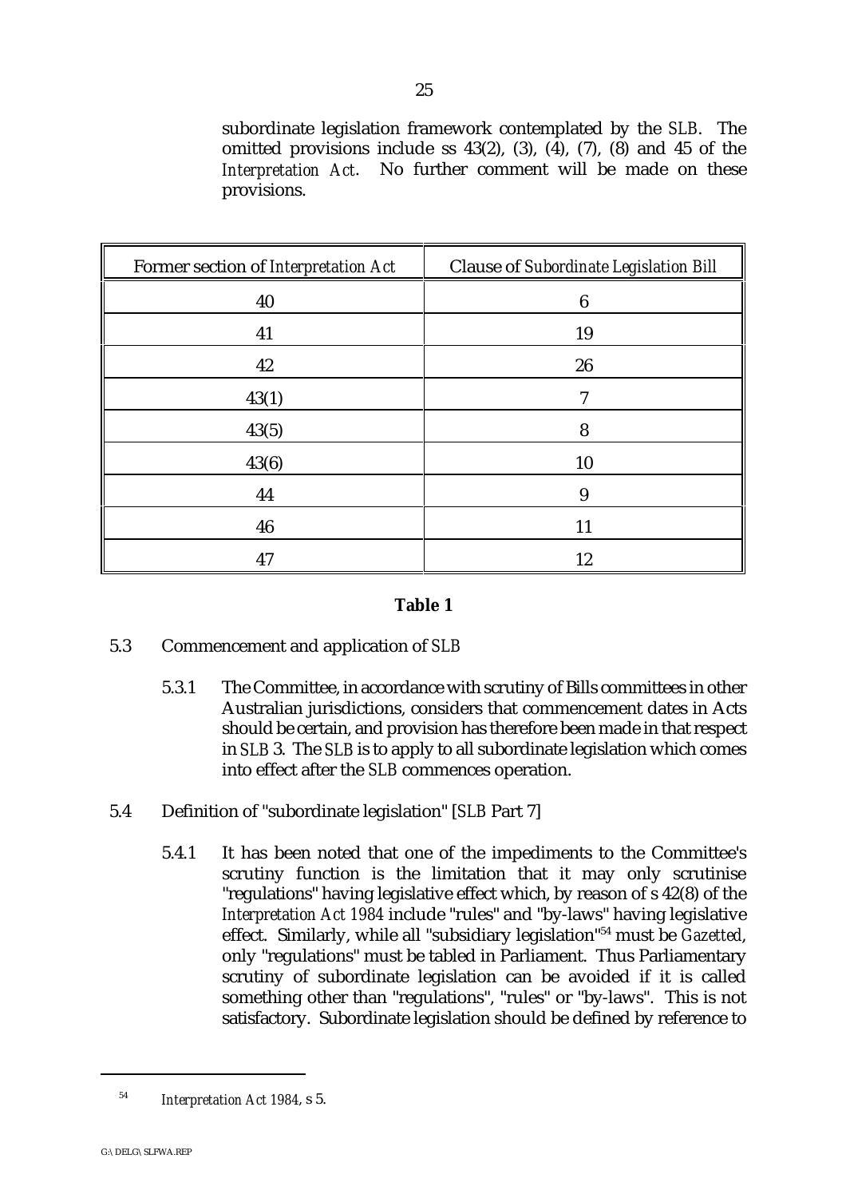subordinate legislation framework contemplated by the *SLB*. The omitted provisions include ss 43(2), (3), (4), (7), (8) and 45 of the *Interpretation Act*. No further comment will be made on these provisions.

| Former section of *Interpretation Act* | Clause of *Subordinate Legislation Bill* |
|---|---|
| 40 | 6 |
| 41 | 19 |
| 42 | 26 |
| 43(1) | 7 |
| 43(5) | 8 |
| 43(6) | 10 |
| 44 | 9 |
| 46 | 11 |
| 47 | 12 |

**Table 1**

5.3 Commencement and application of *SLB*

5.3.1 The Committee, in accordance with scrutiny of Bills committees in other Australian jurisdictions, considers that commencement dates in Acts should be certain, and provision has therefore been made in that respect in *SLB* 3. The *SLB* is to apply to all subordinate legislation which comes into effect after the *SLB* commences operation.

5.4 Definition of "subordinate legislation" [*SLB* Part 7]

5.4.1 It has been noted that one of the impediments to the Committee's scrutiny function is the limitation that it may only scrutinise "regulations" having legislative effect which, by reason of s 42(8) of the *Interpretation Act 1984* include "rules" and "by-laws" having legislative effect. Similarly, while all "subsidiary legislation"[54] must be *Gazetted*, only "regulations" must be tabled in Parliament. Thus Parliamentary scrutiny of subordinate legislation can be avoided if it is called something other than "regulations", "rules" or "by-laws". This is not satisfactory. Subordinate legislation should be defined by reference to

[54] *Interpretation Act 1984*, s 5.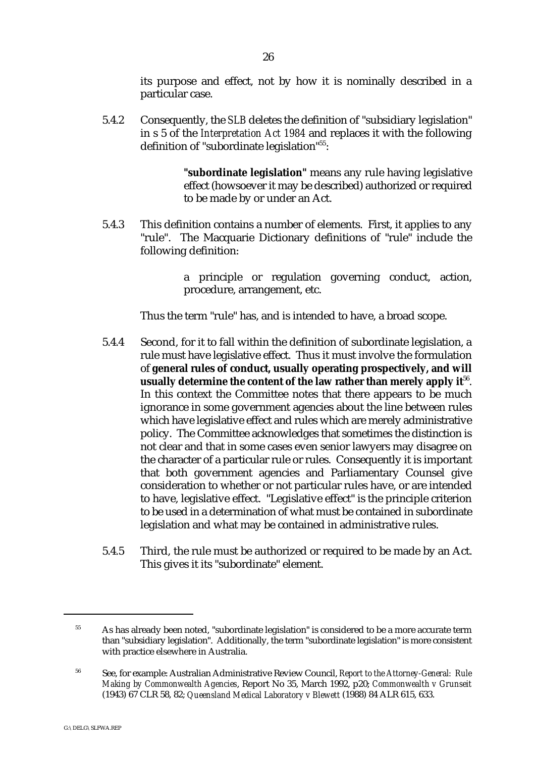its purpose and effect, not by how it is nominally described in a particular case.

5.4.2 Consequently, the *SLB* deletes the definition of "subsidiary legislation" in s 5 of the *Interpretation Act 1984* and replaces it with the following definition of "subordinate legislation"[55]:

> **"subordinate legislation"** means any rule having legislative effect (howsoever it may be described) authorized or required to be made by or under an Act.

5.4.3 This definition contains a number of elements. First, it applies to any "rule". The Macquarie Dictionary definitions of "rule" include the following definition:

> a principle or regulation governing conduct, action, procedure, arrangement, etc.

Thus the term "rule" has, and is intended to have, a broad scope.

5.4.4 Second, for it to fall within the definition of subordinate legislation, a rule must have legislative effect. Thus it must involve the formulation of **general rules of conduct, usually operating prospectively, and will usually determine the content of the law rather than merely apply it**[56]. In this context the Committee notes that there appears to be much ignorance in some government agencies about the line between rules which have legislative effect and rules which are merely administrative policy. The Committee acknowledges that sometimes the distinction is not clear and that in some cases even senior lawyers may disagree on the character of a particular rule or rules. Consequently it is important that both government agencies and Parliamentary Counsel give consideration to whether or not particular rules have, or are intended to have, legislative effect. "Legislative effect" is the principle criterion to be used in a determination of what must be contained in subordinate legislation and what may be contained in administrative rules.

5.4.5 Third, the rule must be authorized or required to be made by an Act. This gives it its "subordinate" element.

---

[55] As has already been noted, "subordinate legislation" is considered to be a more accurate term than "subsidiary legislation". Additionally, the term "subordinate legislation" is more consistent with practice elsewhere in Australia.

[56] See, for example: Australian Administrative Review Council, *Report to the Attorney-General: Rule Making by Commonwealth Agencies*, Report No 35, March 1992, p20; *Commonwealth v Grunseit* (1943) 67 CLR 58, 82; *Queensland Medical Laboratory v Blewett* (1988) 84 ALR 615, 633.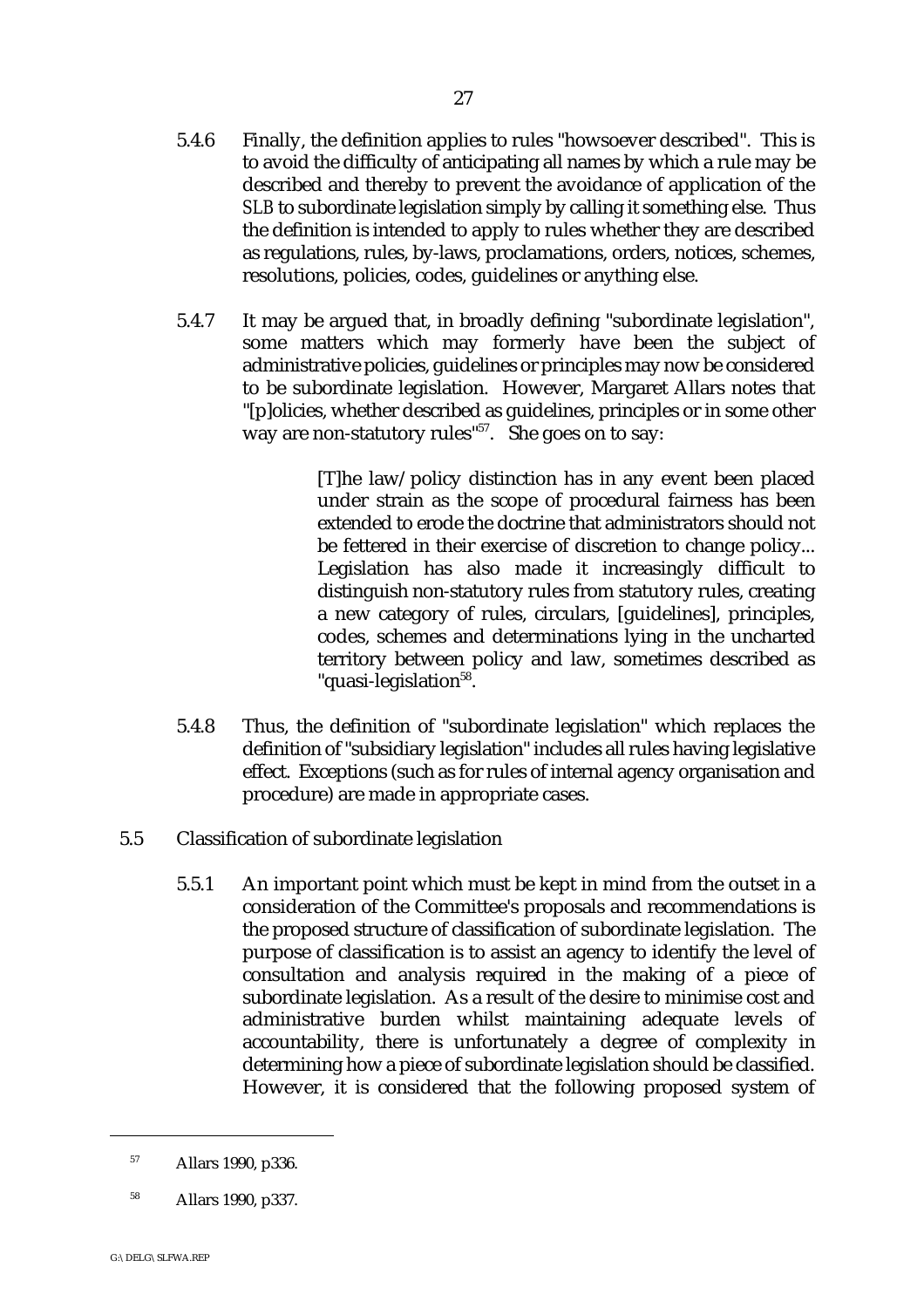5.4.6 Finally, the definition applies to rules "howsoever described". This is to avoid the difficulty of anticipating all names by which a rule may be described and thereby to prevent the avoidance of application of the *SLB* to subordinate legislation simply by calling it something else. Thus the definition is intended to apply to rules whether they are described as regulations, rules, by-laws, proclamations, orders, notices, schemes, resolutions, policies, codes, guidelines or anything else.

5.4.7 It may be argued that, in broadly defining "subordinate legislation", some matters which may formerly have been the subject of administrative policies, guidelines or principles may now be considered to be subordinate legislation. However, Margaret Allars notes that "[p]olicies, whether described as guidelines, principles or in some other way are non-statutory rules"[57]. She goes on to say:

> [T]he law/policy distinction has in any event been placed under strain as the scope of procedural fairness has been extended to erode the doctrine that administrators should not be fettered in their exercise of discretion to change policy... Legislation has also made it increasingly difficult to distinguish non-statutory rules from statutory rules, creating a new category of rules, circulars, [guidelines], principles, codes, schemes and determinations lying in the uncharted territory between policy and law, sometimes described as "quasi-legislation[58].

5.4.8 Thus, the definition of "subordinate legislation" which replaces the definition of "subsidiary legislation" includes all rules having legislative effect. Exceptions (such as for rules of internal agency organisation and procedure) are made in appropriate cases.

## 5.5 Classification of subordinate legislation

5.5.1 An important point which must be kept in mind from the outset in a consideration of the Committee's proposals and recommendations is the proposed structure of classification of subordinate legislation. The purpose of classification is to assist an agency to identify the level of consultation and analysis required in the making of a piece of subordinate legislation. As a result of the desire to minimise cost and administrative burden whilst maintaining adequate levels of accountability, there is unfortunately a degree of complexity in determining how a piece of subordinate legislation should be classified. However, it is considered that the following proposed system of

---

[57] Allars 1990, p336.

[58] Allars 1990, p337.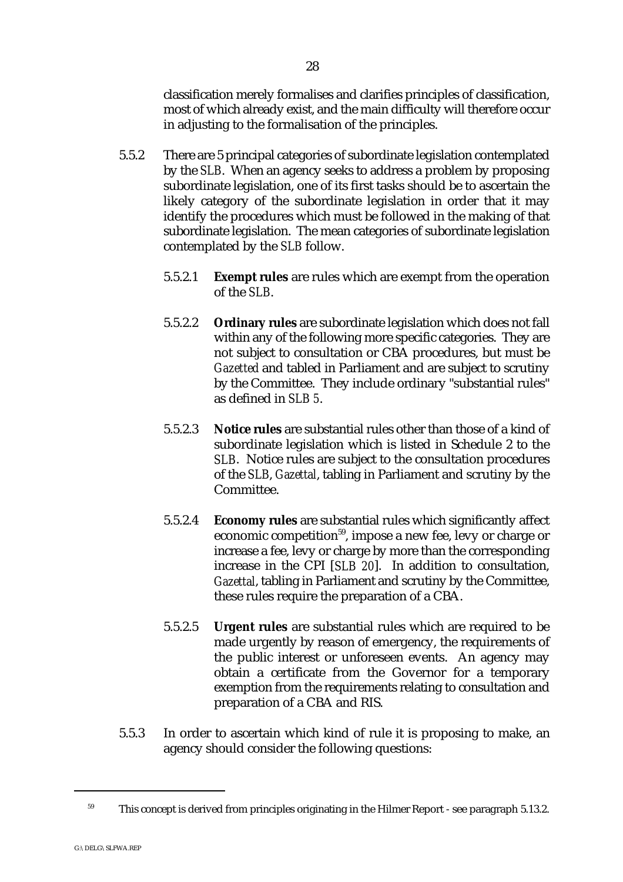classification merely formalises and clarifies principles of classification, most of which already exist, and the main difficulty will therefore occur in adjusting to the formalisation of the principles.

5.5.2 There are 5 principal categories of subordinate legislation contemplated by the *SLB*. When an agency seeks to address a problem by proposing subordinate legislation, one of its first tasks should be to ascertain the likely category of the subordinate legislation in order that it may identify the procedures which must be followed in the making of that subordinate legislation. The mean categories of subordinate legislation contemplated by the *SLB* follow.

5.5.2.1 **Exempt rules** are rules which are exempt from the operation of the *SLB*.

5.5.2.2 **Ordinary rules** are subordinate legislation which does not fall within any of the following more specific categories. They are not subject to consultation or CBA procedures, but must be *Gazetted* and tabled in Parliament and are subject to scrutiny by the Committee. They include ordinary "substantial rules" as defined in *SLB 5*.

5.5.2.3 **Notice rules** are substantial rules other than those of a kind of subordinate legislation which is listed in Schedule 2 to the *SLB*. Notice rules are subject to the consultation procedures of the *SLB*, *Gazettal*, tabling in Parliament and scrutiny by the Committee.

5.5.2.4 **Economy rules** are substantial rules which significantly affect economic competition[59], impose a new fee, levy or charge or increase a fee, levy or charge by more than the corresponding increase in the CPI [*SLB 20*]. In addition to consultation, *Gazettal*, tabling in Parliament and scrutiny by the Committee, these rules require the preparation of a CBA.

5.5.2.5 **Urgent rules** are substantial rules which are required to be made urgently by reason of emergency, the requirements of the public interest or unforeseen events. An agency may obtain a certificate from the Governor for a temporary exemption from the requirements relating to consultation and preparation of a CBA and RIS.

5.5.3 In order to ascertain which kind of rule it is proposing to make, an agency should consider the following questions:

[59] This concept is derived from principles originating in the Hilmer Report - see paragraph 5.13.2.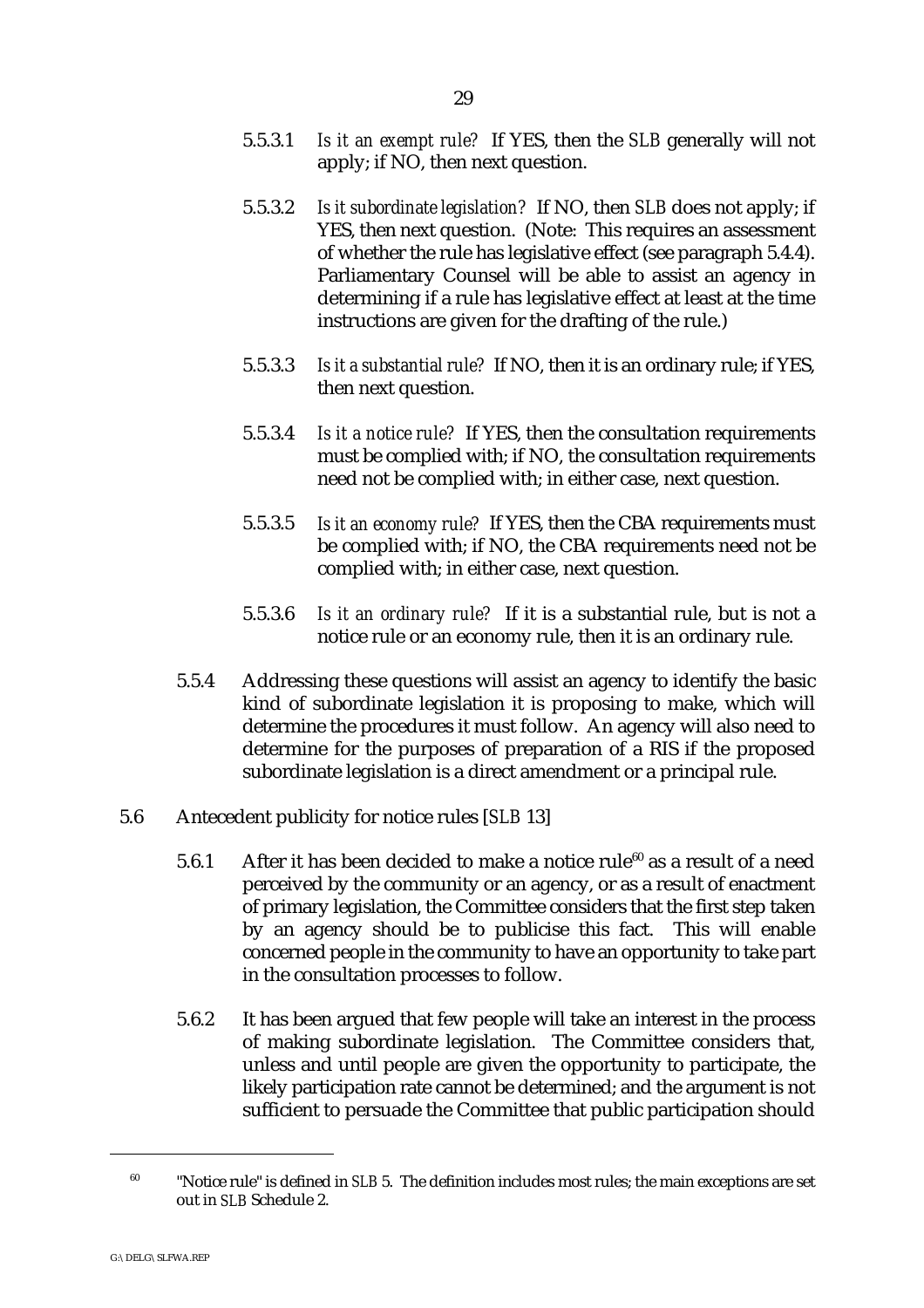5.5.3.1 *Is it an exempt rule?* If YES, then the *SLB* generally will not apply; if NO, then next question.

5.5.3.2 *Is it subordinate legislation?* If NO, then *SLB* does not apply; if YES, then next question. (Note: This requires an assessment of whether the rule has legislative effect (see paragraph 5.4.4). Parliamentary Counsel will be able to assist an agency in determining if a rule has legislative effect at least at the time instructions are given for the drafting of the rule.)

5.5.3.3 *Is it a substantial rule?* If NO, then it is an ordinary rule; if YES, then next question.

5.5.3.4 *Is it a notice rule?* If YES, then the consultation requirements must be complied with; if NO, the consultation requirements need not be complied with; in either case, next question.

5.5.3.5 *Is it an economy rule?* If YES, then the CBA requirements must be complied with; if NO, the CBA requirements need not be complied with; in either case, next question.

5.5.3.6 *Is it an ordinary rule?* If it is a substantial rule, but is not a notice rule or an economy rule, then it is an ordinary rule.

5.5.4 Addressing these questions will assist an agency to identify the basic kind of subordinate legislation it is proposing to make, which will determine the procedures it must follow. An agency will also need to determine for the purposes of preparation of a RIS if the proposed subordinate legislation is a direct amendment or a principal rule.

## 5.6 Antecedent publicity for notice rules [*SLB* 13]

5.6.1 After it has been decided to make a notice rule[60] as a result of a need perceived by the community or an agency, or as a result of enactment of primary legislation, the Committee considers that the first step taken by an agency should be to publicise this fact. This will enable concerned people in the community to have an opportunity to take part in the consultation processes to follow.

5.6.2 It has been argued that few people will take an interest in the process of making subordinate legislation. The Committee considers that, unless and until people are given the opportunity to participate, the likely participation rate cannot be determined; and the argument is not sufficient to persuade the Committee that public participation should

---

[60] "Notice rule" is defined in *SLB* 5. The definition includes most rules; the main exceptions are set out in *SLB* Schedule 2.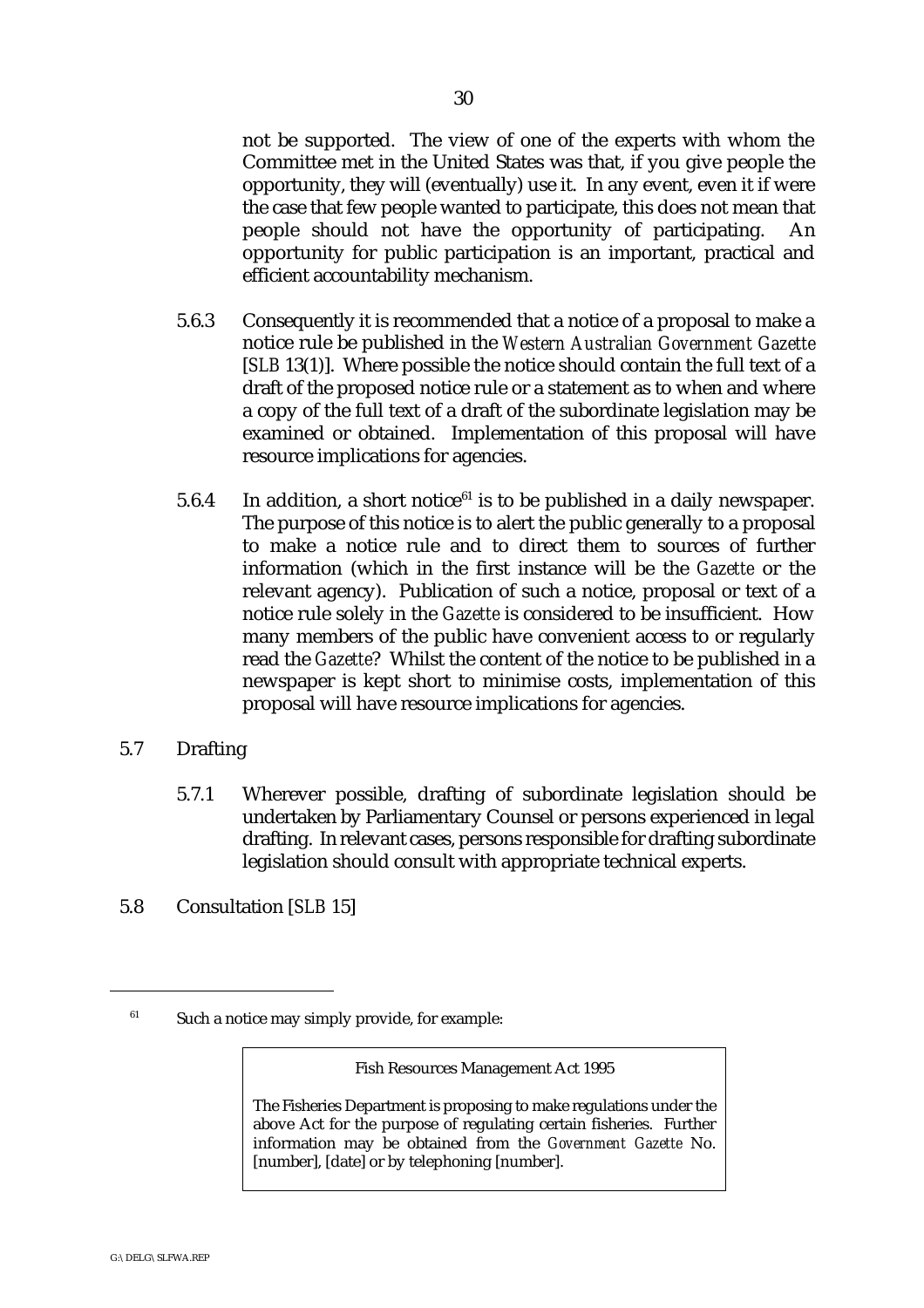not be supported. The view of one of the experts with whom the Committee met in the United States was that, if you give people the opportunity, they will (eventually) use it. In any event, even it if were the case that few people wanted to participate, this does not mean that people should not have the opportunity of participating. An opportunity for public participation is an important, practical and efficient accountability mechanism.

5.6.3 Consequently it is recommended that a notice of a proposal to make a notice rule be published in the *Western Australian Government Gazette* [*SLB* 13(1)]. Where possible the notice should contain the full text of a draft of the proposed notice rule or a statement as to when and where a copy of the full text of a draft of the subordinate legislation may be examined or obtained. Implementation of this proposal will have resource implications for agencies.

5.6.4 In addition, a short notice[61] is to be published in a daily newspaper. The purpose of this notice is to alert the public generally to a proposal to make a notice rule and to direct them to sources of further information (which in the first instance will be the *Gazette* or the relevant agency). Publication of such a notice, proposal or text of a notice rule solely in the *Gazette* is considered to be insufficient. How many members of the public have convenient access to or regularly read the *Gazette*? Whilst the content of the notice to be published in a newspaper is kept short to minimise costs, implementation of this proposal will have resource implications for agencies.

## 5.7 Drafting

5.7.1 Wherever possible, drafting of subordinate legislation should be undertaken by Parliamentary Counsel or persons experienced in legal drafting. In relevant cases, persons responsible for drafting subordinate legislation should consult with appropriate technical experts.

## 5.8 Consultation [*SLB* 15]

---

[61] Such a notice may simply provide, for example:

> Fish Resources Management Act 1995
>
> The Fisheries Department is proposing to make regulations under the above Act for the purpose of regulating certain fisheries. Further information may be obtained from the *Government Gazette* No. [number], [date] or by telephoning [number].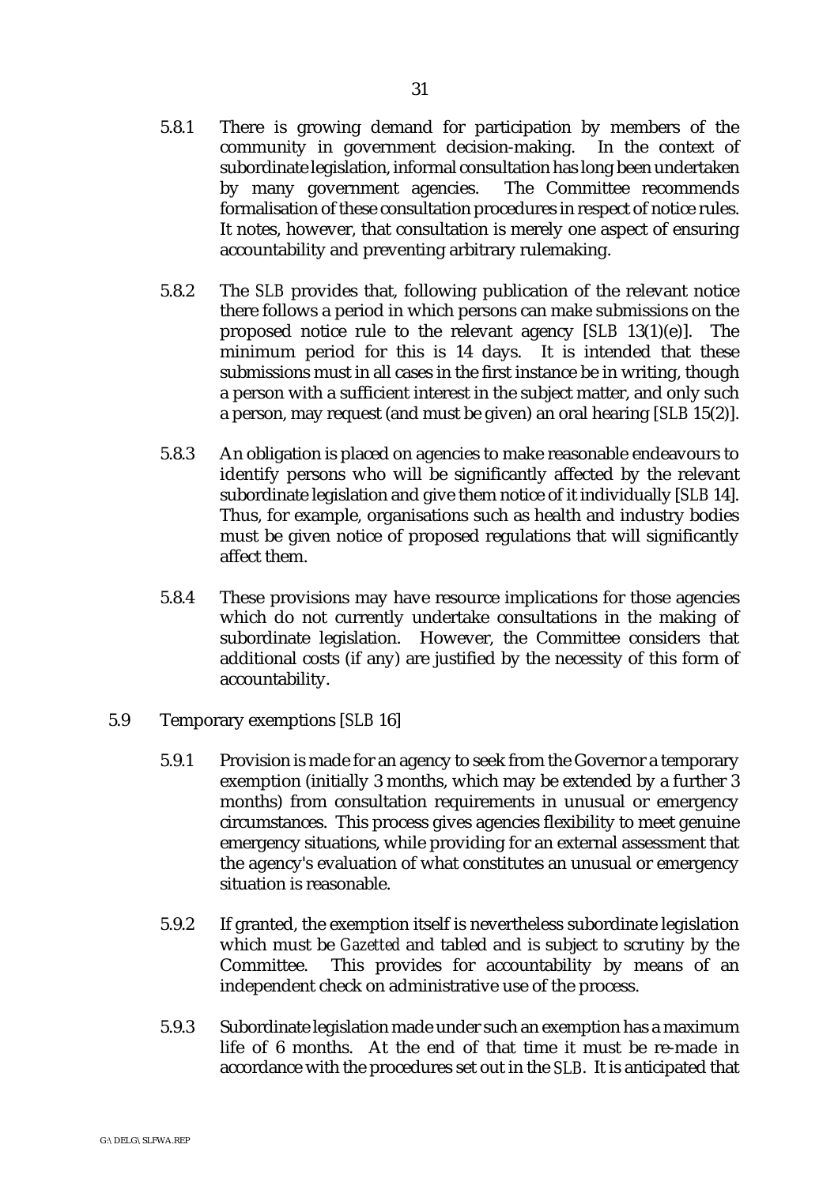5.8.1 There is growing demand for participation by members of the community in government decision-making. In the context of subordinate legislation, informal consultation has long been undertaken by many government agencies. The Committee recommends formalisation of these consultation procedures in respect of notice rules. It notes, however, that consultation is merely one aspect of ensuring accountability and preventing arbitrary rulemaking.

5.8.2 The *SLB* provides that, following publication of the relevant notice there follows a period in which persons can make submissions on the proposed notice rule to the relevant agency [*SLB* 13(1)(e)]. The minimum period for this is 14 days. It is intended that these submissions must in all cases in the first instance be in writing, though a person with a sufficient interest in the subject matter, and only such a person, may request (and must be given) an oral hearing [*SLB* 15(2)].

5.8.3 An obligation is placed on agencies to make reasonable endeavours to identify persons who will be significantly affected by the relevant subordinate legislation and give them notice of it individually [*SLB* 14]. Thus, for example, organisations such as health and industry bodies must be given notice of proposed regulations that will significantly affect them.

5.8.4 These provisions may have resource implications for those agencies which do not currently undertake consultations in the making of subordinate legislation. However, the Committee considers that additional costs (if any) are justified by the necessity of this form of accountability.

5.9 Temporary exemptions [*SLB* 16]

5.9.1 Provision is made for an agency to seek from the Governor a temporary exemption (initially 3 months, which may be extended by a further 3 months) from consultation requirements in unusual or emergency circumstances. This process gives agencies flexibility to meet genuine emergency situations, while providing for an external assessment that the agency's evaluation of what constitutes an unusual or emergency situation is reasonable.

5.9.2 If granted, the exemption itself is nevertheless subordinate legislation which must be *Gazetted* and tabled and is subject to scrutiny by the Committee. This provides for accountability by means of an independent check on administrative use of the process.

5.9.3 Subordinate legislation made under such an exemption has a maximum life of 6 months. At the end of that time it must be re-made in accordance with the procedures set out in the *SLB*. It is anticipated that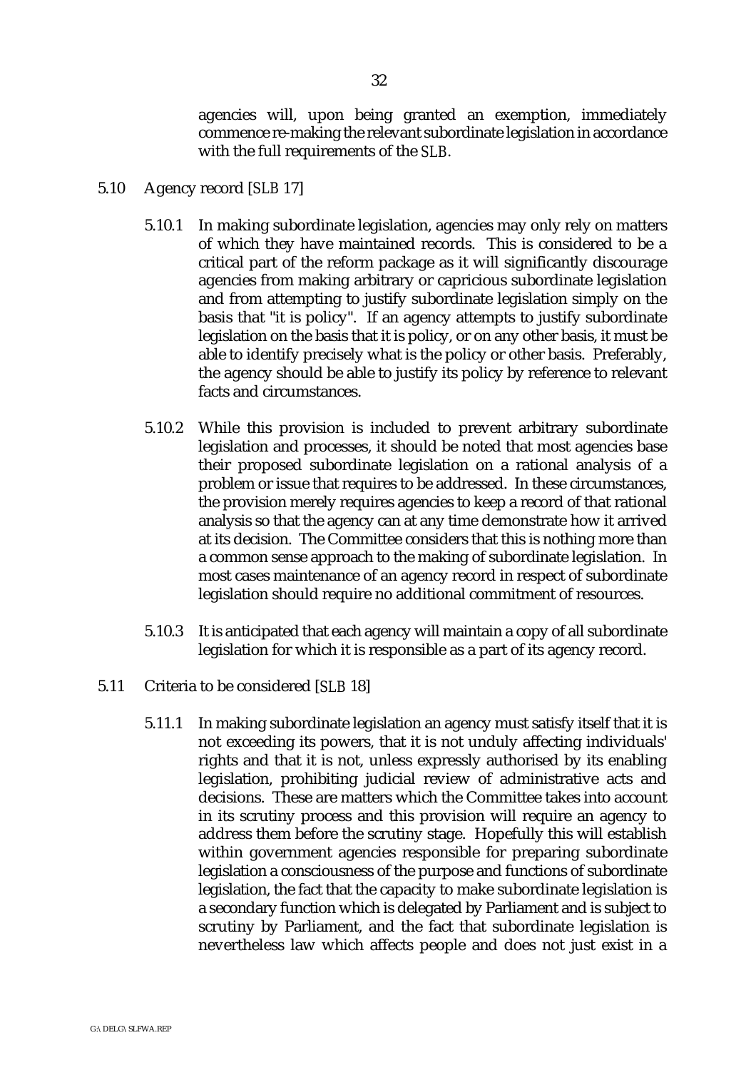agencies will, upon being granted an exemption, immediately commence re-making the relevant subordinate legislation in accordance with the full requirements of the *SLB*.

5.10 Agency record [*SLB* 17]

5.10.1 In making subordinate legislation, agencies may only rely on matters of which they have maintained records. This is considered to be a critical part of the reform package as it will significantly discourage agencies from making arbitrary or capricious subordinate legislation and from attempting to justify subordinate legislation simply on the basis that "it is policy". If an agency attempts to justify subordinate legislation on the basis that it is policy, or on any other basis, it must be able to identify precisely what is the policy or other basis. Preferably, the agency should be able to justify its policy by reference to relevant facts and circumstances.

5.10.2 While this provision is included to prevent arbitrary subordinate legislation and processes, it should be noted that most agencies base their proposed subordinate legislation on a rational analysis of a problem or issue that requires to be addressed. In these circumstances, the provision merely requires agencies to keep a record of that rational analysis so that the agency can at any time demonstrate how it arrived at its decision. The Committee considers that this is nothing more than a common sense approach to the making of subordinate legislation. In most cases maintenance of an agency record in respect of subordinate legislation should require no additional commitment of resources.

5.10.3 It is anticipated that each agency will maintain a copy of all subordinate legislation for which it is responsible as a part of its agency record.

5.11 Criteria to be considered [*SLB* 18]

5.11.1 In making subordinate legislation an agency must satisfy itself that it is not exceeding its powers, that it is not unduly affecting individuals' rights and that it is not, unless expressly authorised by its enabling legislation, prohibiting judicial review of administrative acts and decisions. These are matters which the Committee takes into account in its scrutiny process and this provision will require an agency to address them before the scrutiny stage. Hopefully this will establish within government agencies responsible for preparing subordinate legislation a consciousness of the purpose and functions of subordinate legislation, the fact that the capacity to make subordinate legislation is a secondary function which is delegated by Parliament and is subject to scrutiny by Parliament, and the fact that subordinate legislation is nevertheless law which affects people and does not just exist in a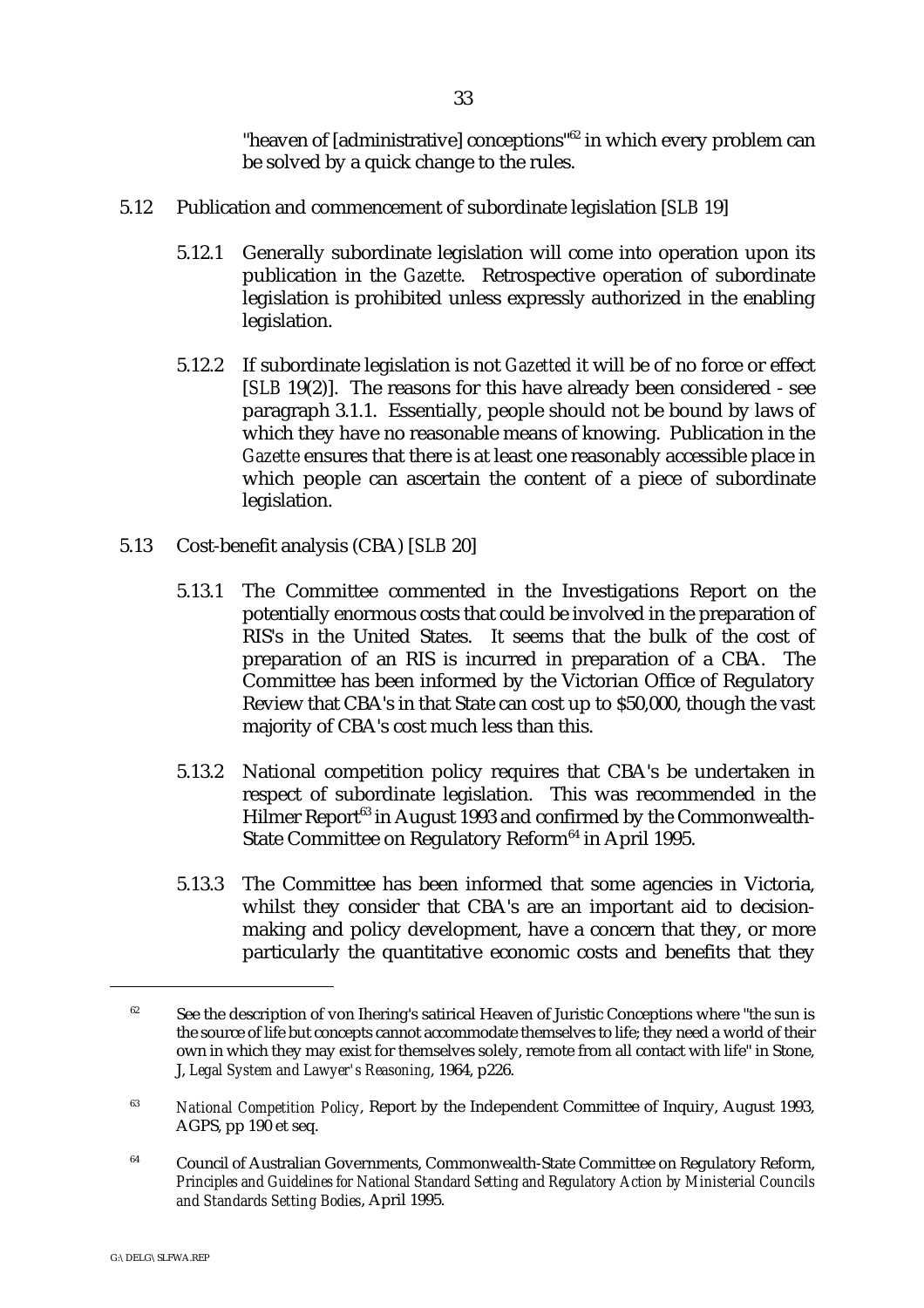"heaven of [administrative] conceptions"[62] in which every problem can be solved by a quick change to the rules.

5.12 Publication and commencement of subordinate legislation [*SLB* 19]

5.12.1 Generally subordinate legislation will come into operation upon its publication in the *Gazette*. Retrospective operation of subordinate legislation is prohibited unless expressly authorized in the enabling legislation.

5.12.2 If subordinate legislation is not *Gazetted* it will be of no force or effect [*SLB* 19(2)]. The reasons for this have already been considered - see paragraph 3.1.1. Essentially, people should not be bound by laws of which they have no reasonable means of knowing. Publication in the *Gazette* ensures that there is at least one reasonably accessible place in which people can ascertain the content of a piece of subordinate legislation.

5.13 Cost-benefit analysis (CBA) [*SLB* 20]

5.13.1 The Committee commented in the Investigations Report on the potentially enormous costs that could be involved in the preparation of RIS's in the United States. It seems that the bulk of the cost of preparation of an RIS is incurred in preparation of a CBA. The Committee has been informed by the Victorian Office of Regulatory Review that CBA's in that State can cost up to $50,000, though the vast majority of CBA's cost much less than this.

5.13.2 National competition policy requires that CBA's be undertaken in respect of subordinate legislation. This was recommended in the Hilmer Report[63] in August 1993 and confirmed by the Commonwealth-State Committee on Regulatory Reform[64] in April 1995.

5.13.3 The Committee has been informed that some agencies in Victoria, whilst they consider that CBA's are an important aid to decision-making and policy development, have a concern that they, or more particularly the quantitative economic costs and benefits that they

---

[62] See the description of von Ihering's satirical Heaven of Juristic Conceptions where "the sun is the source of life but concepts cannot accommodate themselves to life; they need a world of their own in which they may exist for themselves solely, remote from all contact with life" in Stone, J, *Legal System and Lawyer's Reasoning*, 1964, p226.

[63] *National Competition Policy*, Report by the Independent Committee of Inquiry, August 1993, AGPS, pp 190 et seq.

[64] Council of Australian Governments, Commonwealth-State Committee on Regulatory Reform, *Principles and Guidelines for National Standard Setting and Regulatory Action by Ministerial Councils and Standards Setting Bodies*, April 1995.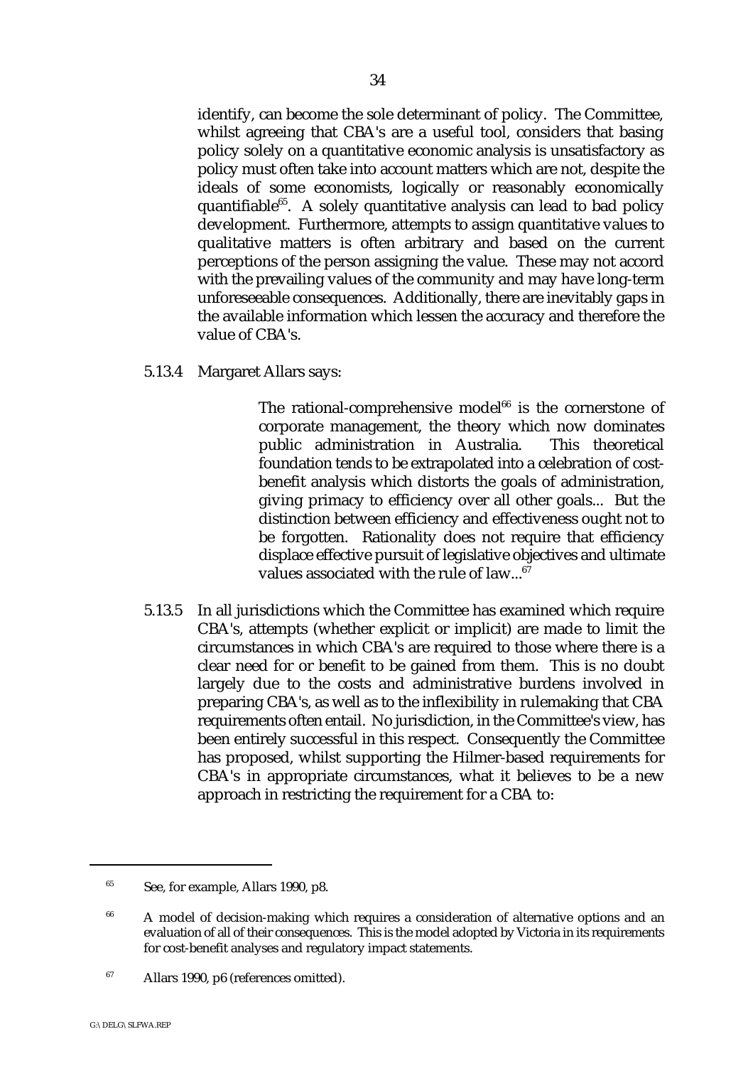identify, can become the sole determinant of policy. The Committee, whilst agreeing that CBA's are a useful tool, considers that basing policy solely on a quantitative economic analysis is unsatisfactory as policy must often take into account matters which are not, despite the ideals of some economists, logically or reasonably economically quantifiable[65]. A solely quantitative analysis can lead to bad policy development. Furthermore, attempts to assign quantitative values to qualitative matters is often arbitrary and based on the current perceptions of the person assigning the value. These may not accord with the prevailing values of the community and may have long-term unforeseeable consequences. Additionally, there are inevitably gaps in the available information which lessen the accuracy and therefore the value of CBA's.

5.13.4 Margaret Allars says:

> The rational-comprehensive model[66] is the cornerstone of corporate management, the theory which now dominates public administration in Australia. This theoretical foundation tends to be extrapolated into a celebration of cost-benefit analysis which distorts the goals of administration, giving primacy to efficiency over all other goals... But the distinction between efficiency and effectiveness ought not to be forgotten. Rationality does not require that efficiency displace effective pursuit of legislative objectives and ultimate values associated with the rule of law...[67]

5.13.5 In all jurisdictions which the Committee has examined which require CBA's, attempts (whether explicit or implicit) are made to limit the circumstances in which CBA's are required to those where there is a clear need for or benefit to be gained from them. This is no doubt largely due to the costs and administrative burdens involved in preparing CBA's, as well as to the inflexibility in rulemaking that CBA requirements often entail. No jurisdiction, in the Committee's view, has been entirely successful in this respect. Consequently the Committee has proposed, whilst supporting the Hilmer-based requirements for CBA's in appropriate circumstances, what it believes to be a new approach in restricting the requirement for a CBA to:

---

[65] See, for example, Allars 1990, p8.

[66] A model of decision-making which requires a consideration of alternative options and an evaluation of all of their consequences. This is the model adopted by Victoria in its requirements for cost-benefit analyses and regulatory impact statements.

[67] Allars 1990, p6 (references omitted).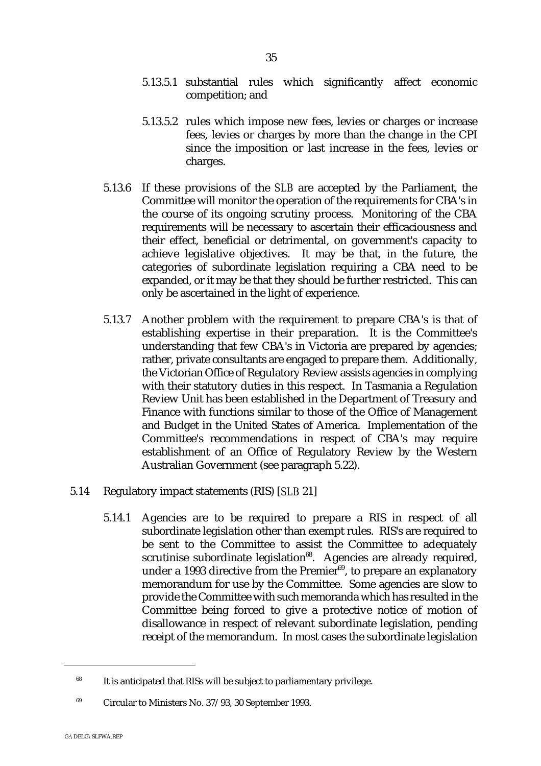5.13.5.1 substantial rules which significantly affect economic competition; and

5.13.5.2 rules which impose new fees, levies or charges or increase fees, levies or charges by more than the change in the CPI since the imposition or last increase in the fees, levies or charges.

5.13.6 If these provisions of the *SLB* are accepted by the Parliament, the Committee will monitor the operation of the requirements for CBA's in the course of its ongoing scrutiny process. Monitoring of the CBA requirements will be necessary to ascertain their efficaciousness and their effect, beneficial or detrimental, on government's capacity to achieve legislative objectives. It may be that, in the future, the categories of subordinate legislation requiring a CBA need to be expanded, or it may be that they should be further restricted. This can only be ascertained in the light of experience.

5.13.7 Another problem with the requirement to prepare CBA's is that of establishing expertise in their preparation. It is the Committee's understanding that few CBA's in Victoria are prepared by agencies; rather, private consultants are engaged to prepare them. Additionally, the Victorian Office of Regulatory Review assists agencies in complying with their statutory duties in this respect. In Tasmania a Regulation Review Unit has been established in the Department of Treasury and Finance with functions similar to those of the Office of Management and Budget in the United States of America. Implementation of the Committee's recommendations in respect of CBA's may require establishment of an Office of Regulatory Review by the Western Australian Government (see paragraph 5.22).

5.14 Regulatory impact statements (RIS) [*SLB* 21]

5.14.1 Agencies are to be required to prepare a RIS in respect of all subordinate legislation other than exempt rules. RIS's are required to be sent to the Committee to assist the Committee to adequately scrutinise subordinate legislation[68]. Agencies are already required, under a 1993 directive from the Premier[69], to prepare an explanatory memorandum for use by the Committee. Some agencies are slow to provide the Committee with such memoranda which has resulted in the Committee being forced to give a protective notice of motion of disallowance in respect of relevant subordinate legislation, pending receipt of the memorandum. In most cases the subordinate legislation

---

[68] It is anticipated that RISs will be subject to parliamentary privilege.

[69] Circular to Ministers No. 37/93, 30 September 1993.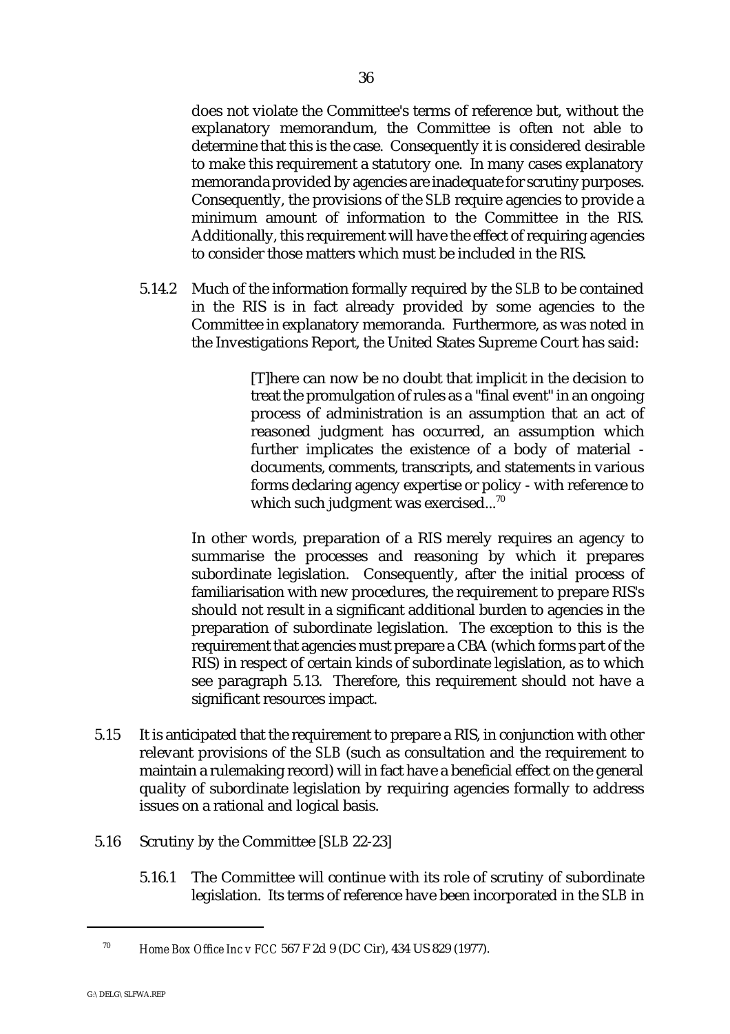does not violate the Committee's terms of reference but, without the explanatory memorandum, the Committee is often not able to determine that this is the case. Consequently it is considered desirable to make this requirement a statutory one. In many cases explanatory memoranda provided by agencies are inadequate for scrutiny purposes. Consequently, the provisions of the *SLB* require agencies to provide a minimum amount of information to the Committee in the RIS. Additionally, this requirement will have the effect of requiring agencies to consider those matters which must be included in the RIS.

5.14.2 Much of the information formally required by the *SLB* to be contained in the RIS is in fact already provided by some agencies to the Committee in explanatory memoranda. Furthermore, as was noted in the Investigations Report, the United States Supreme Court has said:

> [T]here can now be no doubt that implicit in the decision to treat the promulgation of rules as a "final event" in an ongoing process of administration is an assumption that an act of reasoned judgment has occurred, an assumption which further implicates the existence of a body of material - documents, comments, transcripts, and statements in various forms declaring agency expertise or policy - with reference to which such judgment was exercised...[70]

In other words, preparation of a RIS merely requires an agency to summarise the processes and reasoning by which it prepares subordinate legislation. Consequently, after the initial process of familiarisation with new procedures, the requirement to prepare RIS's should not result in a significant additional burden to agencies in the preparation of subordinate legislation. The exception to this is the requirement that agencies must prepare a CBA (which forms part of the RIS) in respect of certain kinds of subordinate legislation, as to which see paragraph 5.13. Therefore, this requirement should not have a significant resources impact.

5.15 It is anticipated that the requirement to prepare a RIS, in conjunction with other relevant provisions of the *SLB* (such as consultation and the requirement to maintain a rulemaking record) will in fact have a beneficial effect on the general quality of subordinate legislation by requiring agencies formally to address issues on a rational and logical basis.

5.16 Scrutiny by the Committee [*SLB* 22-23]

5.16.1 The Committee will continue with its role of scrutiny of subordinate legislation. Its terms of reference have been incorporated in the *SLB* in

---

[70] *Home Box Office Inc v FCC* 567 F 2d 9 (DC Cir), 434 US 829 (1977).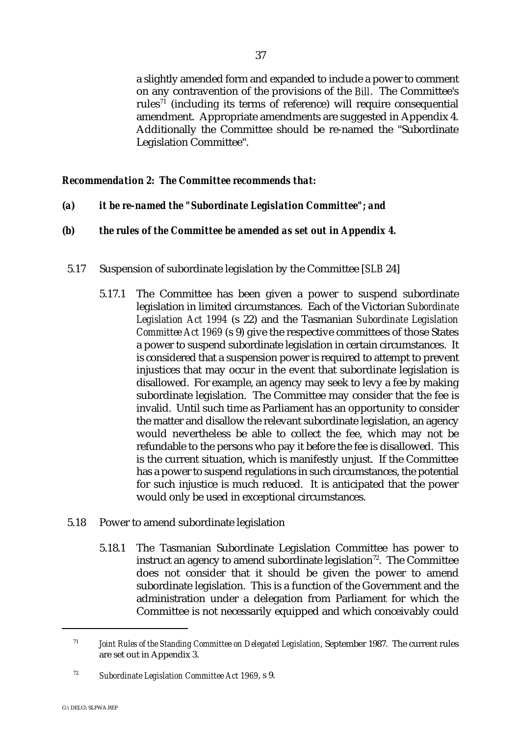a slightly amended form and expanded to include a power to comment on any contravention of the provisions of the *Bill*. The Committee's rules[71] (including its terms of reference) will require consequential amendment. Appropriate amendments are suggested in Appendix 4. Additionally the Committee should be re-named the "Subordinate Legislation Committee".

***Recommendation 2: The Committee recommends that:***

***(a) it be re-named the "Subordinate Legislation Committee"; and***

***(b) the rules of the Committee be amended as set out in Appendix 4.***

5.17 Suspension of subordinate legislation by the Committee [*SLB* 24]

5.17.1 The Committee has been given a power to suspend subordinate legislation in limited circumstances. Each of the Victorian *Subordinate Legislation Act 1994* (s 22) and the Tasmanian *Subordinate Legislation Committee Act 1969* (s 9) give the respective committees of those States a power to suspend subordinate legislation in certain circumstances. It is considered that a suspension power is required to attempt to prevent injustices that may occur in the event that subordinate legislation is disallowed. For example, an agency may seek to levy a fee by making subordinate legislation. The Committee may consider that the fee is invalid. Until such time as Parliament has an opportunity to consider the matter and disallow the relevant subordinate legislation, an agency would nevertheless be able to collect the fee, which may not be refundable to the persons who pay it before the fee is disallowed. This is the current situation, which is manifestly unjust. If the Committee has a power to suspend regulations in such circumstances, the potential for such injustice is much reduced. It is anticipated that the power would only be used in exceptional circumstances.

5.18 Power to amend subordinate legislation

5.18.1 The Tasmanian Subordinate Legislation Committee has power to instruct an agency to amend subordinate legislation[72]. The Committee does not consider that it should be given the power to amend subordinate legislation. This is a function of the Government and the administration under a delegation from Parliament for which the Committee is not necessarily equipped and which conceivably could

---

[71] *Joint Rules of the Standing Committee on Delegated Legislation*, September 1987. The current rules are set out in Appendix 3.

[72] *Subordinate Legislation Committee Act 1969*, s 9.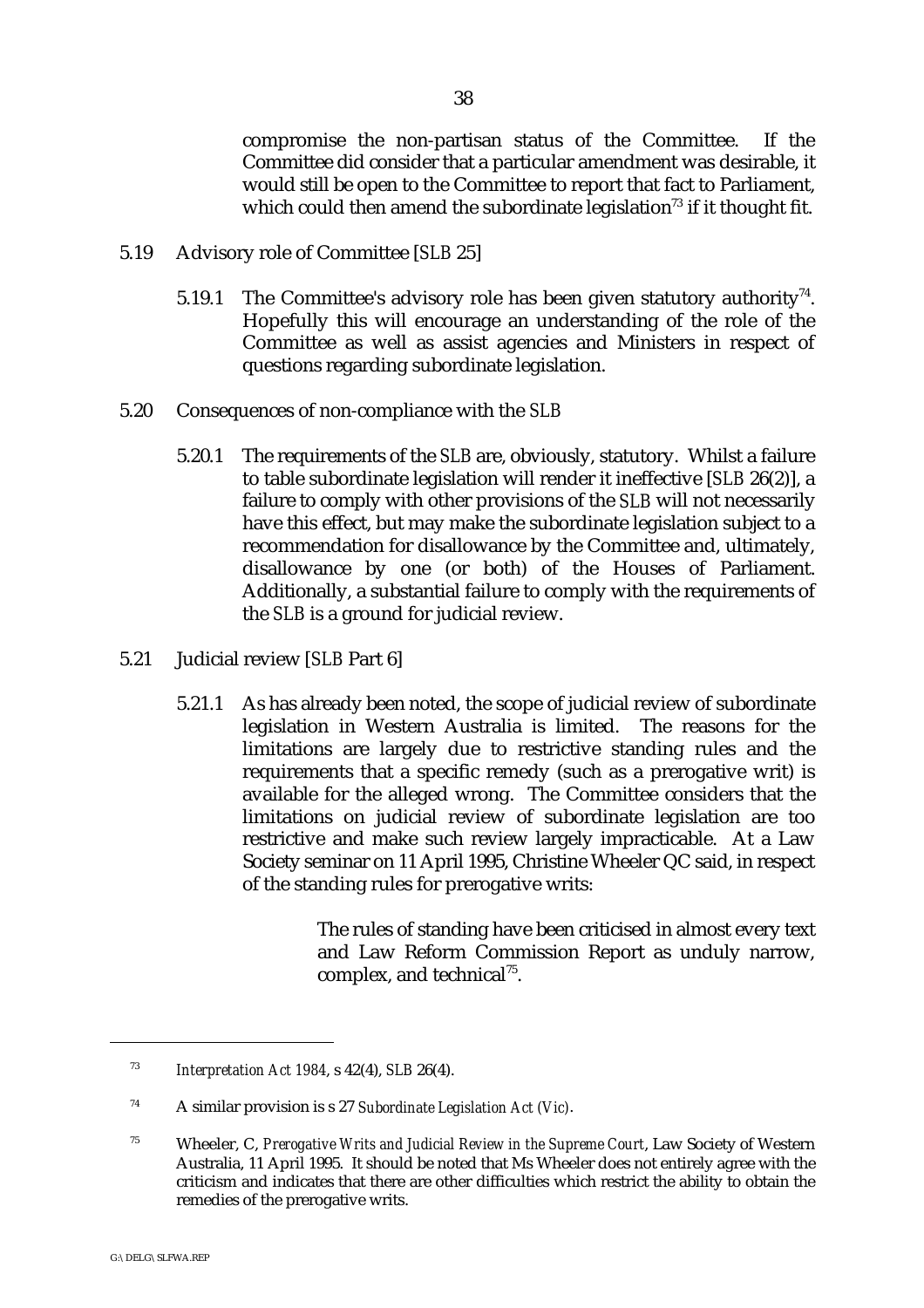compromise the non-partisan status of the Committee. If the Committee did consider that a particular amendment was desirable, it would still be open to the Committee to report that fact to Parliament, which could then amend the subordinate legislation[73] if it thought fit.

5.19 Advisory role of Committee [*SLB* 25]

5.19.1 The Committee's advisory role has been given statutory authority[74]. Hopefully this will encourage an understanding of the role of the Committee as well as assist agencies and Ministers in respect of questions regarding subordinate legislation.

5.20 Consequences of non-compliance with the *SLB*

5.20.1 The requirements of the *SLB* are, obviously, statutory. Whilst a failure to table subordinate legislation will render it ineffective [*SLB* 26(2)], a failure to comply with other provisions of the *SLB* will not necessarily have this effect, but may make the subordinate legislation subject to a recommendation for disallowance by the Committee and, ultimately, disallowance by one (or both) of the Houses of Parliament. Additionally, a substantial failure to comply with the requirements of the *SLB* is a ground for judicial review.

5.21 Judicial review [*SLB* Part 6]

5.21.1 As has already been noted, the scope of judicial review of subordinate legislation in Western Australia is limited. The reasons for the limitations are largely due to restrictive standing rules and the requirements that a specific remedy (such as a prerogative writ) is available for the alleged wrong. The Committee considers that the limitations on judicial review of subordinate legislation are too restrictive and make such review largely impracticable. At a Law Society seminar on 11 April 1995, Christine Wheeler QC said, in respect of the standing rules for prerogative writs:

> The rules of standing have been criticised in almost every text and Law Reform Commission Report as unduly narrow, complex, and technical[75].

---

[73] *Interpretation Act 1984*, s 42(4), *SLB* 26(4).

[74] A similar provision is s 27 *Subordinate Legislation Act (Vic)*.

[75] Wheeler, C, *Prerogative Writs and Judicial Review in the Supreme Court*, Law Society of Western Australia, 11 April 1995. It should be noted that Ms Wheeler does not entirely agree with the criticism and indicates that there are other difficulties which restrict the ability to obtain the remedies of the prerogative writs.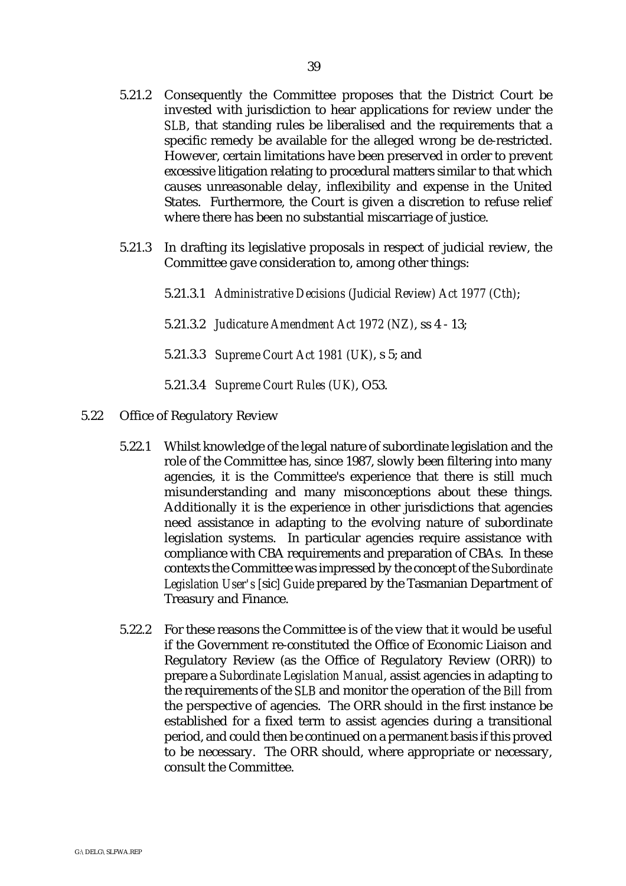5.21.2 Consequently the Committee proposes that the District Court be invested with jurisdiction to hear applications for review under the *SLB*, that standing rules be liberalised and the requirements that a specific remedy be available for the alleged wrong be de-restricted. However, certain limitations have been preserved in order to prevent excessive litigation relating to procedural matters similar to that which causes unreasonable delay, inflexibility and expense in the United States. Furthermore, the Court is given a discretion to refuse relief where there has been no substantial miscarriage of justice.

5.21.3 In drafting its legislative proposals in respect of judicial review, the Committee gave consideration to, among other things:

5.21.3.1 *Administrative Decisions (Judicial Review) Act 1977 (Cth)*;

5.21.3.2 *Judicature Amendment Act 1972 (NZ)*, ss 4 - 13;

5.21.3.3 *Supreme Court Act 1981 (UK)*, s 5; and

5.21.3.4 *Supreme Court Rules (UK)*, O53.

5.22 Office of Regulatory Review

5.22.1 Whilst knowledge of the legal nature of subordinate legislation and the role of the Committee has, since 1987, slowly been filtering into many agencies, it is the Committee's experience that there is still much misunderstanding and many misconceptions about these things. Additionally it is the experience in other jurisdictions that agencies need assistance in adapting to the evolving nature of subordinate legislation systems. In particular agencies require assistance with compliance with CBA requirements and preparation of CBAs. In these contexts the Committee was impressed by the concept of the *Subordinate Legislation User's* [sic] *Guide* prepared by the Tasmanian Department of Treasury and Finance.

5.22.2 For these reasons the Committee is of the view that it would be useful if the Government re-constituted the Office of Economic Liaison and Regulatory Review (as the Office of Regulatory Review (ORR)) to prepare a *Subordinate Legislation Manual*, assist agencies in adapting to the requirements of the *SLB* and monitor the operation of the *Bill* from the perspective of agencies. The ORR should in the first instance be established for a fixed term to assist agencies during a transitional period, and could then be continued on a permanent basis if this proved to be necessary. The ORR should, where appropriate or necessary, consult the Committee.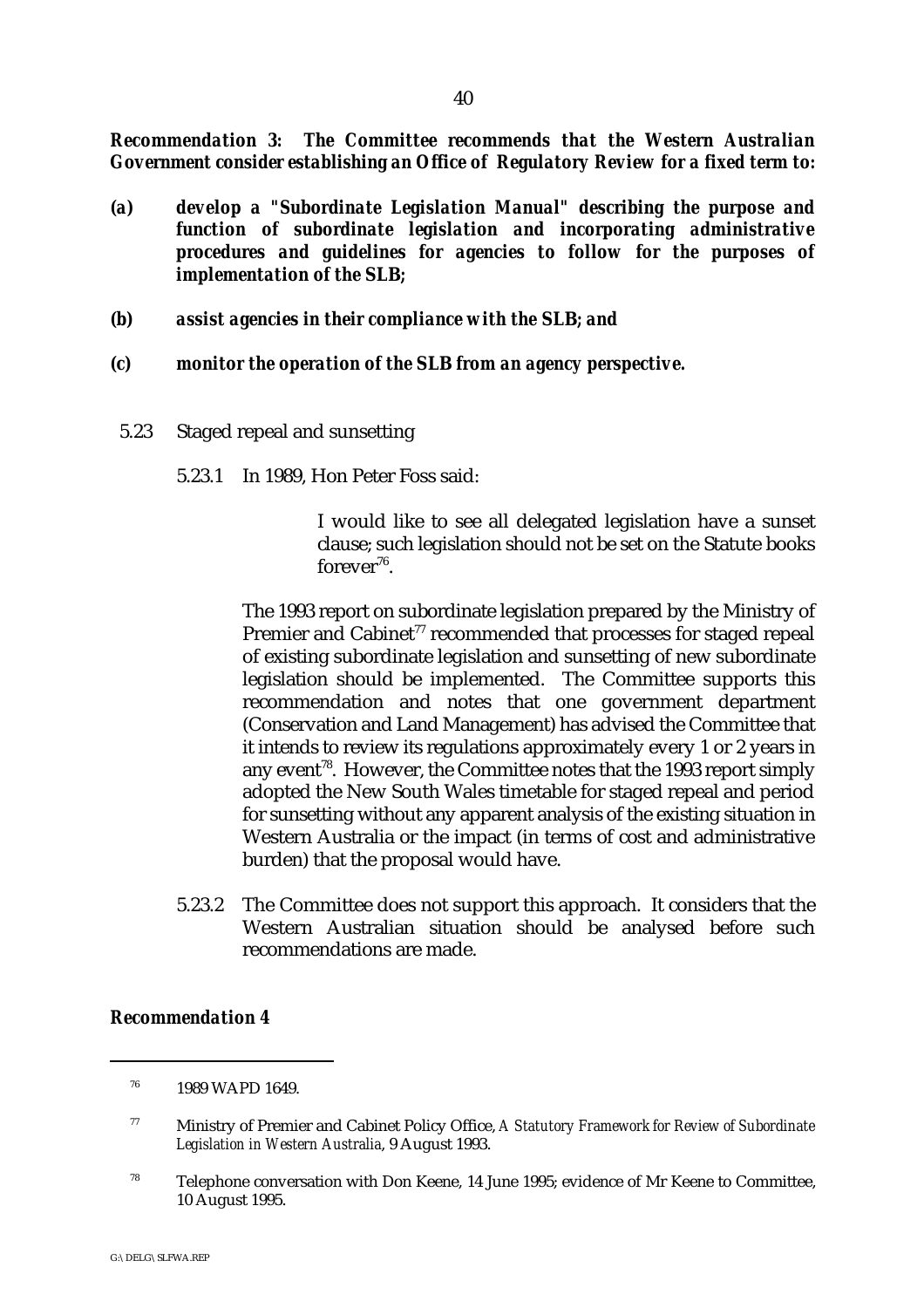***Recommendation 3: The Committee recommends that the Western Australian Government consider establishing an Office of Regulatory Review for a fixed term to:***

***(a) develop a "Subordinate Legislation Manual" describing the purpose and function of subordinate legislation and incorporating administrative procedures and guidelines for agencies to follow for the purposes of implementation of the SLB;***

***(b) assist agencies in their compliance with the SLB; and***

***(c) monitor the operation of the SLB from an agency perspective.***

5.23 Staged repeal and sunsetting

5.23.1 In 1989, Hon Peter Foss said:

> I would like to see all delegated legislation have a sunset clause; such legislation should not be set on the Statute books forever[76].

The 1993 report on subordinate legislation prepared by the Ministry of Premier and Cabinet[77] recommended that processes for staged repeal of existing subordinate legislation and sunsetting of new subordinate legislation should be implemented. The Committee supports this recommendation and notes that one government department (Conservation and Land Management) has advised the Committee that it intends to review its regulations approximately every 1 or 2 years in any event[78]. However, the Committee notes that the 1993 report simply adopted the New South Wales timetable for staged repeal and period for sunsetting without any apparent analysis of the existing situation in Western Australia or the impact (in terms of cost and administrative burden) that the proposal would have.

5.23.2 The Committee does not support this approach. It considers that the Western Australian situation should be analysed before such recommendations are made.

***Recommendation 4***

---

[76] 1989 WAPD 1649.

[77] Ministry of Premier and Cabinet Policy Office, *A Statutory Framework for Review of Subordinate Legislation in Western Australia*, 9 August 1993.

[78] Telephone conversation with Don Keene, 14 June 1995; evidence of Mr Keene to Committee, 10 August 1995.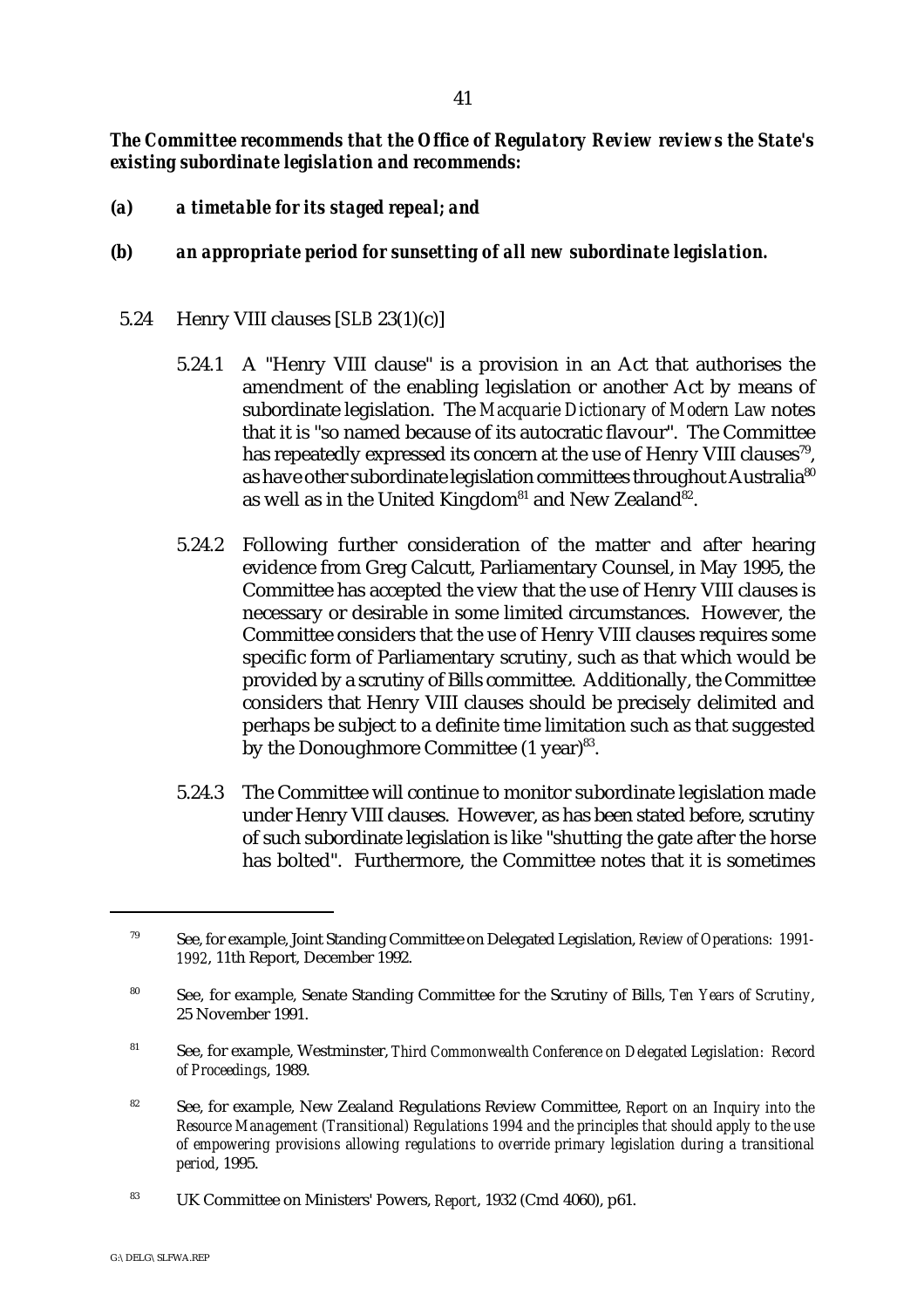***The Committee recommends that the Office of Regulatory Review reviews the State's existing subordinate legislation and recommends:***

***(a) a timetable for its staged repeal; and***

***(b) an appropriate period for sunsetting of all new subordinate legislation.***

5.24 Henry VIII clauses [*SLB* 23(1)(c)]

5.24.1 A "Henry VIII clause" is a provision in an Act that authorises the amendment of the enabling legislation or another Act by means of subordinate legislation. The *Macquarie Dictionary of Modern Law* notes that it is "so named because of its autocratic flavour". The Committee has repeatedly expressed its concern at the use of Henry VIII clauses[79], as have other subordinate legislation committees throughout Australia[80] as well as in the United Kingdom[81] and New Zealand[82].

5.24.2 Following further consideration of the matter and after hearing evidence from Greg Calcutt, Parliamentary Counsel, in May 1995, the Committee has accepted the view that the use of Henry VIII clauses is necessary or desirable in some limited circumstances. However, the Committee considers that the use of Henry VIII clauses requires some specific form of Parliamentary scrutiny, such as that which would be provided by a scrutiny of Bills committee. Additionally, the Committee considers that Henry VIII clauses should be precisely delimited and perhaps be subject to a definite time limitation such as that suggested by the Donoughmore Committee (1 year)[83].

5.24.3 The Committee will continue to monitor subordinate legislation made under Henry VIII clauses. However, as has been stated before, scrutiny of such subordinate legislation is like "shutting the gate after the horse has bolted". Furthermore, the Committee notes that it is sometimes

---

[79] See, for example, Joint Standing Committee on Delegated Legislation, *Review of Operations: 1991-1992*, 11th Report, December 1992.

[80] See, for example, Senate Standing Committee for the Scrutiny of Bills, *Ten Years of Scrutiny*, 25 November 1991.

[81] See, for example, Westminster, *Third Commonwealth Conference on Delegated Legislation: Record of Proceedings*, 1989.

[82] See, for example, New Zealand Regulations Review Committee, *Report on an Inquiry into the Resource Management (Transitional) Regulations 1994 and the principles that should apply to the use of empowering provisions allowing regulations to override primary legislation during a transitional period*, 1995.

[83] UK Committee on Ministers' Powers, *Report*, 1932 (Cmd 4060), p61.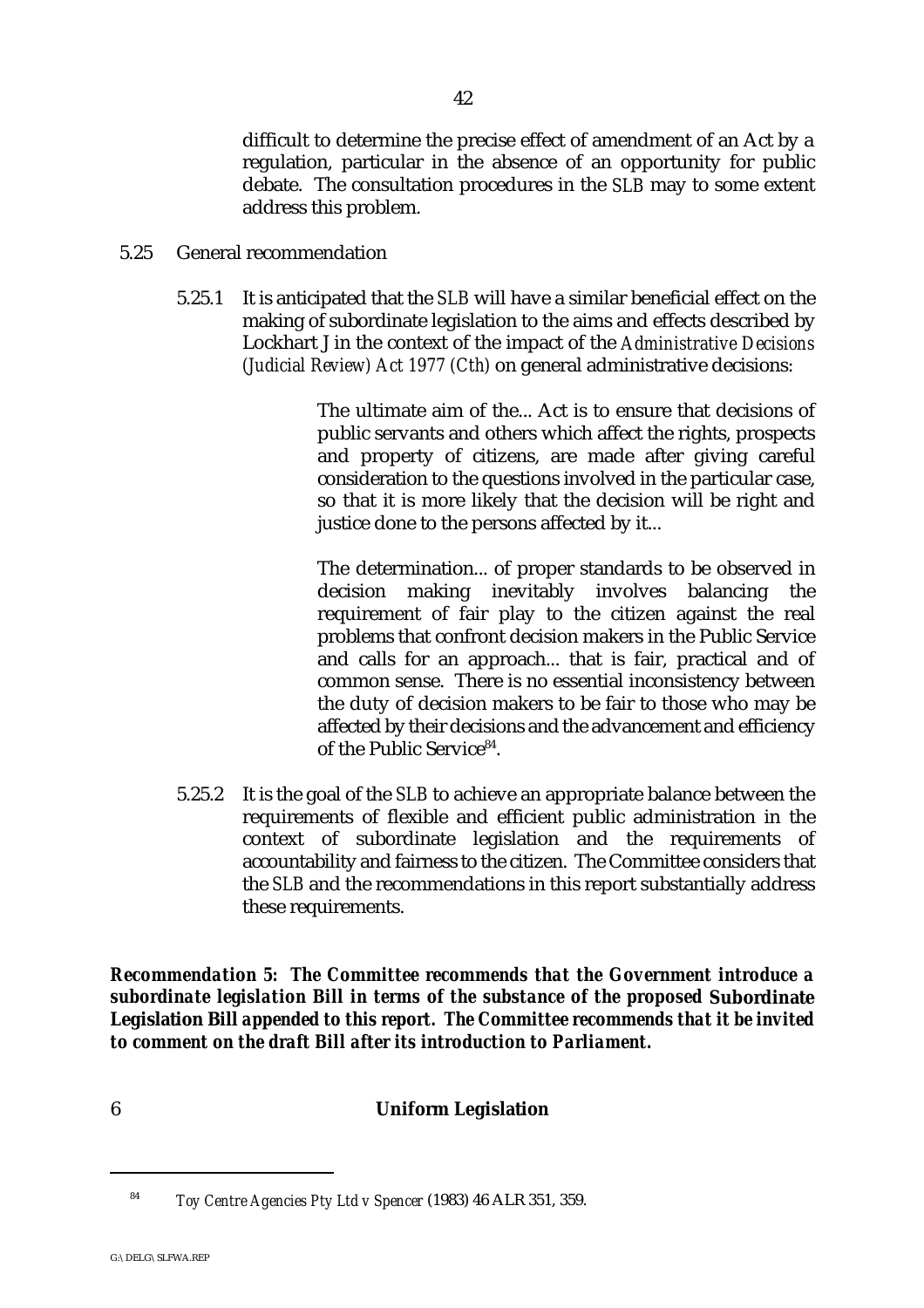difficult to determine the precise effect of amendment of an Act by a regulation, particular in the absence of an opportunity for public debate. The consultation procedures in the *SLB* may to some extent address this problem.

5.25 General recommendation

5.25.1 It is anticipated that the *SLB* will have a similar beneficial effect on the making of subordinate legislation to the aims and effects described by Lockhart J in the context of the impact of the *Administrative Decisions (Judicial Review) Act 1977 (Cth)* on general administrative decisions:

> The ultimate aim of the... Act is to ensure that decisions of public servants and others which affect the rights, prospects and property of citizens, are made after giving careful consideration to the questions involved in the particular case, so that it is more likely that the decision will be right and justice done to the persons affected by it...
>
> The determination... of proper standards to be observed in decision making inevitably involves balancing the requirement of fair play to the citizen against the real problems that confront decision makers in the Public Service and calls for an approach... that is fair, practical and of common sense. There is no essential inconsistency between the duty of decision makers to be fair to those who may be affected by their decisions and the advancement and efficiency of the Public Service[84].

5.25.2 It is the goal of the *SLB* to achieve an appropriate balance between the requirements of flexible and efficient public administration in the context of subordinate legislation and the requirements of accountability and fairness to the citizen. The Committee considers that the *SLB* and the recommendations in this report substantially address these requirements.

***Recommendation 5: The Committee recommends that the Government introduce a subordinate legislation Bill in terms of the substance of the proposed Subordinate Legislation Bill appended to this report. The Committee recommends that it be invited to comment on the draft Bill after its introduction to Parliament.***

## 6 Uniform Legislation

[84] *Toy Centre Agencies Pty Ltd v Spencer* (1983) 46 ALR 351, 359.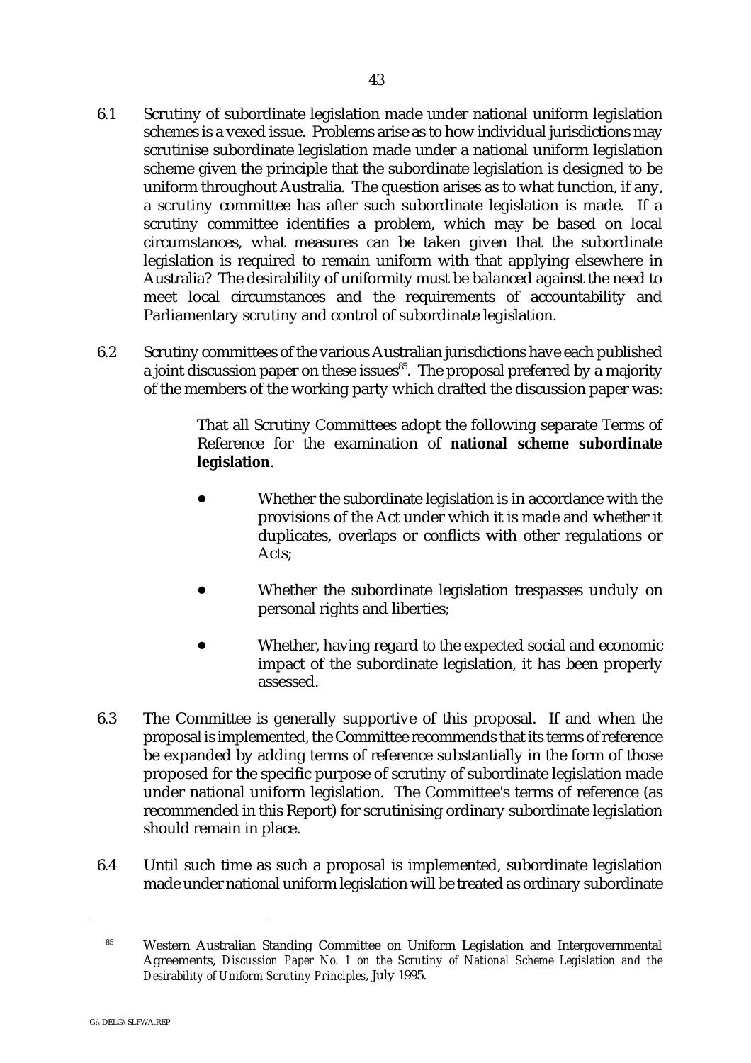6.1 Scrutiny of subordinate legislation made under national uniform legislation schemes is a vexed issue. Problems arise as to how individual jurisdictions may scrutinise subordinate legislation made under a national uniform legislation scheme given the principle that the subordinate legislation is designed to be uniform throughout Australia. The question arises as to what function, if any, a scrutiny committee has after such subordinate legislation is made. If a scrutiny committee identifies a problem, which may be based on local circumstances, what measures can be taken given that the subordinate legislation is required to remain uniform with that applying elsewhere in Australia? The desirability of uniformity must be balanced against the need to meet local circumstances and the requirements of accountability and Parliamentary scrutiny and control of subordinate legislation.

6.2 Scrutiny committees of the various Australian jurisdictions have each published a joint discussion paper on these issues[85]. The proposal preferred by a majority of the members of the working party which drafted the discussion paper was:

> That all Scrutiny Committees adopt the following separate Terms of Reference for the examination of **national scheme subordinate legislation**.
>
> - Whether the subordinate legislation is in accordance with the provisions of the Act under which it is made and whether it duplicates, overlaps or conflicts with other regulations or Acts;
> - Whether the subordinate legislation trespasses unduly on personal rights and liberties;
> - Whether, having regard to the expected social and economic impact of the subordinate legislation, it has been properly assessed.

6.3 The Committee is generally supportive of this proposal. If and when the proposal is implemented, the Committee recommends that its terms of reference be expanded by adding terms of reference substantially in the form of those proposed for the specific purpose of scrutiny of subordinate legislation made under national uniform legislation. The Committee's terms of reference (as recommended in this Report) for scrutinising ordinary subordinate legislation should remain in place.

6.4 Until such time as such a proposal is implemented, subordinate legislation made under national uniform legislation will be treated as ordinary subordinate

---

[85] Western Australian Standing Committee on Uniform Legislation and Intergovernmental Agreements, *Discussion Paper No. 1 on the Scrutiny of National Scheme Legislation and the Desirability of Uniform Scrutiny Principles*, July 1995.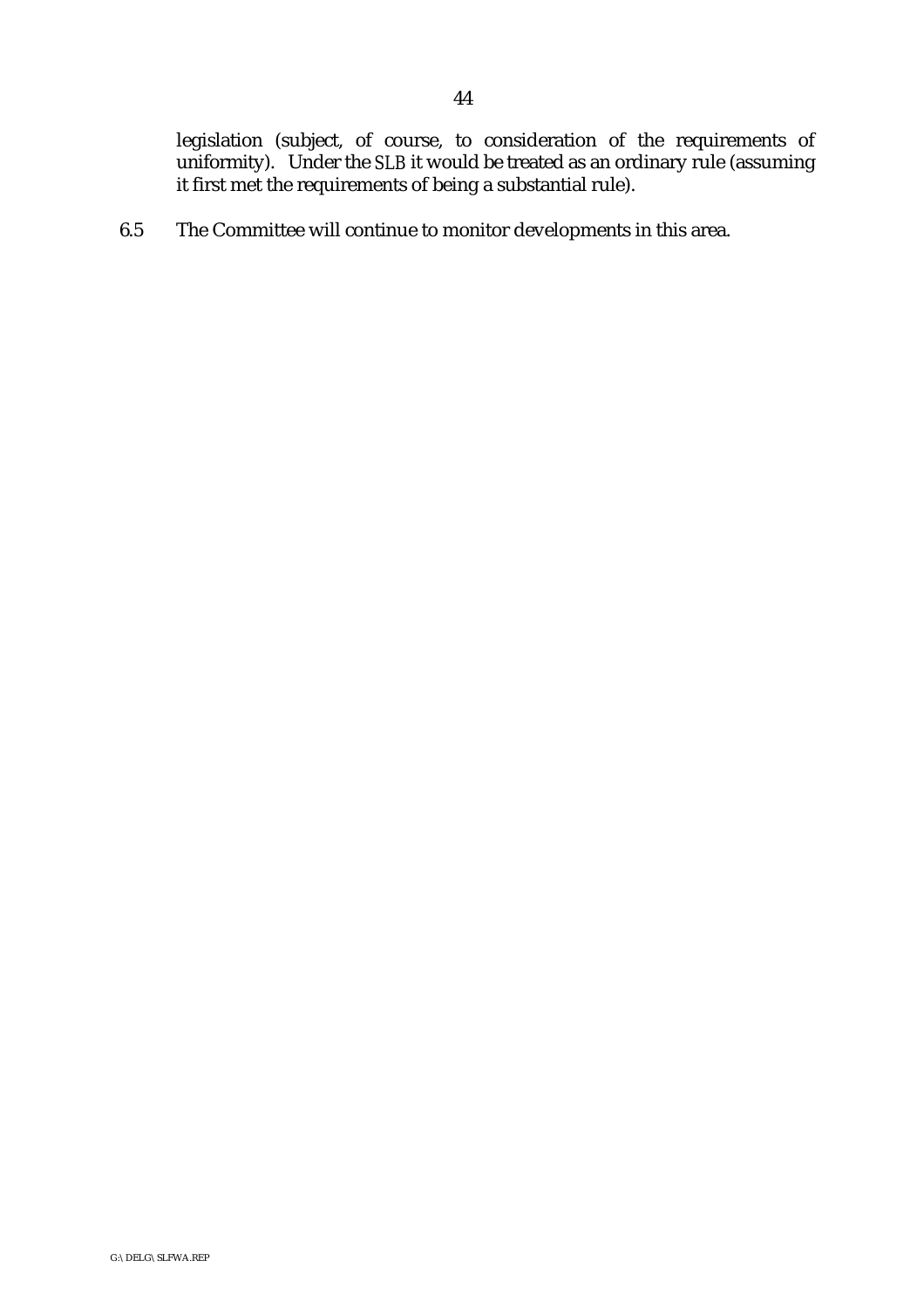legislation (subject, of course, to consideration of the requirements of uniformity). Under the SLB it would be treated as an ordinary rule (assuming it first met the requirements of being a substantial rule).

6.5 The Committee will continue to monitor developments in this area.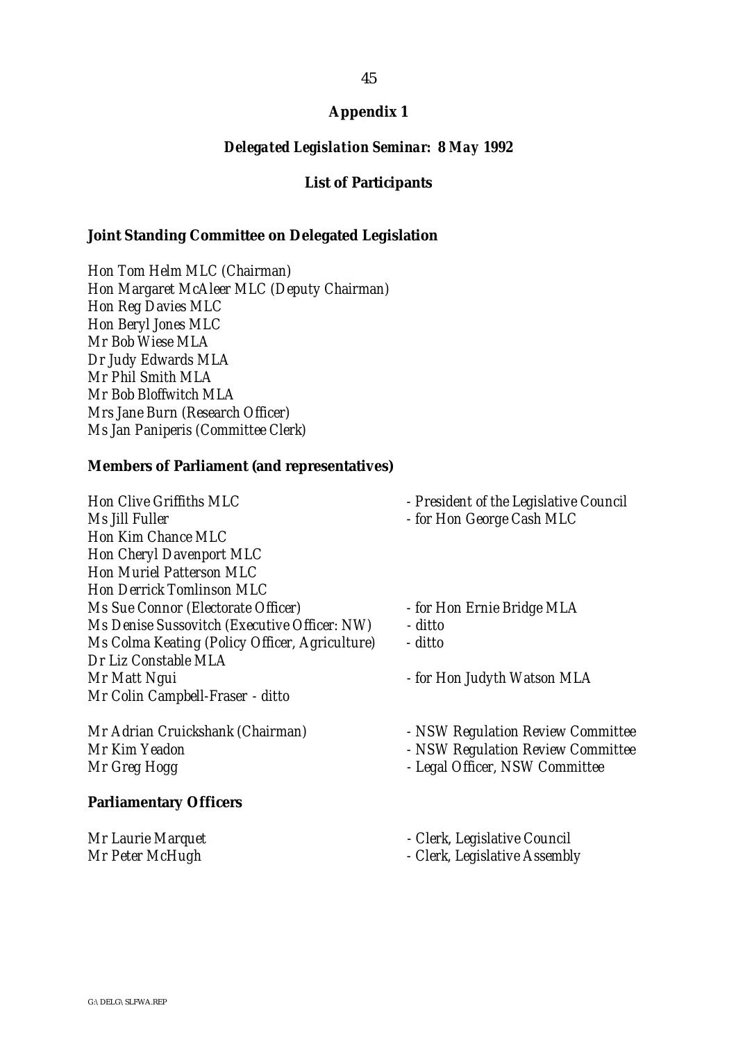## Appendix 1

### *Delegated Legislation Seminar: 8 May 1992*

### List of Participants

**Joint Standing Committee on Delegated Legislation**

Hon Tom Helm MLC (Chairman)
Hon Margaret McAleer MLC (Deputy Chairman)
Hon Reg Davies MLC
Hon Beryl Jones MLC
Mr Bob Wiese MLA
Dr Judy Edwards MLA
Mr Phil Smith MLA
Mr Bob Bloffwitch MLA
Mrs Jane Burn (Research Officer)
Ms Jan Paniperis (Committee Clerk)

**Members of Parliament (and representatives)**

| | |
|---|---|
| Hon Clive Griffiths MLC | - President of the Legislative Council |
| Ms Jill Fuller | - for Hon George Cash MLC |
| Hon Kim Chance MLC | |
| Hon Cheryl Davenport MLC | |
| Hon Muriel Patterson MLC | |
| Hon Derrick Tomlinson MLC | |
| Ms Sue Connor (Electorate Officer) | - for Hon Ernie Bridge MLA |
| Ms Denise Sussovitch (Executive Officer: NW) | - ditto |
| Ms Colma Keating (Policy Officer, Agriculture) | - ditto |
| Dr Liz Constable MLA | |
| Mr Matt Ngui | - for Hon Judyth Watson MLA |
| Mr Colin Campbell-Fraser - ditto | |
| | |
| Mr Adrian Cruickshank (Chairman) | - NSW Regulation Review Committee |
| Mr Kim Yeadon | - NSW Regulation Review Committee |
| Mr Greg Hogg | - Legal Officer, NSW Committee |

**Parliamentary Officers**

| | |
|---|---|
| Mr Laurie Marquet | - Clerk, Legislative Council |
| Mr Peter McHugh | - Clerk, Legislative Assembly |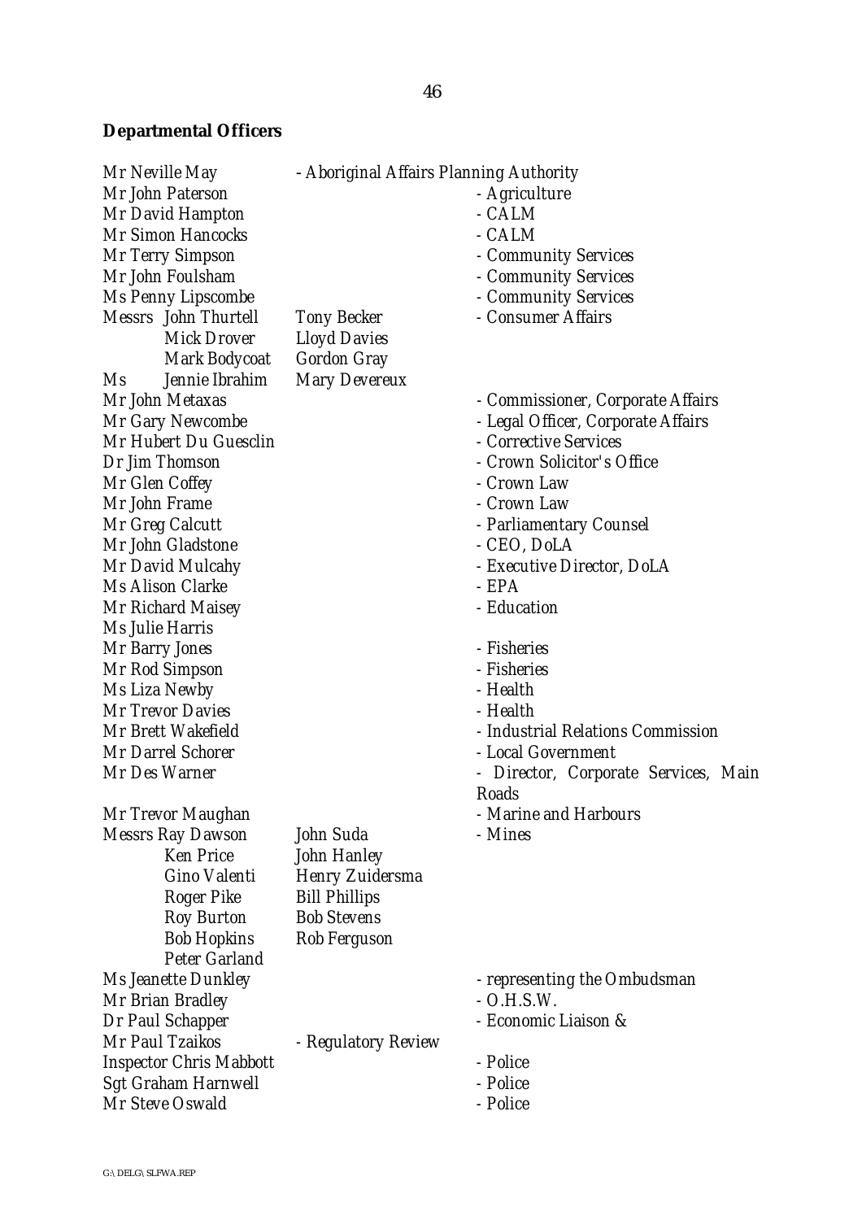## Departmental Officers

| Name | | Department |
|---|---|---|
| Mr Neville May | | - Aboriginal Affairs Planning Authority |
| Mr John Paterson | | - Agriculture |
| Mr David Hampton | | - CALM |
| Mr Simon Hancocks | | - CALM |
| Mr Terry Simpson | | - Community Services |
| Mr John Foulsham | | - Community Services |
| Ms Penny Lipscombe | | - Community Services |
| Messrs John Thurtell | Tony Becker | - Consumer Affairs |
| Mick Drover | Lloyd Davies | |
| Mark Bodycoat | Gordon Gray | |
| Ms Jennie Ibrahim | Mary Devereux | |
| Mr John Metaxas | | - Commissioner, Corporate Affairs |
| Mr Gary Newcombe | | - Legal Officer, Corporate Affairs |
| Mr Hubert Du Guesclin | | - Corrective Services |
| Dr Jim Thomson | | - Crown Solicitor's Office |
| Mr Glen Coffey | | - Crown Law |
| Mr John Frame | | - Crown Law |
| Mr Greg Calcutt | | - Parliamentary Counsel |
| Mr John Gladstone | | - CEO, DoLA |
| Mr David Mulcahy | | - Executive Director, DoLA |
| Ms Alison Clarke | | - EPA |
| Mr Richard Maisey | | - Education |
| Ms Julie Harris | | |
| Mr Barry Jones | | - Fisheries |
| Mr Rod Simpson | | - Fisheries |
| Ms Liza Newby | | - Health |
| Mr Trevor Davies | | - Health |
| Mr Brett Wakefield | | - Industrial Relations Commission |
| Mr Darrel Schorer | | - Local Government |
| Mr Des Warner | | - Director, Corporate Services, Main Roads |
| Mr Trevor Maughan | | - Marine and Harbours |
| Messrs Ray Dawson | John Suda | - Mines |
| Ken Price | John Hanley | |
| Gino Valenti | Henry Zuidersma | |
| Roger Pike | Bill Phillips | |
| Roy Burton | Bob Stevens | |
| Bob Hopkins | Rob Ferguson | |
| Peter Garland | | |
| Ms Jeanette Dunkley | | - representing the Ombudsman |
| Mr Brian Bradley | | - O.H.S.W. |
| Dr Paul Schapper | | - Economic Liaison & |
| Mr Paul Tzaikos | - Regulatory Review | |
| Inspector Chris Mabbott | | - Police |
| Sgt Graham Harnwell | | - Police |
| Mr Steve Oswald | | - Police |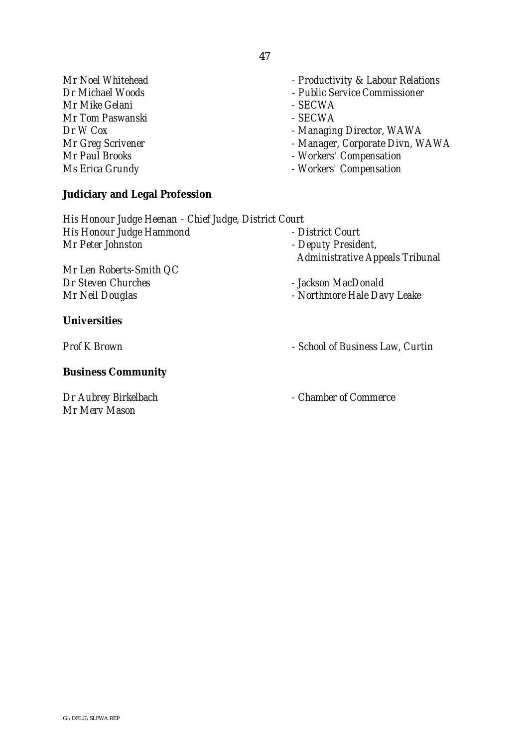Mr Noel Whitehead - Productivity & Labour Relations
Dr Michael Woods - Public Service Commissioner
Mr Mike Gelani - SECWA
Mr Tom Paswanski - SECWA
Dr W Cox - Managing Director, WAWA
Mr Greg Scrivener - Manager, Corporate Divn, WAWA
Mr Paul Brooks - Workers' Compensation
Ms Erica Grundy - Workers' Compensation

**Judiciary and Legal Profession**

His Honour Judge Heenan - Chief Judge, District Court
His Honour Judge Hammond - District Court
Mr Peter Johnston - Deputy President, Administrative Appeals Tribunal
Mr Len Roberts-Smith QC
Dr Steven Churches - Jackson MacDonald
Mr Neil Douglas - Northmore Hale Davy Leake

**Universities**

Prof K Brown - School of Business Law, Curtin

**Business Community**

Dr Aubrey Birkelbach - Chamber of Commerce
Mr Merv Mason

G:\DELG\SLFWA.REP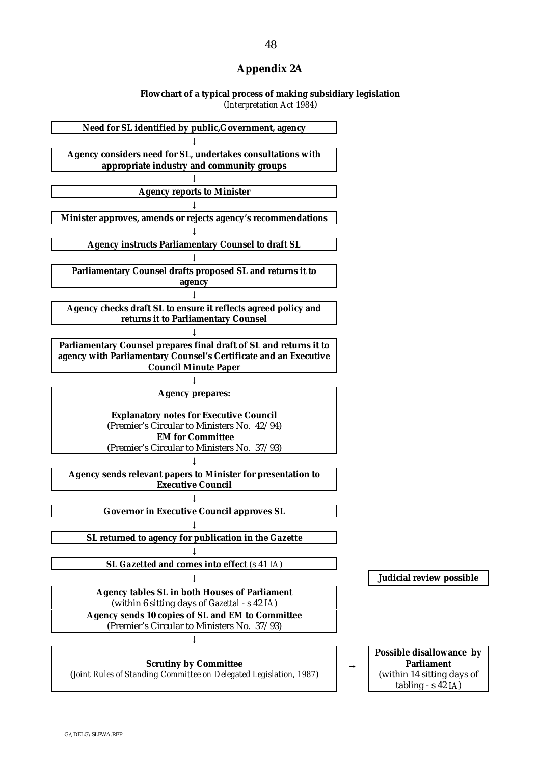## Appendix 2A

**Flowchart of a typical process of making subsidiary legislation**
(*Interpretation Act 1984*)

**Need for SL identified by public,Government, agency**

↓

**Agency considers need for SL, undertakes consultations with appropriate industry and community groups**

↓

**Agency reports to Minister**

↓

**Minister approves, amends or rejects agency's recommendations**

↓

**Agency instructs Parliamentary Counsel to draft SL**

↓

**Parliamentary Counsel drafts proposed SL and returns it to agency**

↓

**Agency checks draft SL to ensure it reflects agreed policy and returns it to Parliamentary Counsel**

↓

**Parliamentary Counsel prepares final draft of SL and returns it to agency with Parliamentary Counsel's Certificate and an Executive Council Minute Paper**

↓

**Agency prepares:**

**Explanatory notes for Executive Council**
(Premier's Circular to Ministers No. 42/94)
**EM for Committee**
(Premier's Circular to Ministers No. 37/93)

↓

**Agency sends relevant papers to Minister for presentation to Executive Council**

↓

**Governor in Executive Council approves SL**

↓

**SL returned to agency for publication in the *Gazette***

↓

**SL *Gazetted* and comes into effect** (s 41 *IA*)

↓ **Judicial review possible**

**Agency tables SL in both Houses of Parliament**
(within 6 sitting days of *Gazettal* - s 42 *IA*)
**Agency sends 10 copies of SL and EM to Committee**
(Premier's Circular to Ministers No. 37/93)

↓

**Scrutiny by Committee**
(*Joint Rules of Standing Committee on Delegated Legislation, 1987*)

→ **Possible disallowance by Parliament**
(within 14 sitting days of tabling - s 42 *IA*)

G:\DELG\SLFWA.REP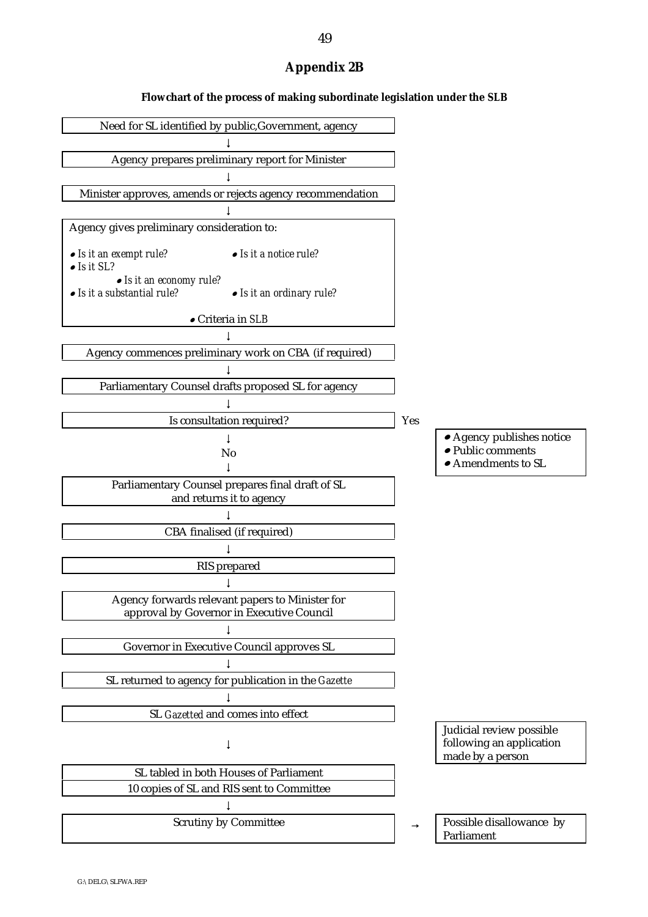## Appendix 2B

### Flowchart of the process of making subordinate legislation under the *SLB*

Need for SL identified by public,Government, agency

↓

Agency prepares preliminary report for Minister

↓

Minister approves, amends or rejects agency recommendation

↓

Agency gives preliminary consideration to:

- *Is it an exempt rule?*
- *Is it a notice rule?*
- *Is it SL?*
- *Is it an economy rule?*
- *Is it a substantial rule?*
- *Is it an ordinary rule?*
- Criteria in *SLB*

↓

Agency commences preliminary work on CBA (if required)

↓

Parliamentary Counsel drafts proposed SL for agency

↓

Is consultation required? → Yes

- Agency publishes notice
- Public comments
- Amendments to SL

↓

No

↓

Parliamentary Counsel prepares final draft of SL and returns it to agency

↓

CBA finalised (if required)

↓

RIS prepared

↓

Agency forwards relevant papers to Minister for approval by Governor in Executive Council

↓

Governor in Executive Council approves SL

↓

SL returned to agency for publication in the *Gazette*

↓

SL *Gazetted* and comes into effect

Judicial review possible following an application made by a person

↓

SL tabled in both Houses of Parliament

10 copies of SL and RIS sent to Committee

↓

Scrutiny by Committee → Possible disallowance by Parliament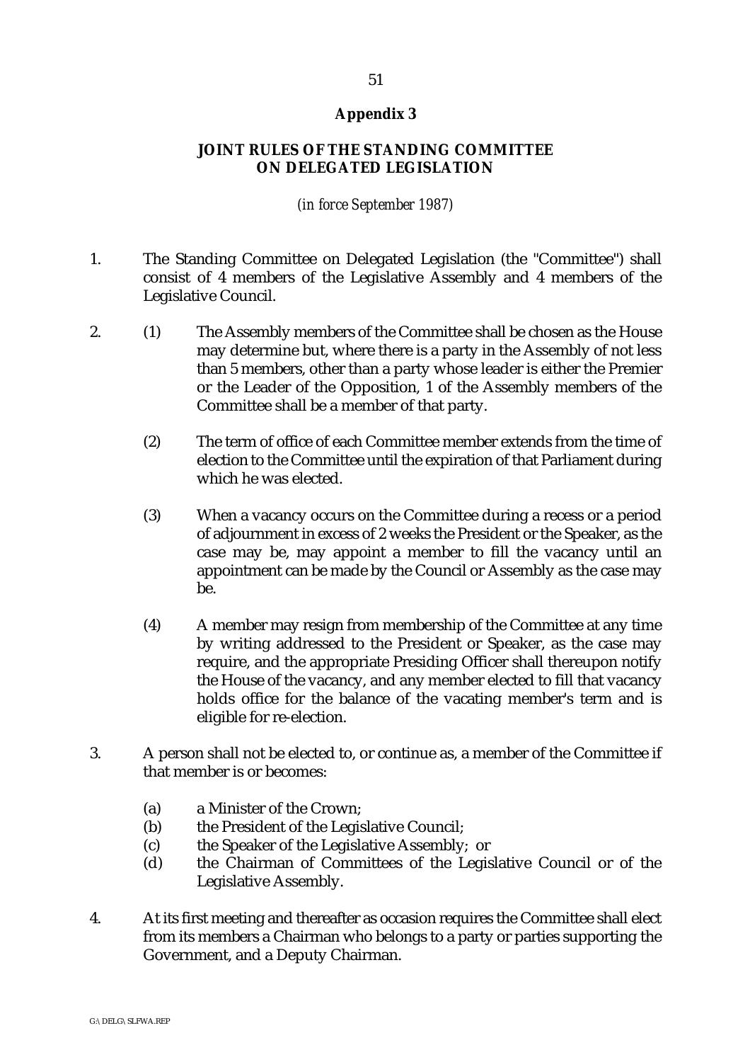## Appendix 3

### JOINT RULES OF THE STANDING COMMITTEE ON DELEGATED LEGISLATION

*(in force September 1987)*

1. The Standing Committee on Delegated Legislation (the "Committee") shall consist of 4 members of the Legislative Assembly and 4 members of the Legislative Council.

2. (1) The Assembly members of the Committee shall be chosen as the House may determine but, where there is a party in the Assembly of not less than 5 members, other than a party whose leader is either the Premier or the Leader of the Opposition, 1 of the Assembly members of the Committee shall be a member of that party.

   (2) The term of office of each Committee member extends from the time of election to the Committee until the expiration of that Parliament during which he was elected.

   (3) When a vacancy occurs on the Committee during a recess or a period of adjournment in excess of 2 weeks the President or the Speaker, as the case may be, may appoint a member to fill the vacancy until an appointment can be made by the Council or Assembly as the case may be.

   (4) A member may resign from membership of the Committee at any time by writing addressed to the President or Speaker, as the case may require, and the appropriate Presiding Officer shall thereupon notify the House of the vacancy, and any member elected to fill that vacancy holds office for the balance of the vacating member's term and is eligible for re-election.

3. A person shall not be elected to, or continue as, a member of the Committee if that member is or becomes:

   (a) a Minister of the Crown;
   (b) the President of the Legislative Council;
   (c) the Speaker of the Legislative Assembly; or
   (d) the Chairman of Committees of the Legislative Council or of the Legislative Assembly.

4. At its first meeting and thereafter as occasion requires the Committee shall elect from its members a Chairman who belongs to a party or parties supporting the Government, and a Deputy Chairman.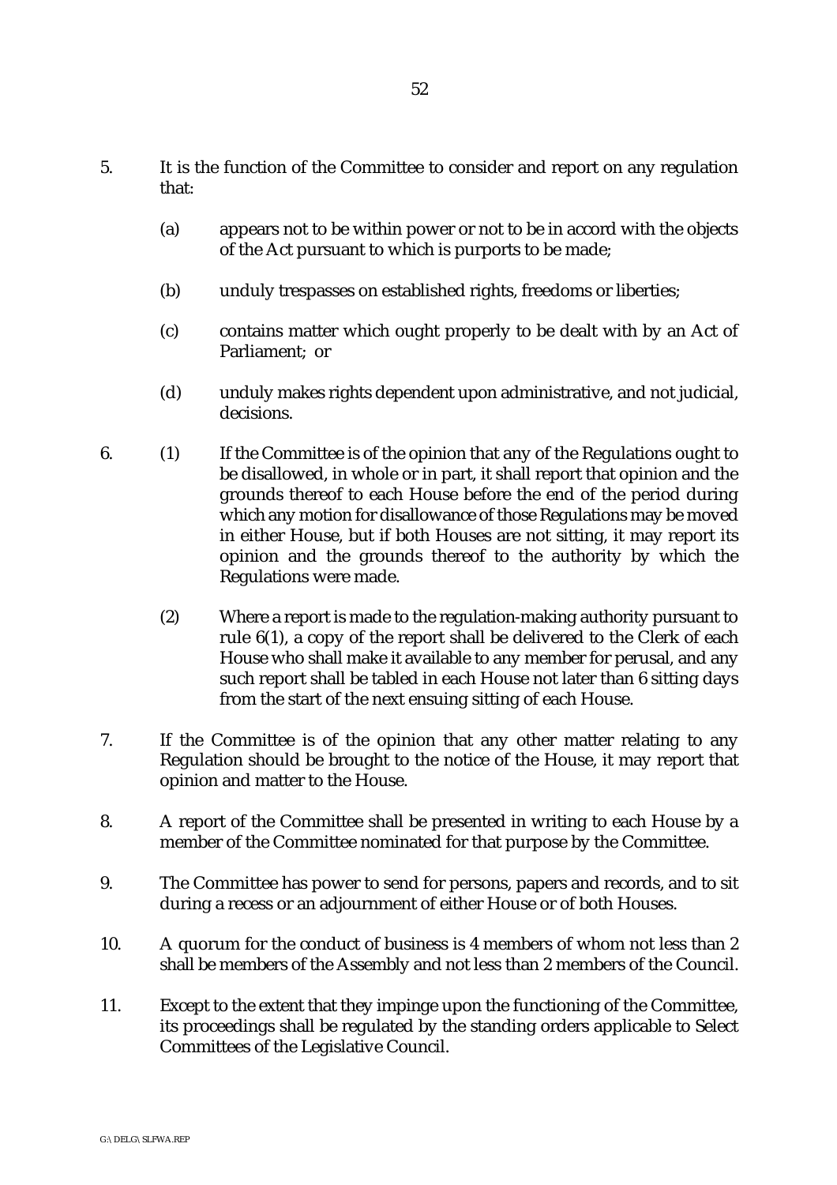5. It is the function of the Committee to consider and report on any regulation that:

   (a) appears not to be within power or not to be in accord with the objects of the Act pursuant to which is purports to be made;

   (b) unduly trespasses on established rights, freedoms or liberties;

   (c) contains matter which ought properly to be dealt with by an Act of Parliament; or

   (d) unduly makes rights dependent upon administrative, and not judicial, decisions.

6. (1) If the Committee is of the opinion that any of the Regulations ought to be disallowed, in whole or in part, it shall report that opinion and the grounds thereof to each House before the end of the period during which any motion for disallowance of those Regulations may be moved in either House, but if both Houses are not sitting, it may report its opinion and the grounds thereof to the authority by which the Regulations were made.

   (2) Where a report is made to the regulation-making authority pursuant to rule 6(1), a copy of the report shall be delivered to the Clerk of each House who shall make it available to any member for perusal, and any such report shall be tabled in each House not later than 6 sitting days from the start of the next ensuing sitting of each House.

7. If the Committee is of the opinion that any other matter relating to any Regulation should be brought to the notice of the House, it may report that opinion and matter to the House.

8. A report of the Committee shall be presented in writing to each House by a member of the Committee nominated for that purpose by the Committee.

9. The Committee has power to send for persons, papers and records, and to sit during a recess or an adjournment of either House or of both Houses.

10. A quorum for the conduct of business is 4 members of whom not less than 2 shall be members of the Assembly and not less than 2 members of the Council.

11. Except to the extent that they impinge upon the functioning of the Committee, its proceedings shall be regulated by the standing orders applicable to Select Committees of the Legislative Council.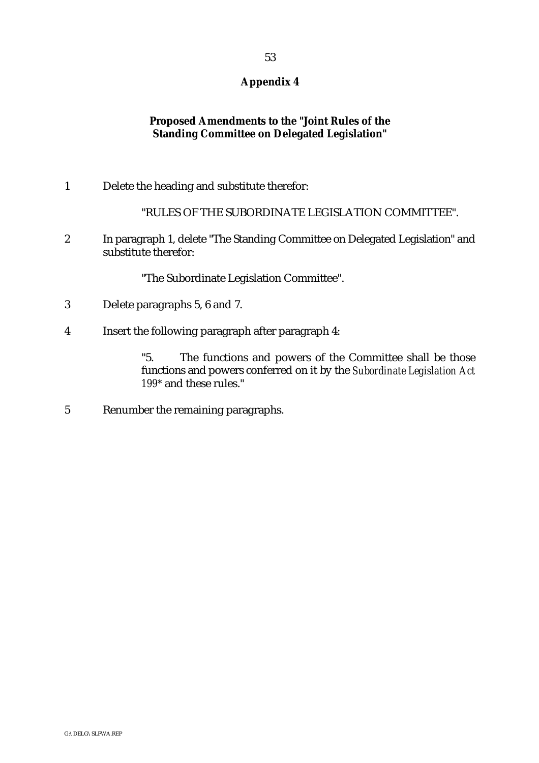## Appendix 4

### Proposed Amendments to the "Joint Rules of the Standing Committee on Delegated Legislation"

1 Delete the heading and substitute therefor:

> "RULES OF THE SUBORDINATE LEGISLATION COMMITTEE".

2 In paragraph 1, delete "The Standing Committee on Delegated Legislation" and substitute therefor:

> "The Subordinate Legislation Committee".

3 Delete paragraphs 5, 6 and 7.

4 Insert the following paragraph after paragraph 4:

> "5. The functions and powers of the Committee shall be those functions and powers conferred on it by the *Subordinate Legislation Act 199** and these rules."

5 Renumber the remaining paragraphs.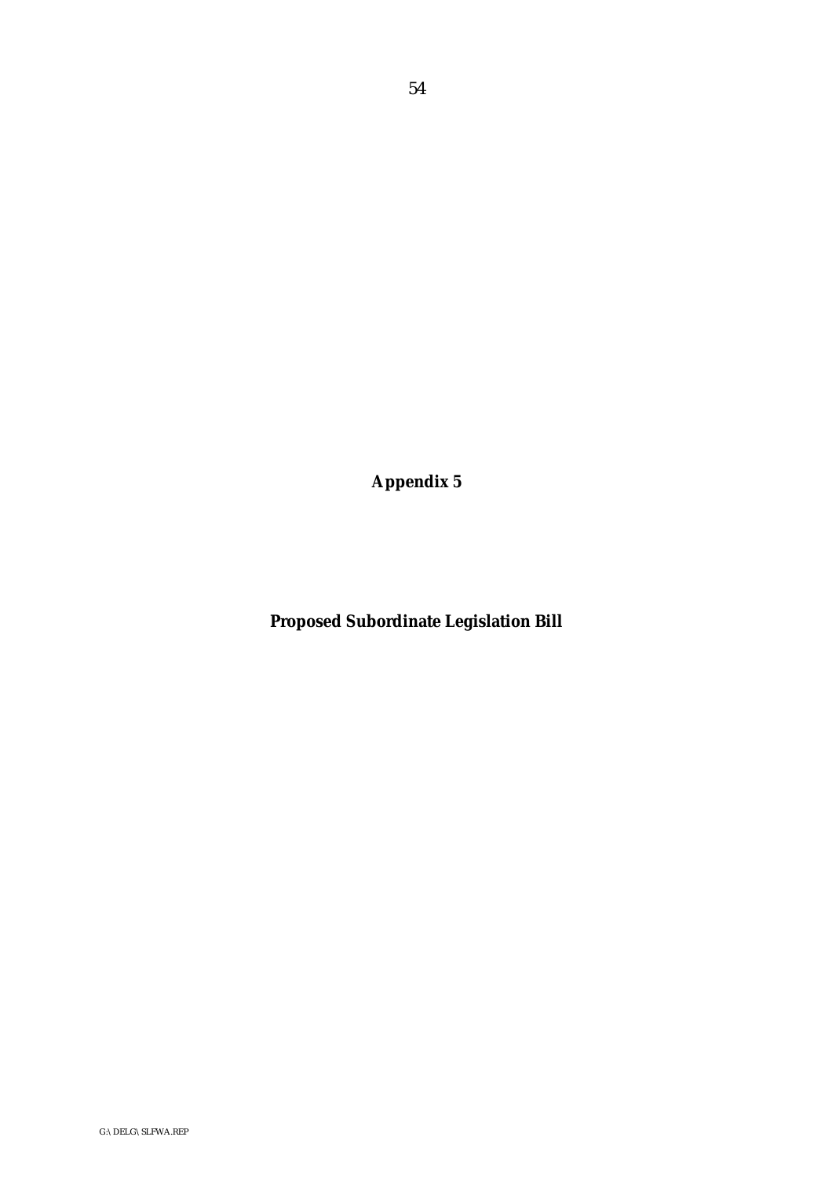**Appendix 5**

**Proposed Subordinate Legislation Bill**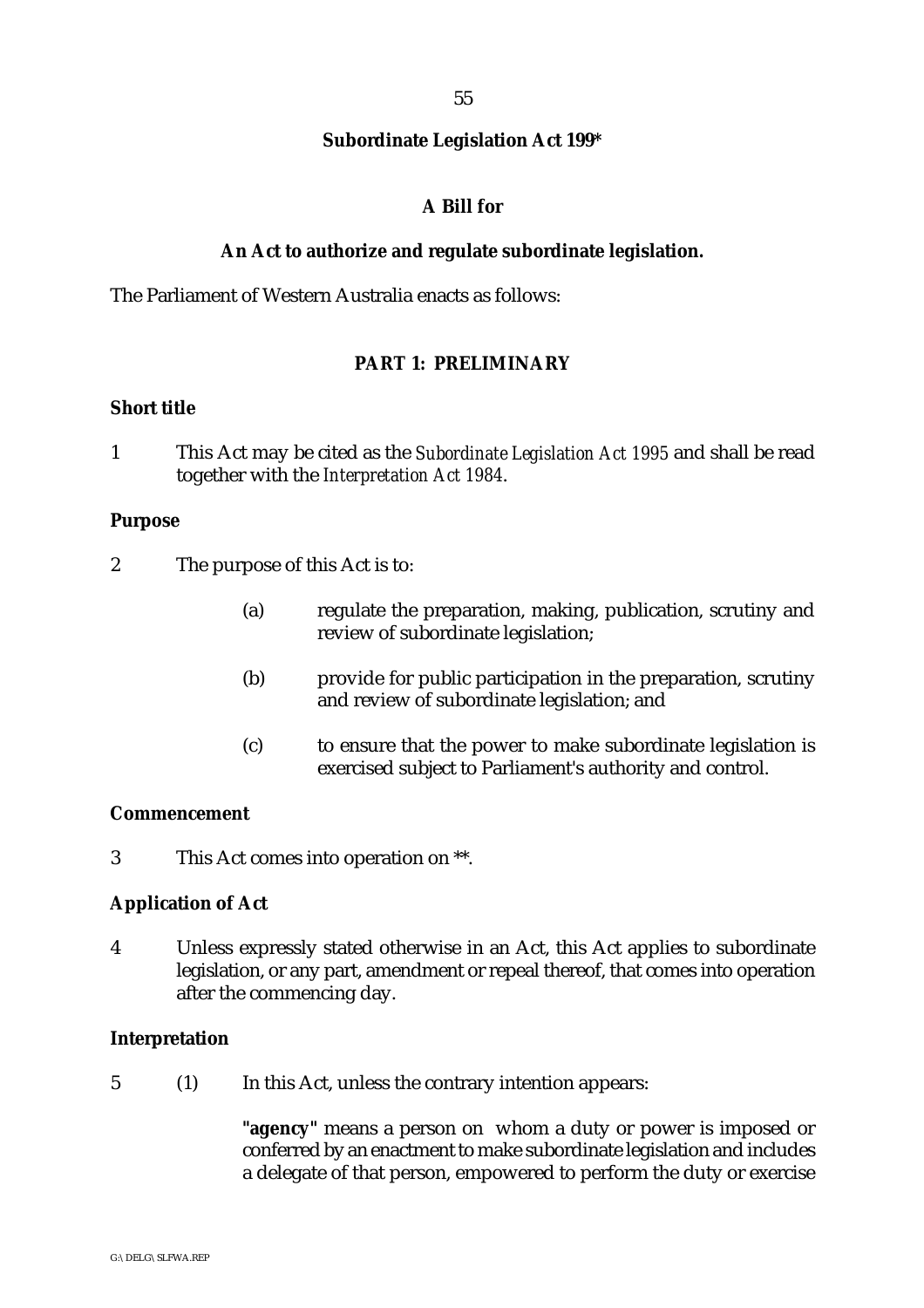**Subordinate Legislation Act 199***

**A Bill for**

**An Act to authorize and regulate subordinate legislation.**

The Parliament of Western Australia enacts as follows:

## PART 1: PRELIMINARY

### Short title

1 This Act may be cited as the *Subordinate Legislation Act 1995* and shall be read together with the *Interpretation Act 1984*.

### Purpose

2 The purpose of this Act is to:

(a) regulate the preparation, making, publication, scrutiny and review of subordinate legislation;

(b) provide for public participation in the preparation, scrutiny and review of subordinate legislation; and

(c) to ensure that the power to make subordinate legislation is exercised subject to Parliament's authority and control.

### Commencement

3 This Act comes into operation on **.

### Application of Act

4 Unless expressly stated otherwise in an Act, this Act applies to subordinate legislation, or any part, amendment or repeal thereof, that comes into operation after the commencing day.

### Interpretation

5 (1) In this Act, unless the contrary intention appears:

**"agency"** means a person on whom a duty or power is imposed or conferred by an enactment to make subordinate legislation and includes a delegate of that person, empowered to perform the duty or exercise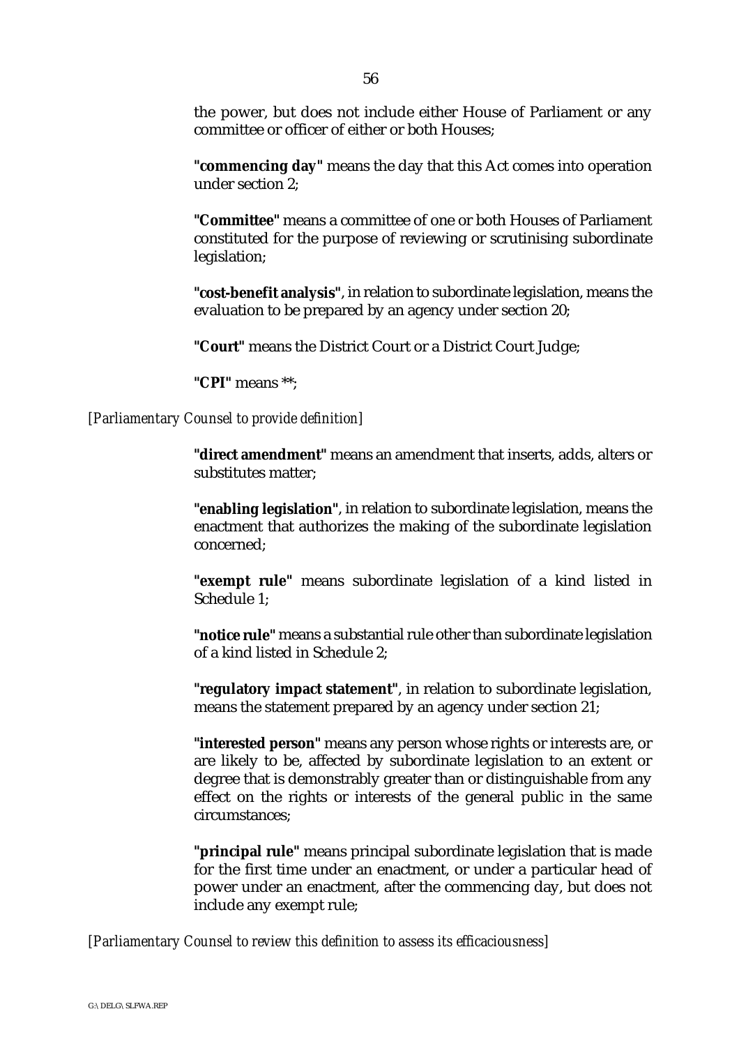the power, but does not include either House of Parliament or any committee or officer of either or both Houses;

**"commencing day"** means the day that this Act comes into operation under section 2;

**"Committee"** means a committee of one or both Houses of Parliament constituted for the purpose of reviewing or scrutinising subordinate legislation;

**"cost-benefit analysis"**, in relation to subordinate legislation, means the evaluation to be prepared by an agency under section 20;

**"Court"** means the District Court or a District Court Judge;

**"CPI"** means **;

*[Parliamentary Counsel to provide definition]*

**"direct amendment"** means an amendment that inserts, adds, alters or substitutes matter;

**"enabling legislation"**, in relation to subordinate legislation, means the enactment that authorizes the making of the subordinate legislation concerned;

**"exempt rule"** means subordinate legislation of a kind listed in Schedule 1;

**"notice rule"** means a substantial rule other than subordinate legislation of a kind listed in Schedule 2;

**"regulatory impact statement"**, in relation to subordinate legislation, means the statement prepared by an agency under section 21;

**"interested person"** means any person whose rights or interests are, or are likely to be, affected by subordinate legislation to an extent or degree that is demonstrably greater than or distinguishable from any effect on the rights or interests of the general public in the same circumstances;

**"principal rule"** means principal subordinate legislation that is made for the first time under an enactment, or under a particular head of power under an enactment, after the commencing day, but does not include any exempt rule;

*[Parliamentary Counsel to review this definition to assess its efficaciousness]*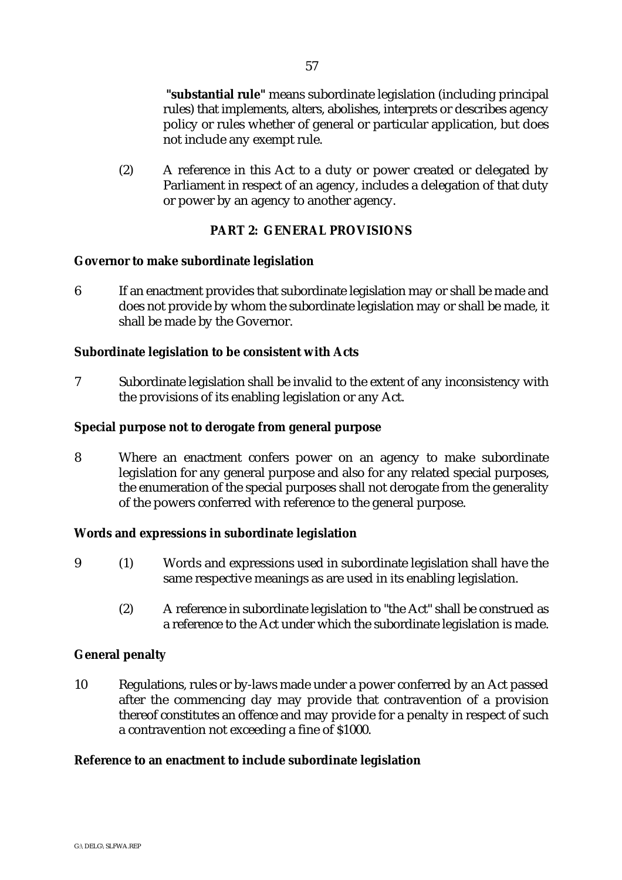**"substantial rule"** means subordinate legislation (including principal rules) that implements, alters, abolishes, interprets or describes agency policy or rules whether of general or particular application, but does not include any exempt rule.

(2) A reference in this Act to a duty or power created or delegated by Parliament in respect of an agency, includes a delegation of that duty or power by an agency to another agency.

## PART 2: GENERAL PROVISIONS

**Governor to make subordinate legislation**

6 If an enactment provides that subordinate legislation may or shall be made and does not provide by whom the subordinate legislation may or shall be made, it shall be made by the Governor.

**Subordinate legislation to be consistent with Acts**

7 Subordinate legislation shall be invalid to the extent of any inconsistency with the provisions of its enabling legislation or any Act.

**Special purpose not to derogate from general purpose**

8 Where an enactment confers power on an agency to make subordinate legislation for any general purpose and also for any related special purposes, the enumeration of the special purposes shall not derogate from the generality of the powers conferred with reference to the general purpose.

**Words and expressions in subordinate legislation**

9 (1) Words and expressions used in subordinate legislation shall have the same respective meanings as are used in its enabling legislation.

(2) A reference in subordinate legislation to "the Act" shall be construed as a reference to the Act under which the subordinate legislation is made.

**General penalty**

10 Regulations, rules or by-laws made under a power conferred by an Act passed after the commencing day may provide that contravention of a provision thereof constitutes an offence and may provide for a penalty in respect of such a contravention not exceeding a fine of $1000.

**Reference to an enactment to include subordinate legislation**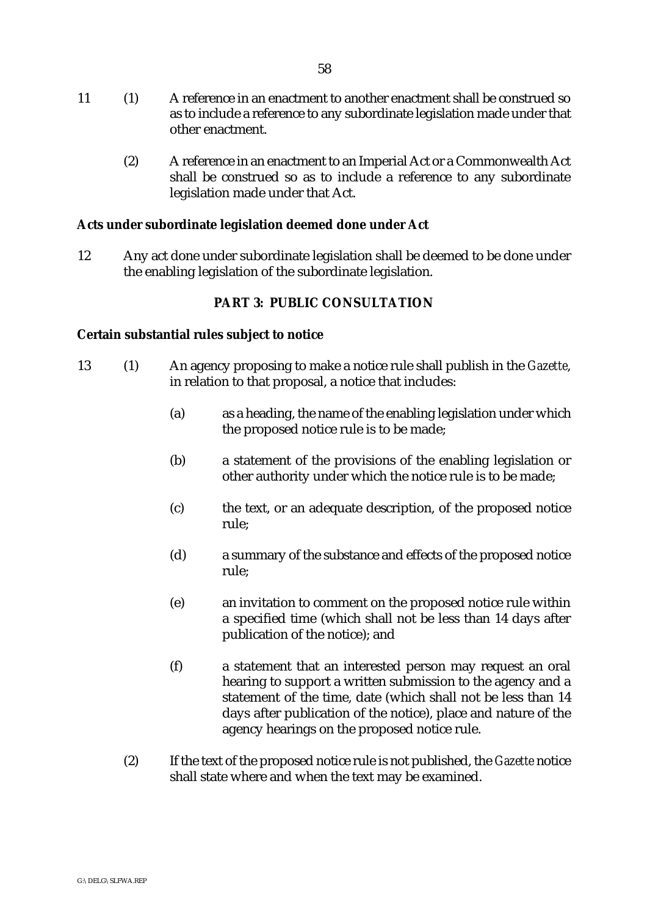11 (1) A reference in an enactment to another enactment shall be construed so as to include a reference to any subordinate legislation made under that other enactment.

(2) A reference in an enactment to an Imperial Act or a Commonwealth Act shall be construed so as to include a reference to any subordinate legislation made under that Act.

**Acts under subordinate legislation deemed done under Act**

12 Any act done under subordinate legislation shall be deemed to be done under the enabling legislation of the subordinate legislation.

**PART 3: PUBLIC CONSULTATION**

**Certain substantial rules subject to notice**

13 (1) An agency proposing to make a notice rule shall publish in the *Gazette*, in relation to that proposal, a notice that includes:

(a) as a heading, the name of the enabling legislation under which the proposed notice rule is to be made;

(b) a statement of the provisions of the enabling legislation or other authority under which the notice rule is to be made;

(c) the text, or an adequate description, of the proposed notice rule;

(d) a summary of the substance and effects of the proposed notice rule;

(e) an invitation to comment on the proposed notice rule within a specified time (which shall not be less than 14 days after publication of the notice); and

(f) a statement that an interested person may request an oral hearing to support a written submission to the agency and a statement of the time, date (which shall not be less than 14 days after publication of the notice), place and nature of the agency hearings on the proposed notice rule.

(2) If the text of the proposed notice rule is not published, the *Gazette* notice shall state where and when the text may be examined.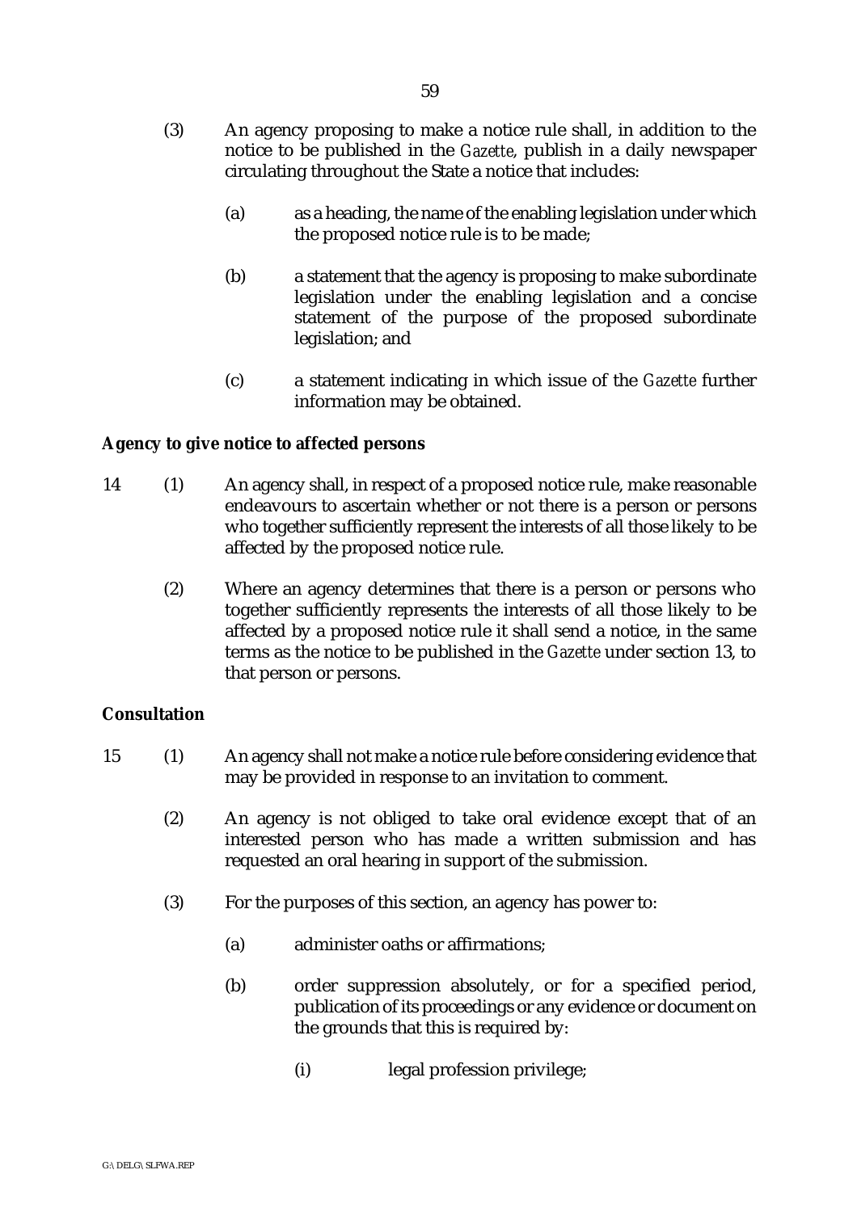(3) An agency proposing to make a notice rule shall, in addition to the notice to be published in the *Gazette*, publish in a daily newspaper circulating throughout the State a notice that includes:

  (a) as a heading, the name of the enabling legislation under which the proposed notice rule is to be made;

  (b) a statement that the agency is proposing to make subordinate legislation under the enabling legislation and a concise statement of the purpose of the proposed subordinate legislation; and

  (c) a statement indicating in which issue of the *Gazette* further information may be obtained.

**Agency to give notice to affected persons**

14 (1) An agency shall, in respect of a proposed notice rule, make reasonable endeavours to ascertain whether or not there is a person or persons who together sufficiently represent the interests of all those likely to be affected by the proposed notice rule.

(2) Where an agency determines that there is a person or persons who together sufficiently represents the interests of all those likely to be affected by a proposed notice rule it shall send a notice, in the same terms as the notice to be published in the *Gazette* under section 13, to that person or persons.

**Consultation**

15 (1) An agency shall not make a notice rule before considering evidence that may be provided in response to an invitation to comment.

(2) An agency is not obliged to take oral evidence except that of an interested person who has made a written submission and has requested an oral hearing in support of the submission.

(3) For the purposes of this section, an agency has power to:

  (a) administer oaths or affirmations;

  (b) order suppression absolutely, or for a specified period, publication of its proceedings or any evidence or document on the grounds that this is required by:

    (i) legal profession privilege;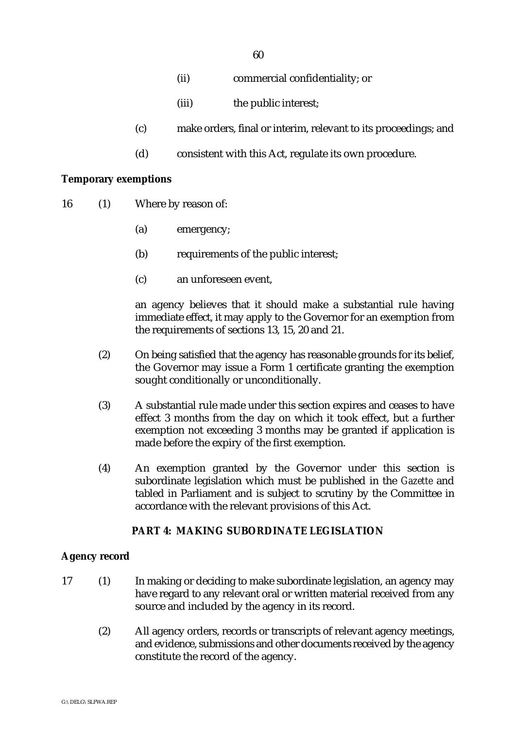(ii) commercial confidentiality; or

(iii) the public interest;

(c) make orders, final or interim, relevant to its proceedings; and

(d) consistent with this Act, regulate its own procedure.

**Temporary exemptions**

16 (1) Where by reason of:

(a) emergency;

(b) requirements of the public interest;

(c) an unforeseen event,

an agency believes that it should make a substantial rule having immediate effect, it may apply to the Governor for an exemption from the requirements of sections 13, 15, 20 and 21.

(2) On being satisfied that the agency has reasonable grounds for its belief, the Governor may issue a Form 1 certificate granting the exemption sought conditionally or unconditionally.

(3) A substantial rule made under this section expires and ceases to have effect 3 months from the day on which it took effect, but a further exemption not exceeding 3 months may be granted if application is made before the expiry of the first exemption.

(4) An exemption granted by the Governor under this section is subordinate legislation which must be published in the *Gazette* and tabled in Parliament and is subject to scrutiny by the Committee in accordance with the relevant provisions of this Act.

## PART 4: MAKING SUBORDINATE LEGISLATION

**Agency record**

17 (1) In making or deciding to make subordinate legislation, an agency may have regard to any relevant oral or written material received from any source and included by the agency in its record.

(2) All agency orders, records or transcripts of relevant agency meetings, and evidence, submissions and other documents received by the agency constitute the record of the agency.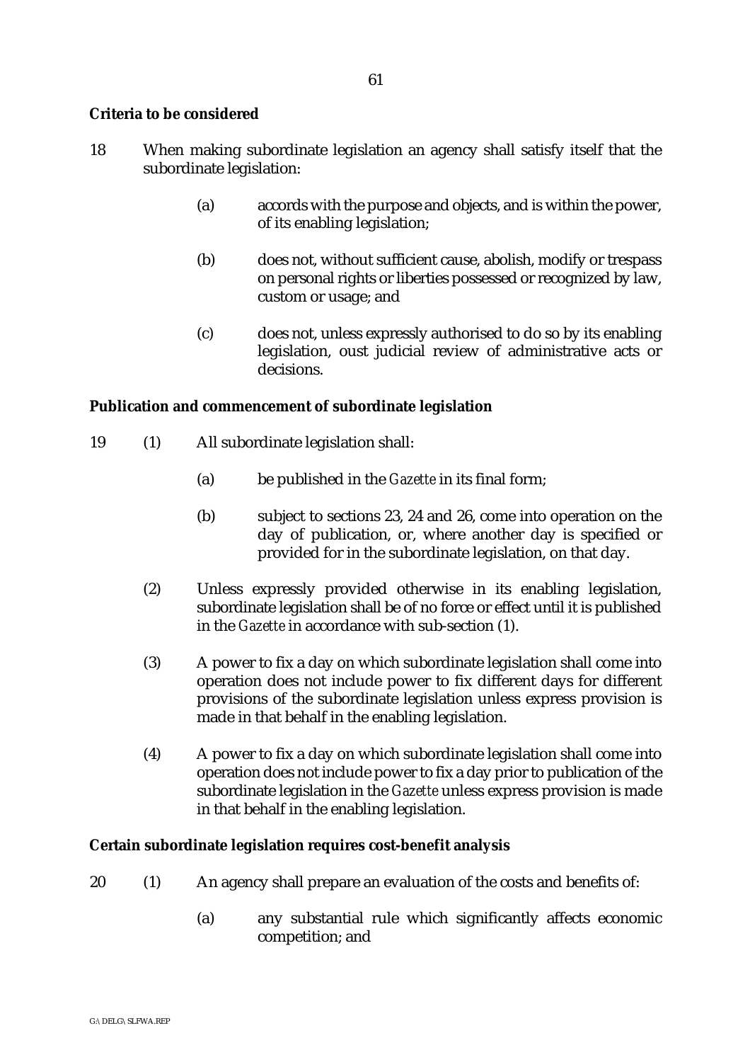**Criteria to be considered**

18 When making subordinate legislation an agency shall satisfy itself that the subordinate legislation:

(a) accords with the purpose and objects, and is within the power, of its enabling legislation;

(b) does not, without sufficient cause, abolish, modify or trespass on personal rights or liberties possessed or recognized by law, custom or usage; and

(c) does not, unless expressly authorised to do so by its enabling legislation, oust judicial review of administrative acts or decisions.

**Publication and commencement of subordinate legislation**

19 (1) All subordinate legislation shall:

(a) be published in the *Gazette* in its final form;

(b) subject to sections 23, 24 and 26, come into operation on the day of publication, or, where another day is specified or provided for in the subordinate legislation, on that day.

(2) Unless expressly provided otherwise in its enabling legislation, subordinate legislation shall be of no force or effect until it is published in the *Gazette* in accordance with sub-section (1).

(3) A power to fix a day on which subordinate legislation shall come into operation does not include power to fix different days for different provisions of the subordinate legislation unless express provision is made in that behalf in the enabling legislation.

(4) A power to fix a day on which subordinate legislation shall come into operation does not include power to fix a day prior to publication of the subordinate legislation in the *Gazette* unless express provision is made in that behalf in the enabling legislation.

**Certain subordinate legislation requires cost-benefit analysis**

20 (1) An agency shall prepare an evaluation of the costs and benefits of:

(a) any substantial rule which significantly affects economic competition; and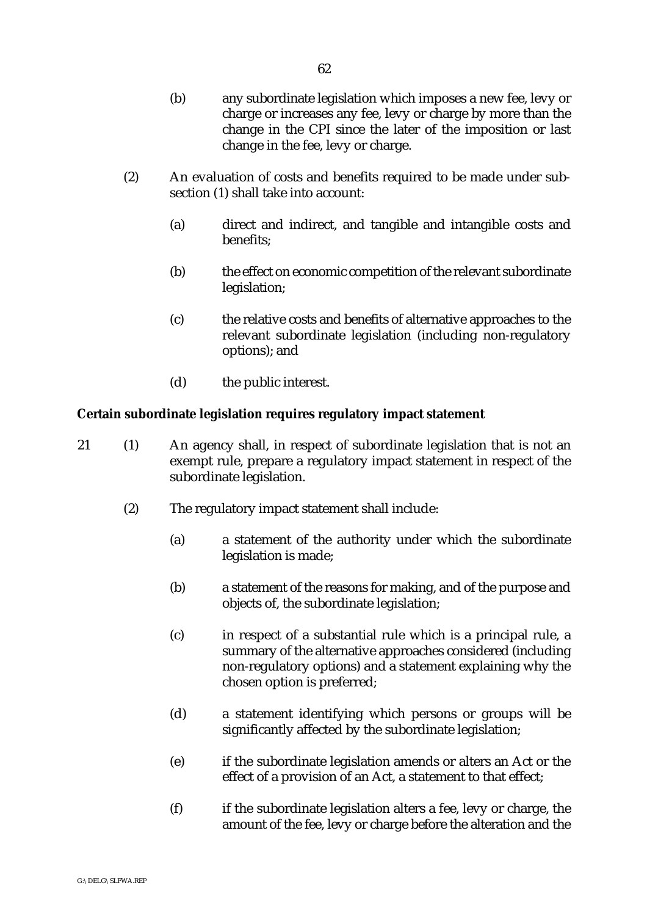(b) any subordinate legislation which imposes a new fee, levy or charge or increases any fee, levy or charge by more than the change in the CPI since the later of the imposition or last change in the fee, levy or charge.

(2) An evaluation of costs and benefits required to be made under sub-section (1) shall take into account:

(a) direct and indirect, and tangible and intangible costs and benefits;

(b) the effect on economic competition of the relevant subordinate legislation;

(c) the relative costs and benefits of alternative approaches to the relevant subordinate legislation (including non-regulatory options); and

(d) the public interest.

**Certain subordinate legislation requires regulatory impact statement**

21 (1) An agency shall, in respect of subordinate legislation that is not an exempt rule, prepare a regulatory impact statement in respect of the subordinate legislation.

(2) The regulatory impact statement shall include:

(a) a statement of the authority under which the subordinate legislation is made;

(b) a statement of the reasons for making, and of the purpose and objects of, the subordinate legislation;

(c) in respect of a substantial rule which is a principal rule, a summary of the alternative approaches considered (including non-regulatory options) and a statement explaining why the chosen option is preferred;

(d) a statement identifying which persons or groups will be significantly affected by the subordinate legislation;

(e) if the subordinate legislation amends or alters an Act or the effect of a provision of an Act, a statement to that effect;

(f) if the subordinate legislation alters a fee, levy or charge, the amount of the fee, levy or charge before the alteration and the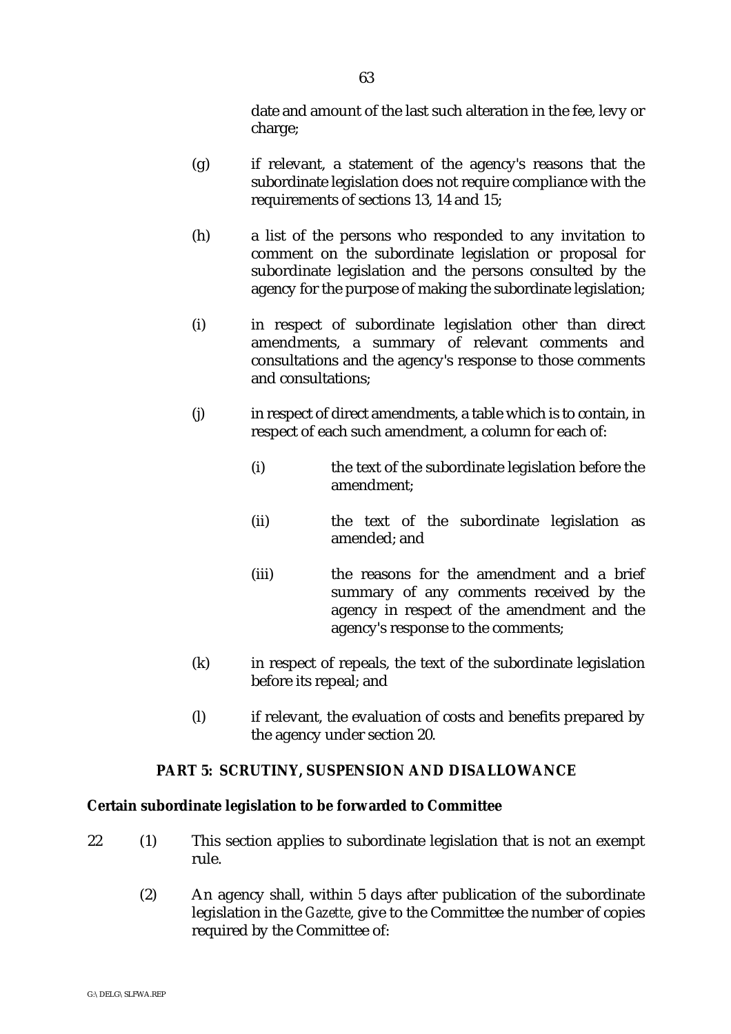date and amount of the last such alteration in the fee, levy or charge;

(g) if relevant, a statement of the agency's reasons that the subordinate legislation does not require compliance with the requirements of sections 13, 14 and 15;

(h) a list of the persons who responded to any invitation to comment on the subordinate legislation or proposal for subordinate legislation and the persons consulted by the agency for the purpose of making the subordinate legislation;

(i) in respect of subordinate legislation other than direct amendments, a summary of relevant comments and consultations and the agency's response to those comments and consultations;

(j) in respect of direct amendments, a table which is to contain, in respect of each such amendment, a column for each of:

   (i) the text of the subordinate legislation before the amendment;

   (ii) the text of the subordinate legislation as amended; and

   (iii) the reasons for the amendment and a brief summary of any comments received by the agency in respect of the amendment and the agency's response to the comments;

(k) in respect of repeals, the text of the subordinate legislation before its repeal; and

(l) if relevant, the evaluation of costs and benefits prepared by the agency under section 20.

## PART 5: SCRUTINY, SUSPENSION AND DISALLOWANCE

**Certain subordinate legislation to be forwarded to Committee**

22 (1) This section applies to subordinate legislation that is not an exempt rule.

(2) An agency shall, within 5 days after publication of the subordinate legislation in the *Gazette*, give to the Committee the number of copies required by the Committee of: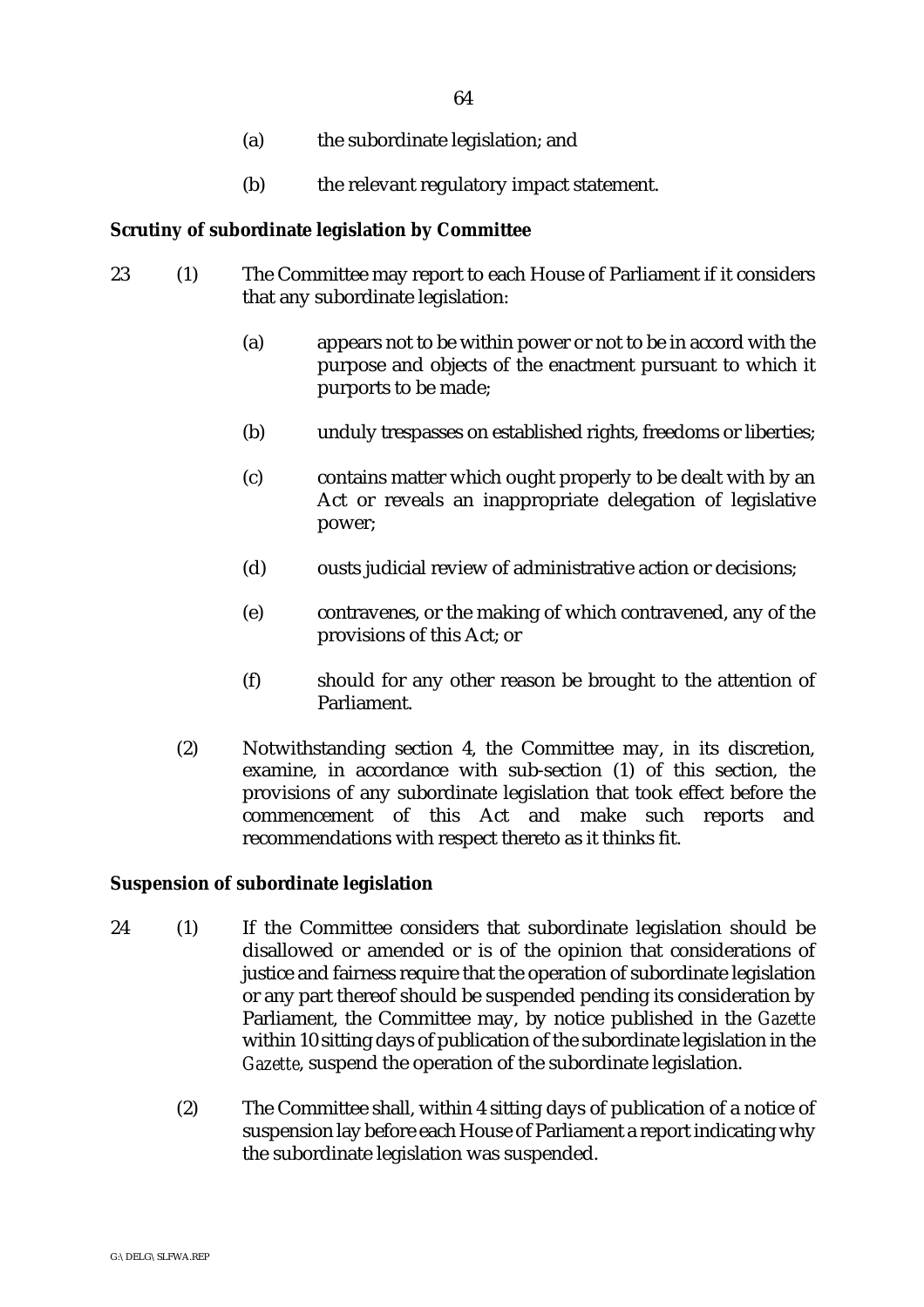(a) the subordinate legislation; and

(b) the relevant regulatory impact statement.

**Scrutiny of subordinate legislation by Committee**

23 (1) The Committee may report to each House of Parliament if it considers that any subordinate legislation:

(a) appears not to be within power or not to be in accord with the purpose and objects of the enactment pursuant to which it purports to be made;

(b) unduly trespasses on established rights, freedoms or liberties;

(c) contains matter which ought properly to be dealt with by an Act or reveals an inappropriate delegation of legislative power;

(d) ousts judicial review of administrative action or decisions;

(e) contravenes, or the making of which contravened, any of the provisions of this Act; or

(f) should for any other reason be brought to the attention of Parliament.

(2) Notwithstanding section 4, the Committee may, in its discretion, examine, in accordance with sub-section (1) of this section, the provisions of any subordinate legislation that took effect before the commencement of this Act and make such reports and recommendations with respect thereto as it thinks fit.

**Suspension of subordinate legislation**

24 (1) If the Committee considers that subordinate legislation should be disallowed or amended or is of the opinion that considerations of justice and fairness require that the operation of subordinate legislation or any part thereof should be suspended pending its consideration by Parliament, the Committee may, by notice published in the *Gazette* within 10 sitting days of publication of the subordinate legislation in the *Gazette*, suspend the operation of the subordinate legislation.

(2) The Committee shall, within 4 sitting days of publication of a notice of suspension lay before each House of Parliament a report indicating why the subordinate legislation was suspended.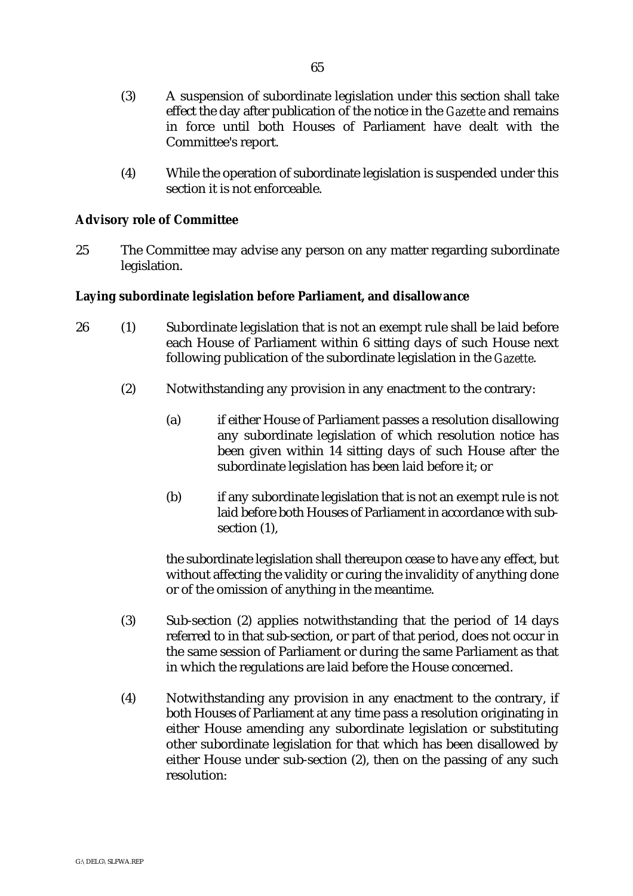(3) A suspension of subordinate legislation under this section shall take effect the day after publication of the notice in the *Gazette* and remains in force until both Houses of Parliament have dealt with the Committee's report.

(4) While the operation of subordinate legislation is suspended under this section it is not enforceable.

**Advisory role of Committee**

25 The Committee may advise any person on any matter regarding subordinate legislation.

**Laying subordinate legislation before Parliament, and disallowance**

26 (1) Subordinate legislation that is not an exempt rule shall be laid before each House of Parliament within 6 sitting days of such House next following publication of the subordinate legislation in the *Gazette*.

(2) Notwithstanding any provision in any enactment to the contrary:

(a) if either House of Parliament passes a resolution disallowing any subordinate legislation of which resolution notice has been given within 14 sitting days of such House after the subordinate legislation has been laid before it; or

(b) if any subordinate legislation that is not an exempt rule is not laid before both Houses of Parliament in accordance with sub-section (1),

the subordinate legislation shall thereupon cease to have any effect, but without affecting the validity or curing the invalidity of anything done or of the omission of anything in the meantime.

(3) Sub-section (2) applies notwithstanding that the period of 14 days referred to in that sub-section, or part of that period, does not occur in the same session of Parliament or during the same Parliament as that in which the regulations are laid before the House concerned.

(4) Notwithstanding any provision in any enactment to the contrary, if both Houses of Parliament at any time pass a resolution originating in either House amending any subordinate legislation or substituting other subordinate legislation for that which has been disallowed by either House under sub-section (2), then on the passing of any such resolution: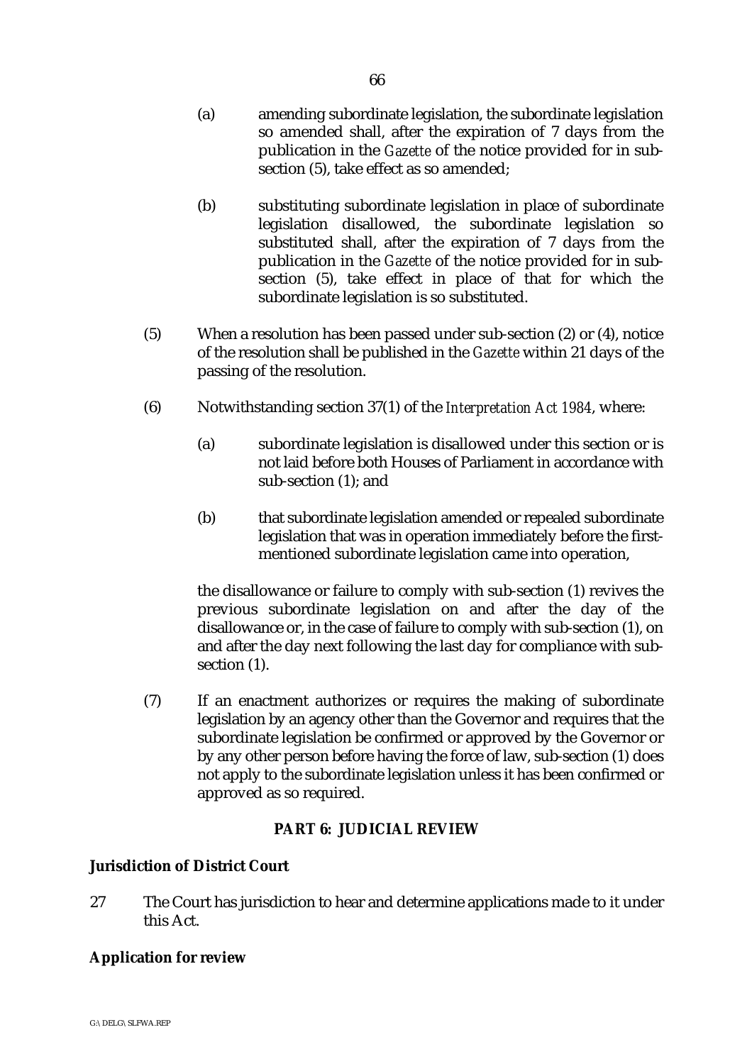(a) amending subordinate legislation, the subordinate legislation so amended shall, after the expiration of 7 days from the publication in the *Gazette* of the notice provided for in sub-section (5), take effect as so amended;

(b) substituting subordinate legislation in place of subordinate legislation disallowed, the subordinate legislation so substituted shall, after the expiration of 7 days from the publication in the *Gazette* of the notice provided for in sub-section (5), take effect in place of that for which the subordinate legislation is so substituted.

(5) When a resolution has been passed under sub-section (2) or (4), notice of the resolution shall be published in the *Gazette* within 21 days of the passing of the resolution.

(6) Notwithstanding section 37(1) of the *Interpretation Act 1984*, where:

(a) subordinate legislation is disallowed under this section or is not laid before both Houses of Parliament in accordance with sub-section (1); and

(b) that subordinate legislation amended or repealed subordinate legislation that was in operation immediately before the first-mentioned subordinate legislation came into operation,

the disallowance or failure to comply with sub-section (1) revives the previous subordinate legislation on and after the day of the disallowance or, in the case of failure to comply with sub-section (1), on and after the day next following the last day for compliance with sub-section (1).

(7) If an enactment authorizes or requires the making of subordinate legislation by an agency other than the Governor and requires that the subordinate legislation be confirmed or approved by the Governor or by any other person before having the force of law, sub-section (1) does not apply to the subordinate legislation unless it has been confirmed or approved as so required.

## PART 6: JUDICIAL REVIEW

**Jurisdiction of District Court**

27 The Court has jurisdiction to hear and determine applications made to it under this Act.

**Application for review**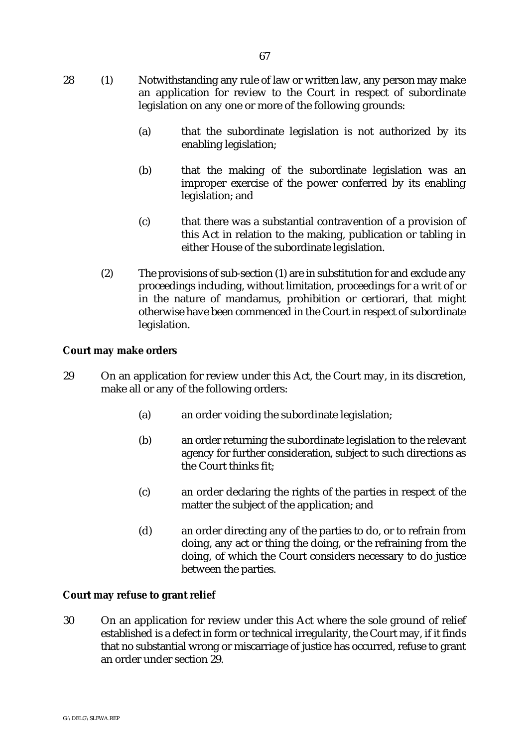28 (1) Notwithstanding any rule of law or written law, any person may make an application for review to the Court in respect of subordinate legislation on any one or more of the following grounds:

(a) that the subordinate legislation is not authorized by its enabling legislation;

(b) that the making of the subordinate legislation was an improper exercise of the power conferred by its enabling legislation; and

(c) that there was a substantial contravention of a provision of this Act in relation to the making, publication or tabling in either House of the subordinate legislation.

(2) The provisions of sub-section (1) are in substitution for and exclude any proceedings including, without limitation, proceedings for a writ of or in the nature of mandamus, prohibition or certiorari, that might otherwise have been commenced in the Court in respect of subordinate legislation.

**Court may make orders**

29 On an application for review under this Act, the Court may, in its discretion, make all or any of the following orders:

(a) an order voiding the subordinate legislation;

(b) an order returning the subordinate legislation to the relevant agency for further consideration, subject to such directions as the Court thinks fit;

(c) an order declaring the rights of the parties in respect of the matter the subject of the application; and

(d) an order directing any of the parties to do, or to refrain from doing, any act or thing the doing, or the refraining from the doing, of which the Court considers necessary to do justice between the parties.

**Court may refuse to grant relief**

30 On an application for review under this Act where the sole ground of relief established is a defect in form or technical irregularity, the Court may, if it finds that no substantial wrong or miscarriage of justice has occurred, refuse to grant an order under section 29.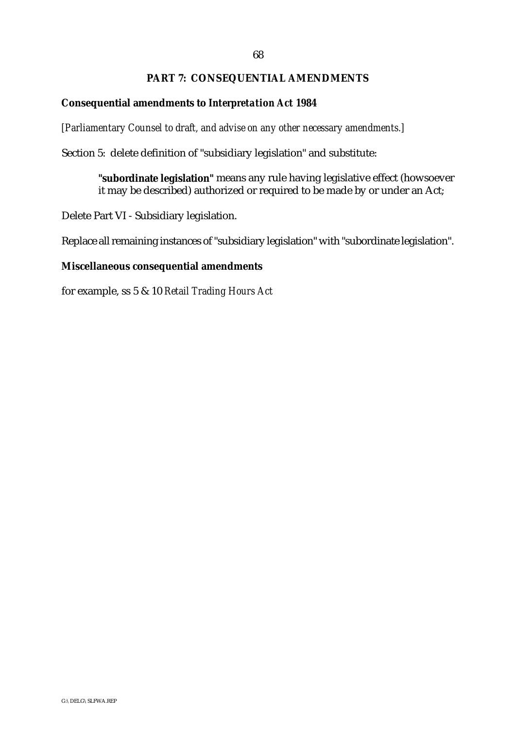## PART 7: CONSEQUENTIAL AMENDMENTS

### Consequential amendments to *Interpretation Act 1984*

*[Parliamentary Counsel to draft, and advise on any other necessary amendments.]*

Section 5: delete definition of "subsidiary legislation" and substitute:

> **"subordinate legislation"** means any rule having legislative effect (howsoever it may be described) authorized or required to be made by or under an Act;

Delete Part VI - Subsidiary legislation.

Replace all remaining instances of "subsidiary legislation" with "subordinate legislation".

### Miscellaneous consequential amendments

for example, ss 5 & 10 *Retail Trading Hours Act*

G:\DELG\SLFWA.REP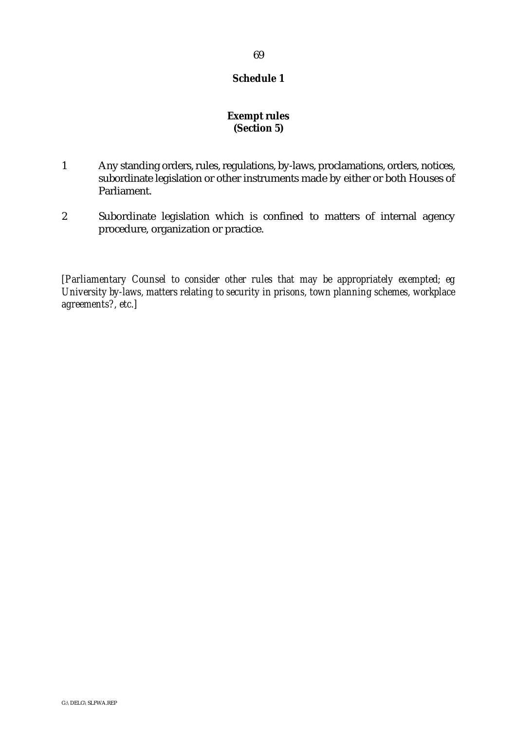# Schedule 1

## Exempt rules
## (Section 5)

1. Any standing orders, rules, regulations, by-laws, proclamations, orders, notices, subordinate legislation or other instruments made by either or both Houses of Parliament.

2. Subordinate legislation which is confined to matters of internal agency procedure, organization or practice.

*[Parliamentary Counsel to consider other rules that may be appropriately exempted; eg University by-laws, matters relating to security in prisons, town planning schemes, workplace agreements?, etc.]*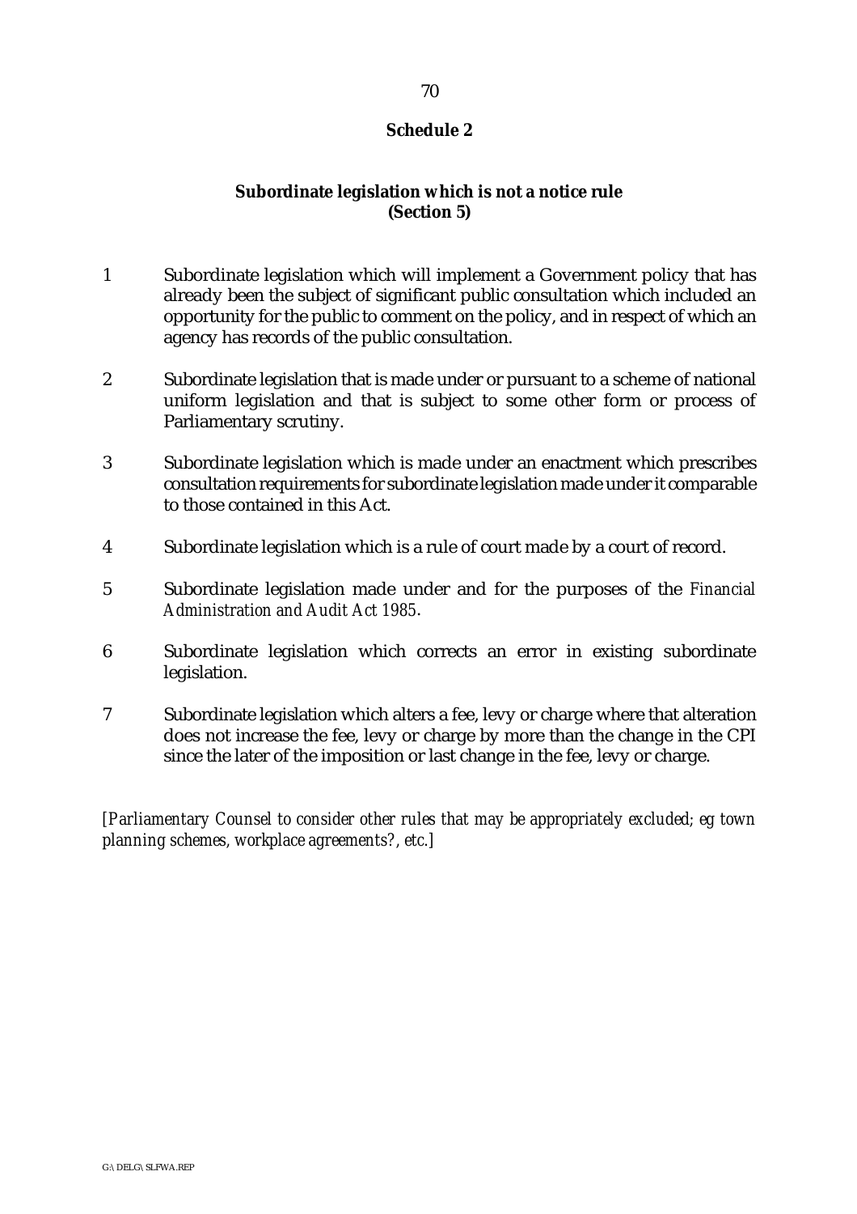## Schedule 2

### Subordinate legislation which is not a notice rule
**(Section 5)**

1 Subordinate legislation which will implement a Government policy that has already been the subject of significant public consultation which included an opportunity for the public to comment on the policy, and in respect of which an agency has records of the public consultation.

2 Subordinate legislation that is made under or pursuant to a scheme of national uniform legislation and that is subject to some other form or process of Parliamentary scrutiny.

3 Subordinate legislation which is made under an enactment which prescribes consultation requirements for subordinate legislation made under it comparable to those contained in this Act.

4 Subordinate legislation which is a rule of court made by a court of record.

5 Subordinate legislation made under and for the purposes of the *Financial Administration and Audit Act 1985*.

6 Subordinate legislation which corrects an error in existing subordinate legislation.

7 Subordinate legislation which alters a fee, levy or charge where that alteration does not increase the fee, levy or charge by more than the change in the CPI since the later of the imposition or last change in the fee, levy or charge.

*[Parliamentary Counsel to consider other rules that may be appropriately excluded; eg town planning schemes, workplace agreements?, etc.]*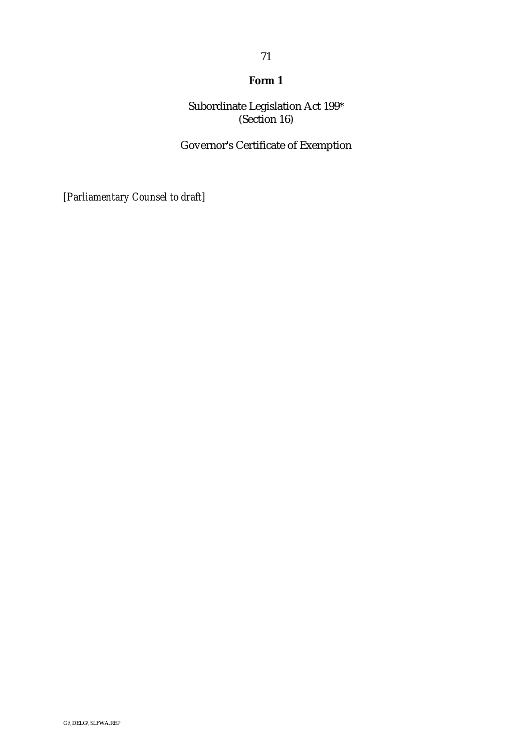**Form 1**

Subordinate Legislation Act 199*
(Section 16)

Governor's Certificate of Exemption

*[Parliamentary Counsel to draft]*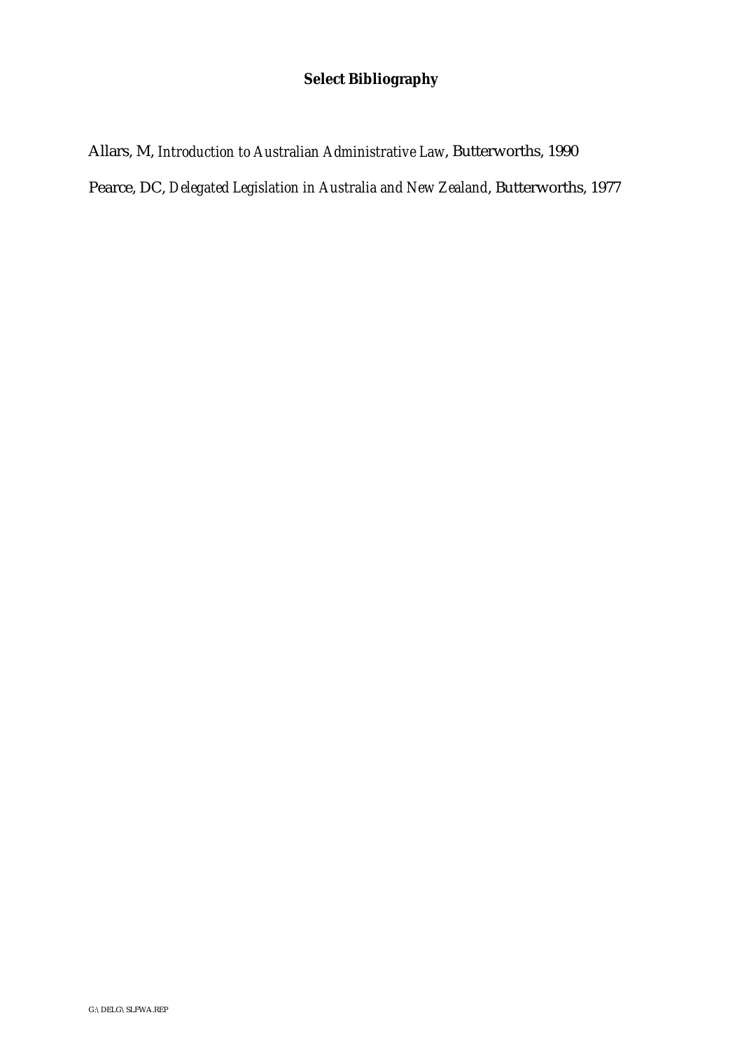## Select Bibliography

Allars, M, *Introduction to Australian Administrative Law*, Butterworths, 1990

Pearce, DC, *Delegated Legislation in Australia and New Zealand*, Butterworths, 1977